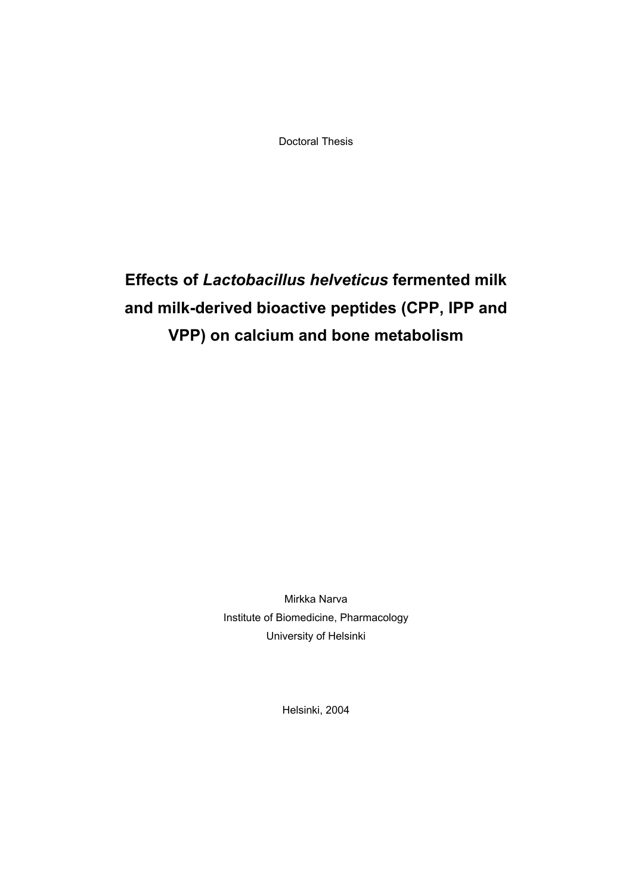Doctoral Thesis

# Effects of *Lactobacillus helveticus* fermented milk and milk-derived bioactive peptides (CPP, IPP and VPP) on calcium and bone metabolism

Mirkka Narva

Institute of Biomedicine, Pharmacology

University of Helsinki

Helsinki, 2004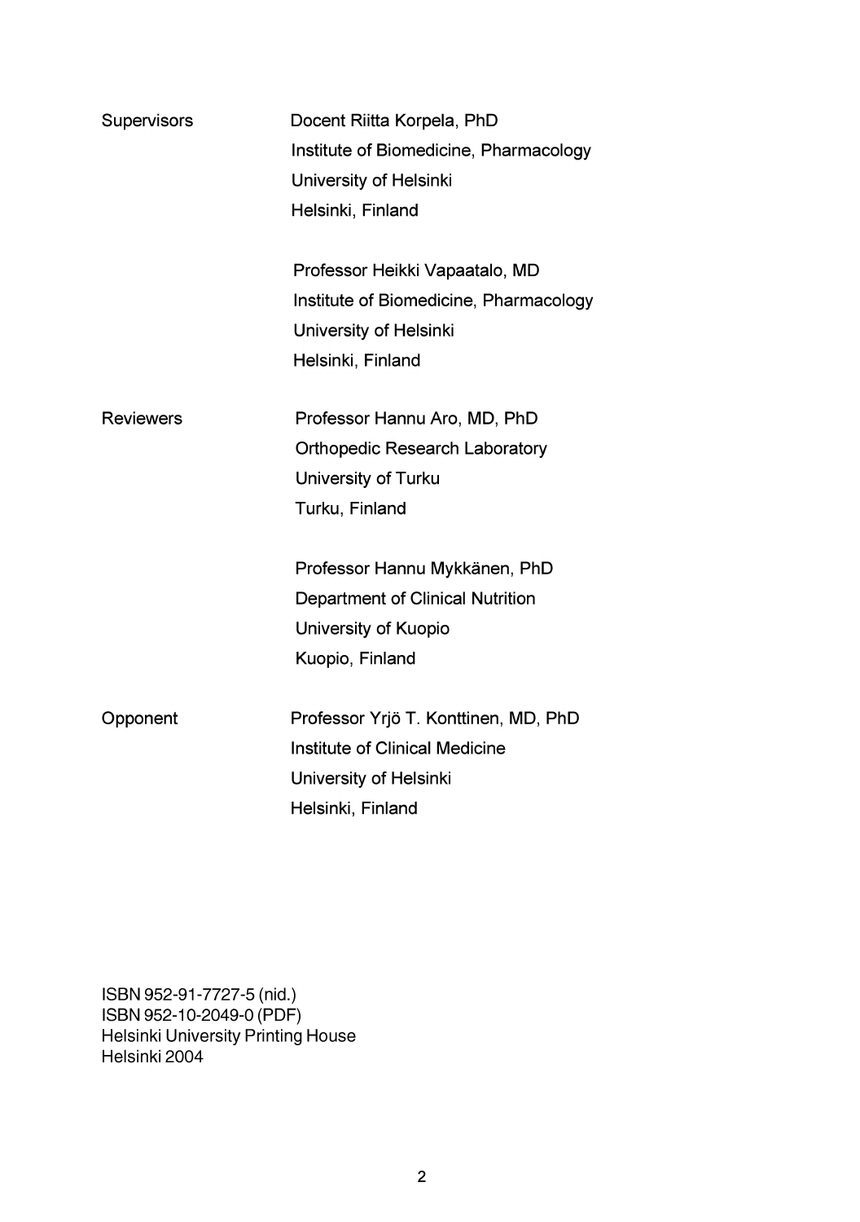| | |
|---|---|
| Supervisors | Docent Riitta Korpela, PhD<br>Institute of Biomedicine, Pharmacology<br>University of Helsinki<br>Helsinki, Finland |
| | Professor Heikki Vapaatalo, MD<br>Institute of Biomedicine, Pharmacology<br>University of Helsinki<br>Helsinki, Finland |
| Reviewers | Professor Hannu Aro, MD, PhD<br>Orthopedic Research Laboratory<br>University of Turku<br>Turku, Finland |
| | Professor Hannu Mykkänen, PhD<br>Department of Clinical Nutrition<br>University of Kuopio<br>Kuopio, Finland |
| Opponent | Professor Yrjö T. Konttinen, MD, PhD<br>Institute of Clinical Medicine<br>University of Helsinki<br>Helsinki, Finland |

ISBN 952-91-7727-5 (nid.)
ISBN 952-10-2049-0 (PDF)
Helsinki University Printing House
Helsinki 2004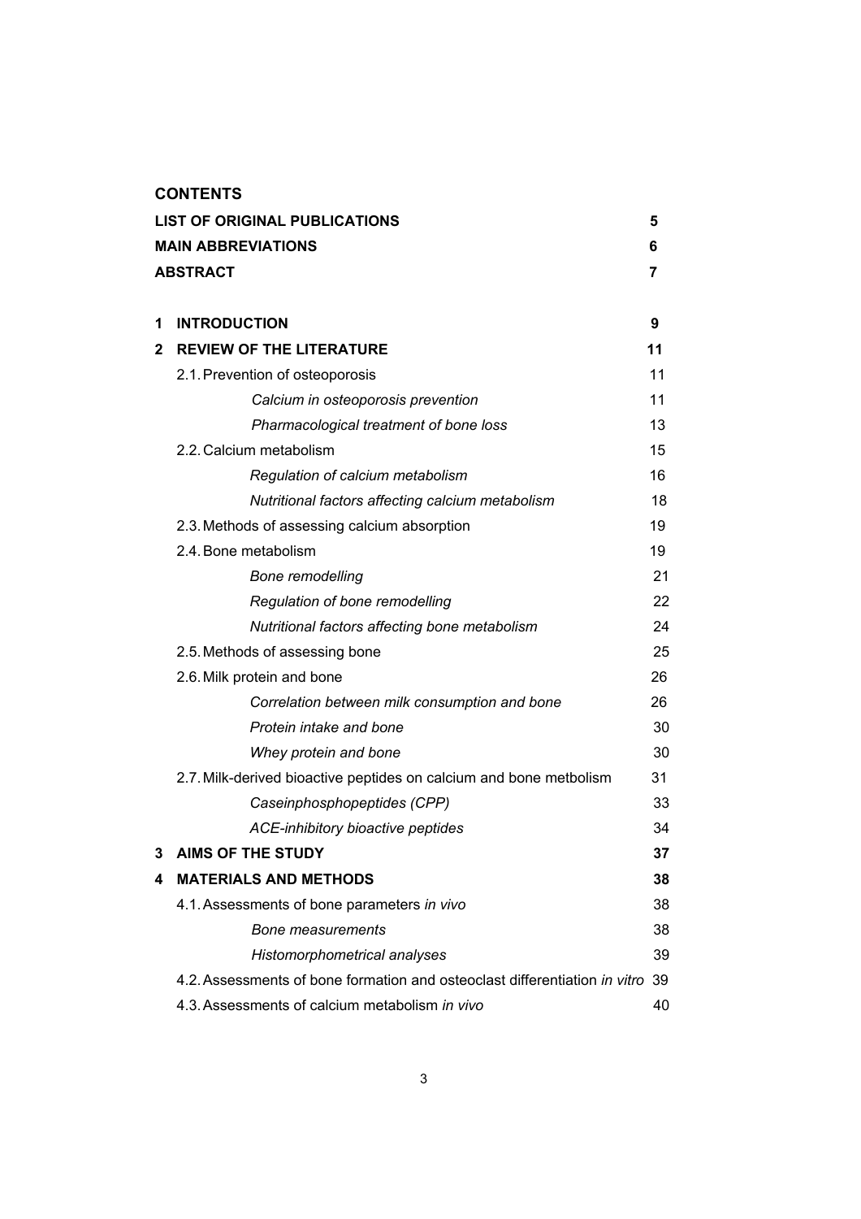# CONTENTS

| | | |
|---|---|---|
| **LIST OF ORIGINAL PUBLICATIONS** | | **5** |
| **MAIN ABBREVIATIONS** | | **6** |
| **ABSTRACT** | | **7** |
| **1** | **INTRODUCTION** | **9** |
| **2** | **REVIEW OF THE LITERATURE** | **11** |
| | 2.1. Prevention of osteoporosis | 11 |
| | *Calcium in osteoporosis prevention* | 11 |
| | *Pharmacological treatment of bone loss* | 13 |
| | 2.2. Calcium metabolism | 15 |
| | *Regulation of calcium metabolism* | 16 |
| | *Nutritional factors affecting calcium metabolism* | 18 |
| | 2.3. Methods of assessing calcium absorption | 19 |
| | 2.4. Bone metabolism | 19 |
| | *Bone remodelling* | 21 |
| | *Regulation of bone remodelling* | 22 |
| | *Nutritional factors affecting bone metabolism* | 24 |
| | 2.5. Methods of assessing bone | 25 |
| | 2.6. Milk protein and bone | 26 |
| | *Correlation between milk consumption and bone* | 26 |
| | *Protein intake and bone* | 30 |
| | *Whey protein and bone* | 30 |
| | 2.7. Milk-derived bioactive peptides on calcium and bone metbolism | 31 |
| | *Caseinphosphopeptides (CPP)* | 33 |
| | *ACE-inhibitory bioactive peptides* | 34 |
| **3** | **AIMS OF THE STUDY** | **37** |
| **4** | **MATERIALS AND METHODS** | **38** |
| | 4.1. Assessments of bone parameters *in vivo* | 38 |
| | *Bone measurements* | 38 |
| | *Histomorphometrical analyses* | 39 |
| | 4.2. Assessments of bone formation and osteoclast differentiation *in vitro* | 39 |
| | 4.3. Assessments of calcium metabolism *in vivo* | 40 |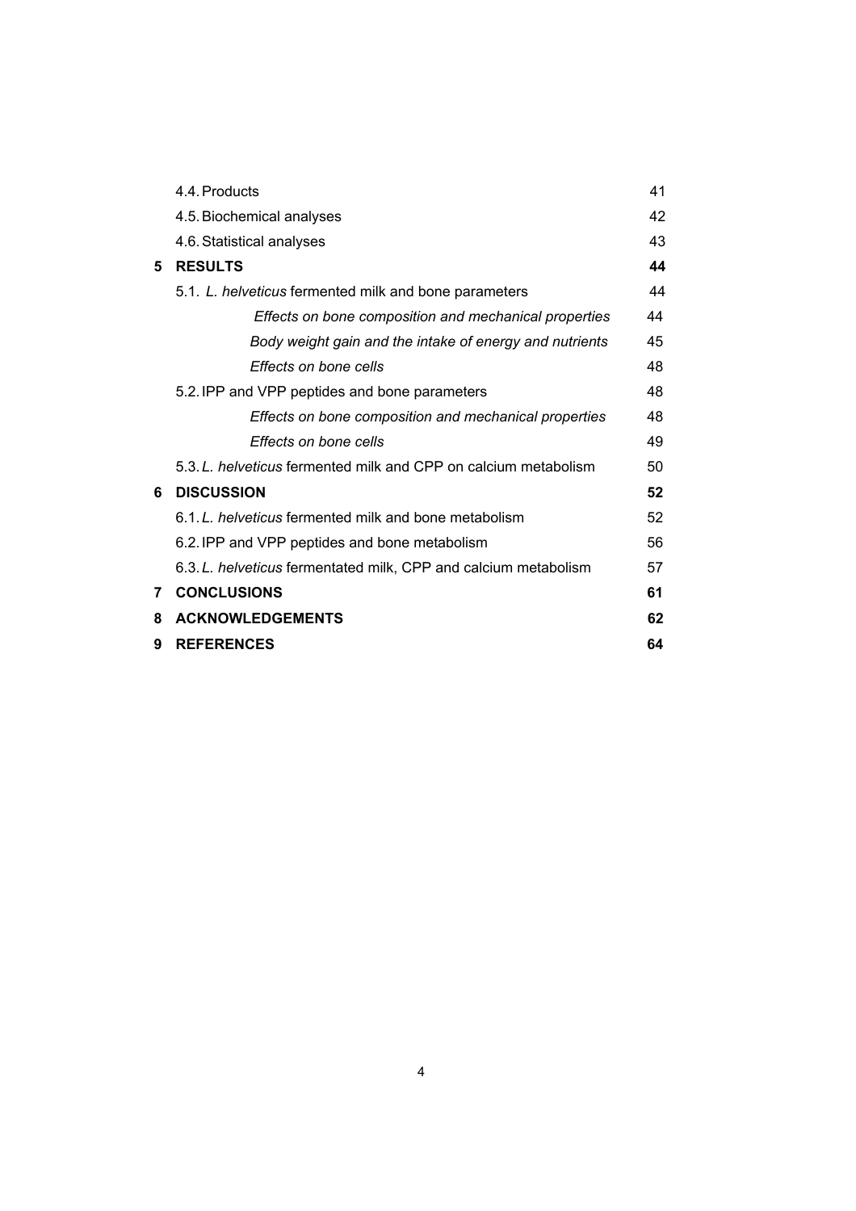| | | |
|---|---|---|
| | 4.4. Products | 41 |
| | 4.5. Biochemical analyses | 42 |
| | 4.6. Statistical analyses | 43 |
| **5** | **RESULTS** | **44** |
| | 5.1. *L. helveticus* fermented milk and bone parameters | 44 |
| | *Effects on bone composition and mechanical properties* | 44 |
| | *Body weight gain and the intake of energy and nutrients* | 45 |
| | *Effects on bone cells* | 48 |
| | 5.2. IPP and VPP peptides and bone parameters | 48 |
| | *Effects on bone composition and mechanical properties* | 48 |
| | *Effects on bone cells* | 49 |
| | 5.3. *L. helveticus* fermented milk and CPP on calcium metabolism | 50 |
| **6** | **DISCUSSION** | **52** |
| | 6.1. *L. helveticus* fermented milk and bone metabolism | 52 |
| | 6.2. IPP and VPP peptides and bone metabolism | 56 |
| | 6.3. *L. helveticus* fermentated milk, CPP and calcium metabolism | 57 |
| **7** | **CONCLUSIONS** | **61** |
| **8** | **ACKNOWLEDGEMENTS** | **62** |
| **9** | **REFERENCES** | **64** |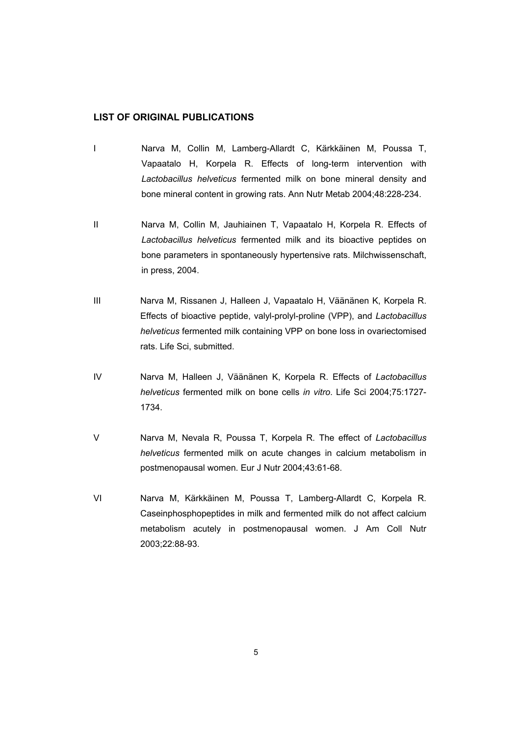## LIST OF ORIGINAL PUBLICATIONS

I Narva M, Collin M, Lamberg-Allardt C, Kärkkäinen M, Poussa T, Vapaatalo H, Korpela R. Effects of long-term intervention with *Lactobacillus helveticus* fermented milk on bone mineral density and bone mineral content in growing rats. Ann Nutr Metab 2004;48:228-234.

II Narva M, Collin M, Jauhiainen T, Vapaatalo H, Korpela R. Effects of *Lactobacillus helveticus* fermented milk and its bioactive peptides on bone parameters in spontaneously hypertensive rats. Milchwissenschaft, in press, 2004.

III Narva M, Rissanen J, Halleen J, Vapaatalo H, Väänänen K, Korpela R. Effects of bioactive peptide, valyl-prolyl-proline (VPP), and *Lactobacillus helveticus* fermented milk containing VPP on bone loss in ovariectomised rats. Life Sci, submitted.

IV Narva M, Halleen J, Väänänen K, Korpela R. Effects of *Lactobacillus helveticus* fermented milk on bone cells *in vitro*. Life Sci 2004;75:1727-1734.

V Narva M, Nevala R, Poussa T, Korpela R. The effect of *Lactobacillus helveticus* fermented milk on acute changes in calcium metabolism in postmenopausal women. Eur J Nutr 2004;43:61-68.

VI Narva M, Kärkkäinen M, Poussa T, Lamberg-Allardt C, Korpela R. Caseinphosphopeptides in milk and fermented milk do not affect calcium metabolism acutely in postmenopausal women. J Am Coll Nutr 2003;22:88-93.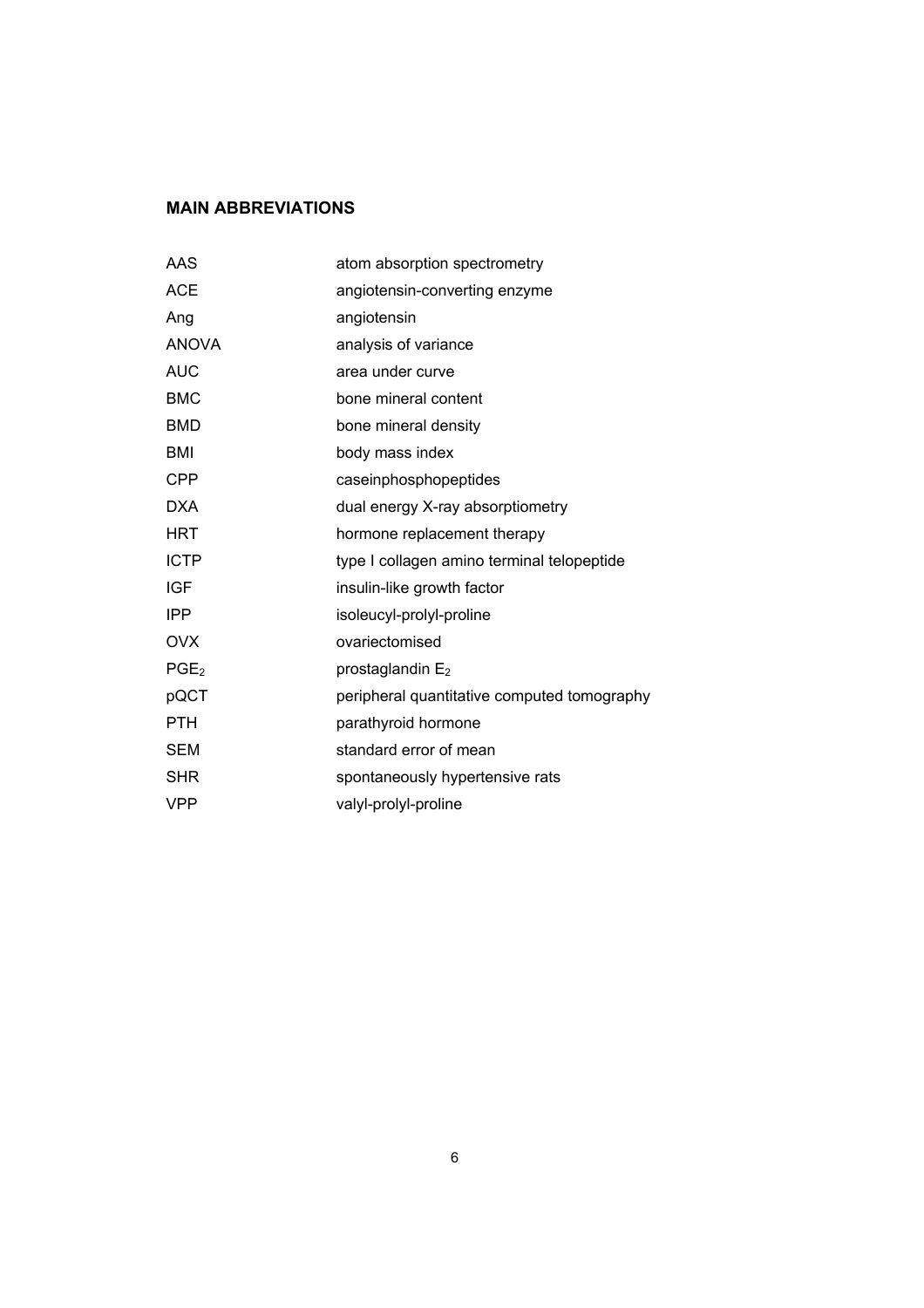## MAIN ABBREVIATIONS

| | |
|---|---|
| AAS | atom absorption spectrometry |
| ACE | angiotensin-converting enzyme |
| Ang | angiotensin |
| ANOVA | analysis of variance |
| AUC | area under curve |
| BMC | bone mineral content |
| BMD | bone mineral density |
| BMI | body mass index |
| CPP | caseinphosphopeptides |
| DXA | dual energy X-ray absorptiometry |
| HRT | hormone replacement therapy |
| ICTP | type I collagen amino terminal telopeptide |
| IGF | insulin-like growth factor |
| IPP | isoleucyl-prolyl-proline |
| OVX | ovariectomised |
| $PGE_2$ | prostaglandin $E_2$ |
| pQCT | peripheral quantitative computed tomography |
| PTH | parathyroid hormone |
| SEM | standard error of mean |
| SHR | spontaneously hypertensive rats |
| VPP | valyl-prolyl-proline |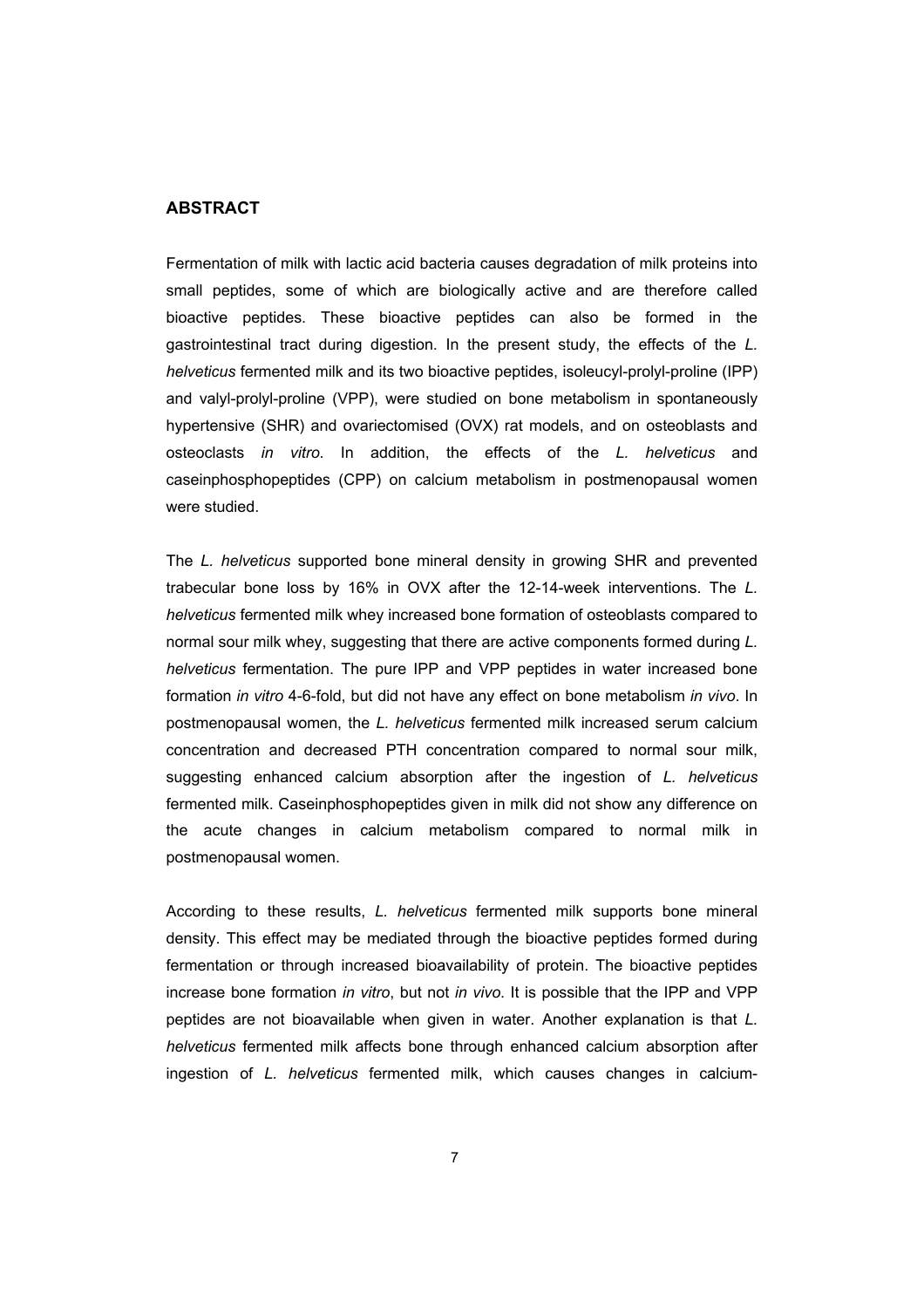## ABSTRACT

Fermentation of milk with lactic acid bacteria causes degradation of milk proteins into small peptides, some of which are biologically active and are therefore called bioactive peptides. These bioactive peptides can also be formed in the gastrointestinal tract during digestion. In the present study, the effects of the *L. helveticus* fermented milk and its two bioactive peptides, isoleucyl-prolyl-proline (IPP) and valyl-prolyl-proline (VPP), were studied on bone metabolism in spontaneously hypertensive (SHR) and ovariectomised (OVX) rat models, and on osteoblasts and osteoclasts *in vitro*. In addition, the effects of the *L. helveticus* and caseinphosphopeptides (CPP) on calcium metabolism in postmenopausal women were studied.

The *L. helveticus* supported bone mineral density in growing SHR and prevented trabecular bone loss by 16% in OVX after the 12-14-week interventions. The *L. helveticus* fermented milk whey increased bone formation of osteoblasts compared to normal sour milk whey, suggesting that there are active components formed during *L. helveticus* fermentation. The pure IPP and VPP peptides in water increased bone formation *in vitro* 4-6-fold, but did not have any effect on bone metabolism *in vivo*. In postmenopausal women, the *L. helveticus* fermented milk increased serum calcium concentration and decreased PTH concentration compared to normal sour milk, suggesting enhanced calcium absorption after the ingestion of *L. helveticus* fermented milk. Caseinphosphopeptides given in milk did not show any difference on the acute changes in calcium metabolism compared to normal milk in postmenopausal women.

According to these results, *L. helveticus* fermented milk supports bone mineral density. This effect may be mediated through the bioactive peptides formed during fermentation or through increased bioavailability of protein. The bioactive peptides increase bone formation *in vitro*, but not *in vivo*. It is possible that the IPP and VPP peptides are not bioavailable when given in water. Another explanation is that *L. helveticus* fermented milk affects bone through enhanced calcium absorption after ingestion of *L. helveticus* fermented milk, which causes changes in calcium-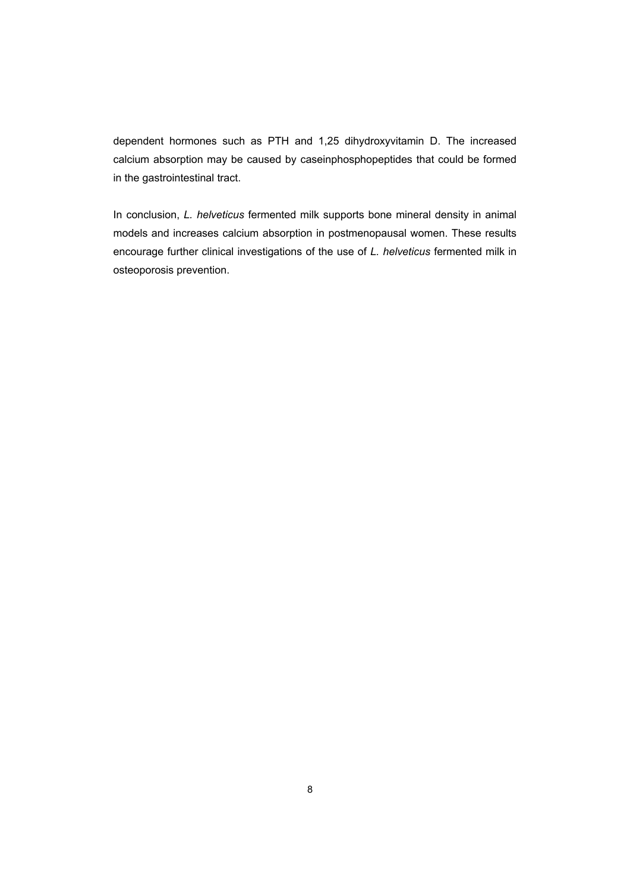dependent hormones such as PTH and 1,25 dihydroxyvitamin D. The increased calcium absorption may be caused by caseinphosphopeptides that could be formed in the gastrointestinal tract.

In conclusion, *L. helveticus* fermented milk supports bone mineral density in animal models and increases calcium absorption in postmenopausal women. These results encourage further clinical investigations of the use of *L. helveticus* fermented milk in osteoporosis prevention.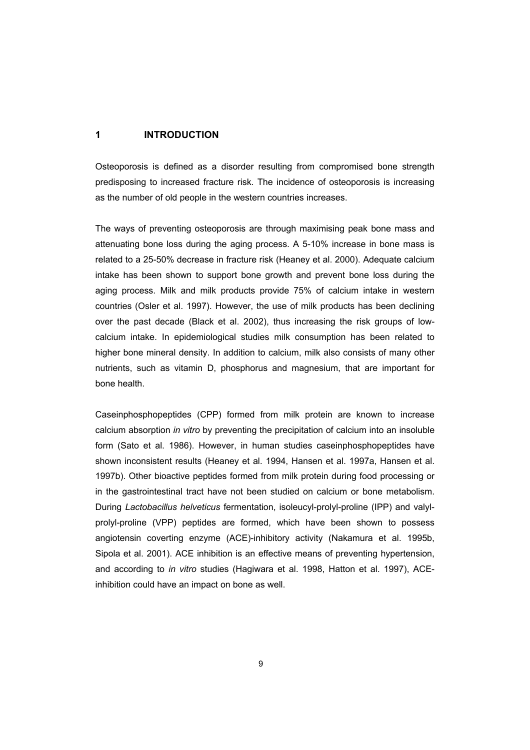# 1 INTRODUCTION

Osteoporosis is defined as a disorder resulting from compromised bone strength predisposing to increased fracture risk. The incidence of osteoporosis is increasing as the number of old people in the western countries increases.

The ways of preventing osteoporosis are through maximising peak bone mass and attenuating bone loss during the aging process. A 5-10% increase in bone mass is related to a 25-50% decrease in fracture risk (Heaney et al. 2000). Adequate calcium intake has been shown to support bone growth and prevent bone loss during the aging process. Milk and milk products provide 75% of calcium intake in western countries (Osler et al. 1997). However, the use of milk products has been declining over the past decade (Black et al. 2002), thus increasing the risk groups of low-calcium intake. In epidemiological studies milk consumption has been related to higher bone mineral density. In addition to calcium, milk also consists of many other nutrients, such as vitamin D, phosphorus and magnesium, that are important for bone health.

Caseinphosphopeptides (CPP) formed from milk protein are known to increase calcium absorption *in vitro* by preventing the precipitation of calcium into an insoluble form (Sato et al. 1986). However, in human studies caseinphosphopeptides have shown inconsistent results (Heaney et al. 1994, Hansen et al. 1997a, Hansen et al. 1997b). Other bioactive peptides formed from milk protein during food processing or in the gastrointestinal tract have not been studied on calcium or bone metabolism. During *Lactobacillus helveticus* fermentation, isoleucyl-prolyl-proline (IPP) and valyl-prolyl-proline (VPP) peptides are formed, which have been shown to possess angiotensin coverting enzyme (ACE)-inhibitory activity (Nakamura et al. 1995b, Sipola et al. 2001). ACE inhibition is an effective means of preventing hypertension, and according to *in vitro* studies (Hagiwara et al. 1998, Hatton et al. 1997), ACE-inhibition could have an impact on bone as well.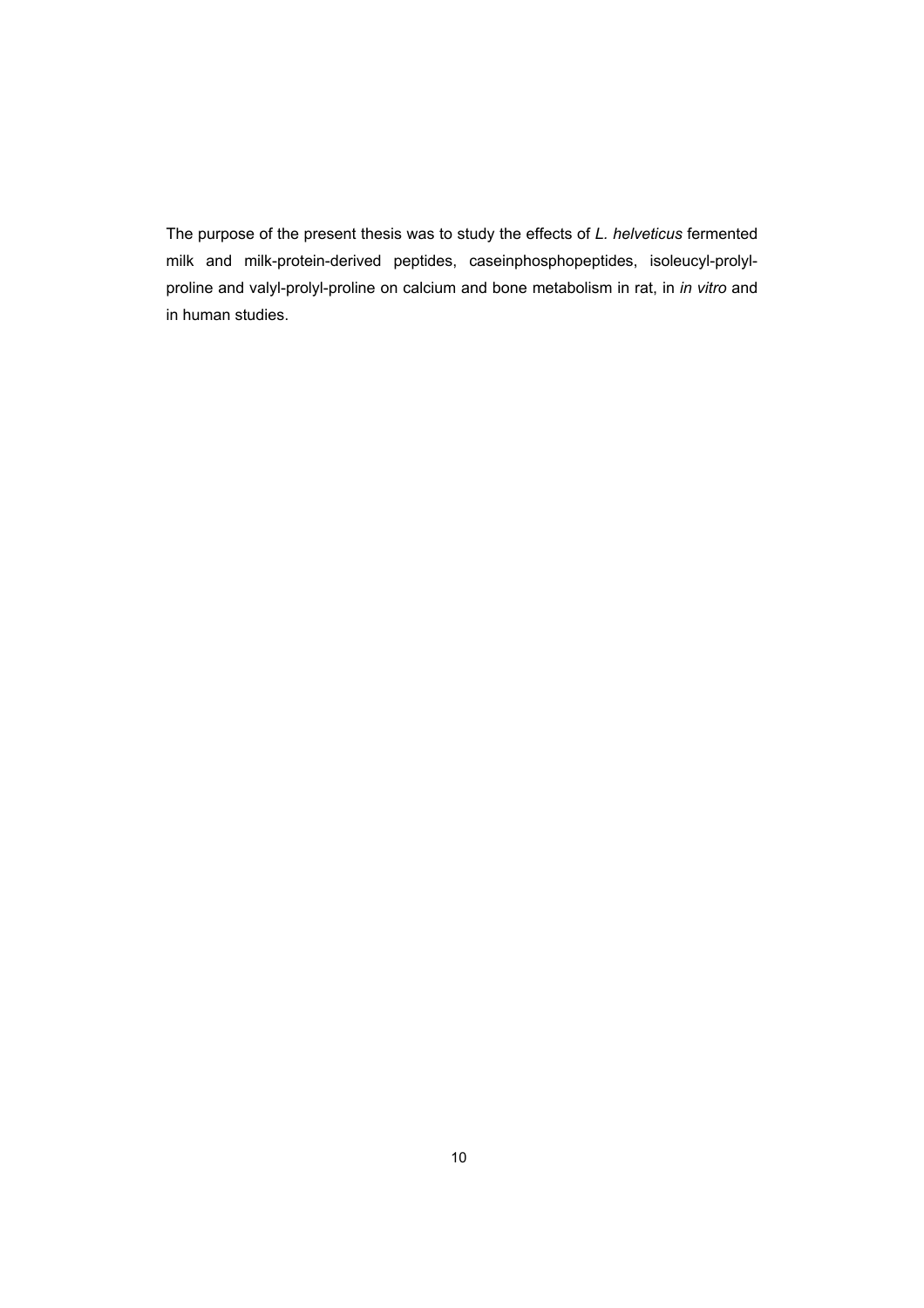The purpose of the present thesis was to study the effects of *L. helveticus* fermented milk and milk-protein-derived peptides, caseinphosphopeptides, isoleucyl-prolyl-proline and valyl-prolyl-proline on calcium and bone metabolism in rat, in *in vitro* and in human studies.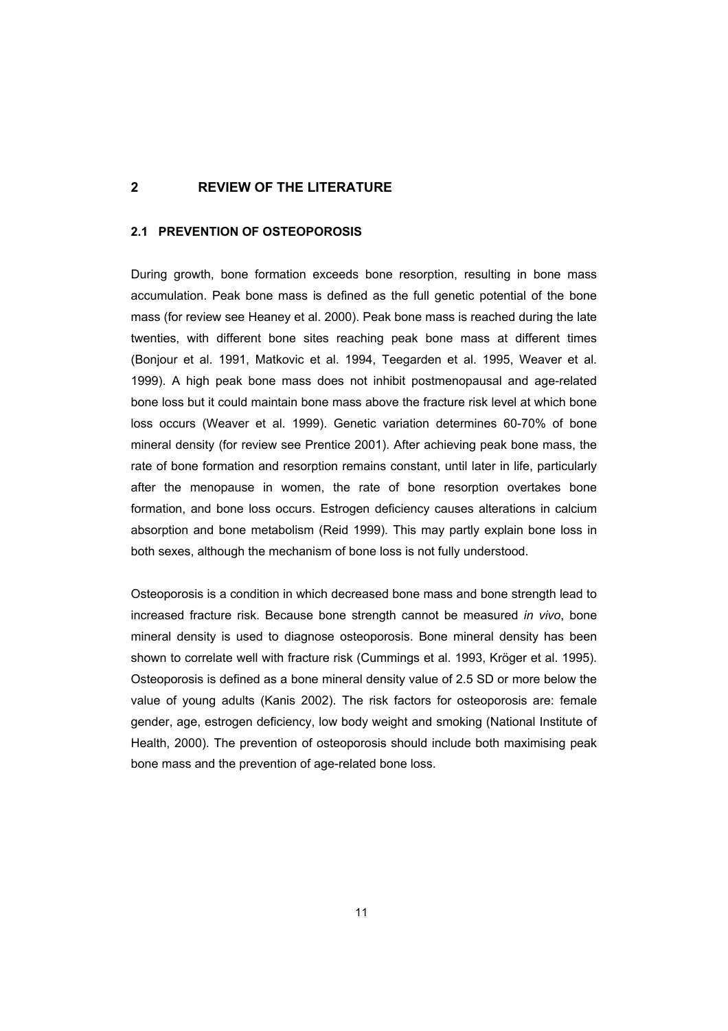# 2 REVIEW OF THE LITERATURE

## 2.1 PREVENTION OF OSTEOPOROSIS

During growth, bone formation exceeds bone resorption, resulting in bone mass accumulation. Peak bone mass is defined as the full genetic potential of the bone mass (for review see Heaney et al. 2000). Peak bone mass is reached during the late twenties, with different bone sites reaching peak bone mass at different times (Bonjour et al. 1991, Matkovic et al. 1994, Teegarden et al. 1995, Weaver et al. 1999). A high peak bone mass does not inhibit postmenopausal and age-related bone loss but it could maintain bone mass above the fracture risk level at which bone loss occurs (Weaver et al. 1999). Genetic variation determines 60-70% of bone mineral density (for review see Prentice 2001). After achieving peak bone mass, the rate of bone formation and resorption remains constant, until later in life, particularly after the menopause in women, the rate of bone resorption overtakes bone formation, and bone loss occurs. Estrogen deficiency causes alterations in calcium absorption and bone metabolism (Reid 1999). This may partly explain bone loss in both sexes, although the mechanism of bone loss is not fully understood.

Osteoporosis is a condition in which decreased bone mass and bone strength lead to increased fracture risk. Because bone strength cannot be measured *in vivo*, bone mineral density is used to diagnose osteoporosis. Bone mineral density has been shown to correlate well with fracture risk (Cummings et al. 1993, Kröger et al. 1995). Osteoporosis is defined as a bone mineral density value of 2.5 SD or more below the value of young adults (Kanis 2002). The risk factors for osteoporosis are: female gender, age, estrogen deficiency, low body weight and smoking (National Institute of Health, 2000). The prevention of osteoporosis should include both maximising peak bone mass and the prevention of age-related bone loss.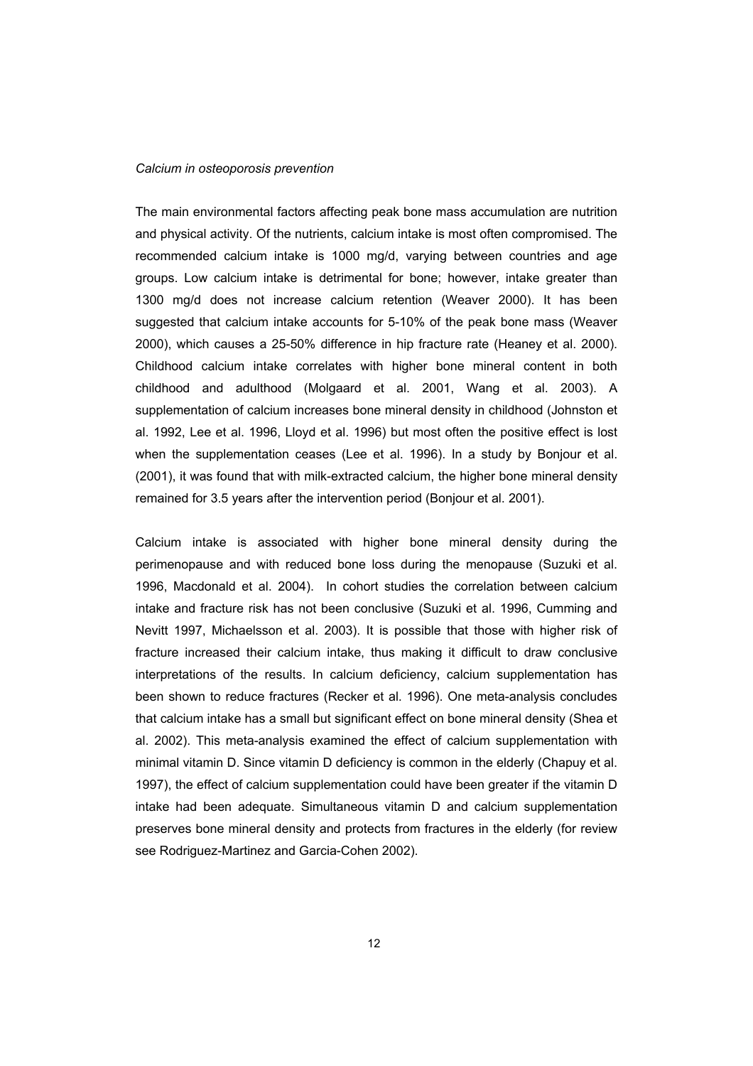*Calcium in osteoporosis prevention*

The main environmental factors affecting peak bone mass accumulation are nutrition and physical activity. Of the nutrients, calcium intake is most often compromised. The recommended calcium intake is 1000 mg/d, varying between countries and age groups. Low calcium intake is detrimental for bone; however, intake greater than 1300 mg/d does not increase calcium retention (Weaver 2000). It has been suggested that calcium intake accounts for 5-10% of the peak bone mass (Weaver 2000), which causes a 25-50% difference in hip fracture rate (Heaney et al. 2000). Childhood calcium intake correlates with higher bone mineral content in both childhood and adulthood (Molgaard et al. 2001, Wang et al. 2003). A supplementation of calcium increases bone mineral density in childhood (Johnston et al. 1992, Lee et al. 1996, Lloyd et al. 1996) but most often the positive effect is lost when the supplementation ceases (Lee et al. 1996). In a study by Bonjour et al. (2001), it was found that with milk-extracted calcium, the higher bone mineral density remained for 3.5 years after the intervention period (Bonjour et al. 2001).

Calcium intake is associated with higher bone mineral density during the perimenopause and with reduced bone loss during the menopause (Suzuki et al. 1996, Macdonald et al. 2004). In cohort studies the correlation between calcium intake and fracture risk has not been conclusive (Suzuki et al. 1996, Cumming and Nevitt 1997, Michaelsson et al. 2003). It is possible that those with higher risk of fracture increased their calcium intake, thus making it difficult to draw conclusive interpretations of the results. In calcium deficiency, calcium supplementation has been shown to reduce fractures (Recker et al. 1996). One meta-analysis concludes that calcium intake has a small but significant effect on bone mineral density (Shea et al. 2002). This meta-analysis examined the effect of calcium supplementation with minimal vitamin D. Since vitamin D deficiency is common in the elderly (Chapuy et al. 1997), the effect of calcium supplementation could have been greater if the vitamin D intake had been adequate. Simultaneous vitamin D and calcium supplementation preserves bone mineral density and protects from fractures in the elderly (for review see Rodriguez-Martinez and Garcia-Cohen 2002).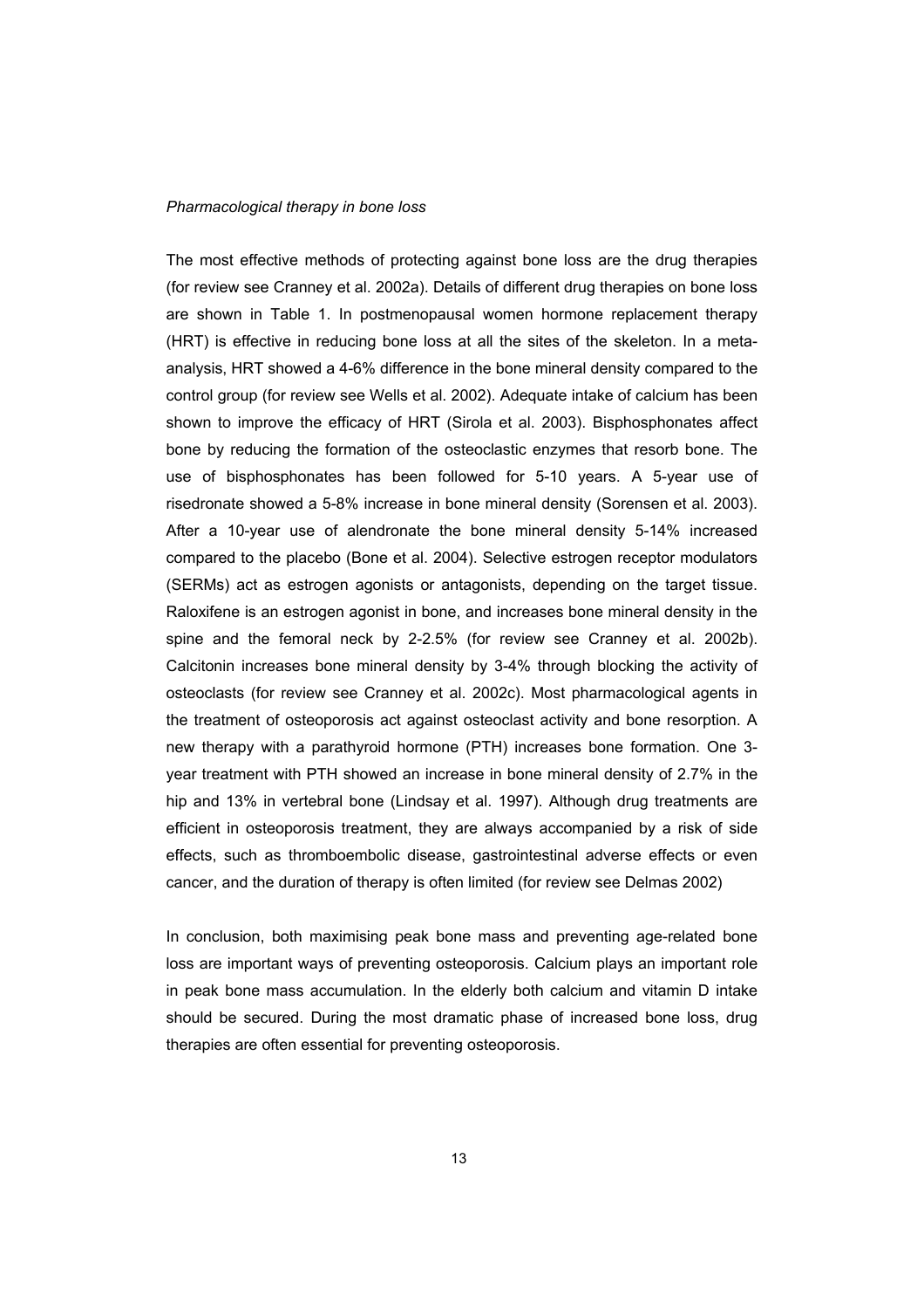*Pharmacological therapy in bone loss*

The most effective methods of protecting against bone loss are the drug therapies (for review see Cranney et al. 2002a). Details of different drug therapies on bone loss are shown in Table 1. In postmenopausal women hormone replacement therapy (HRT) is effective in reducing bone loss at all the sites of the skeleton. In a meta-analysis, HRT showed a 4-6% difference in the bone mineral density compared to the control group (for review see Wells et al. 2002). Adequate intake of calcium has been shown to improve the efficacy of HRT (Sirola et al. 2003). Bisphosphonates affect bone by reducing the formation of the osteoclastic enzymes that resorb bone. The use of bisphosphonates has been followed for 5-10 years. A 5-year use of risedronate showed a 5-8% increase in bone mineral density (Sorensen et al. 2003). After a 10-year use of alendronate the bone mineral density 5-14% increased compared to the placebo (Bone et al. 2004). Selective estrogen receptor modulators (SERMs) act as estrogen agonists or antagonists, depending on the target tissue. Raloxifene is an estrogen agonist in bone, and increases bone mineral density in the spine and the femoral neck by 2-2.5% (for review see Cranney et al. 2002b). Calcitonin increases bone mineral density by 3-4% through blocking the activity of osteoclasts (for review see Cranney et al. 2002c). Most pharmacological agents in the treatment of osteoporosis act against osteoclast activity and bone resorption. A new therapy with a parathyroid hormone (PTH) increases bone formation. One 3-year treatment with PTH showed an increase in bone mineral density of 2.7% in the hip and 13% in vertebral bone (Lindsay et al. 1997). Although drug treatments are efficient in osteoporosis treatment, they are always accompanied by a risk of side effects, such as thromboembolic disease, gastrointestinal adverse effects or even cancer, and the duration of therapy is often limited (for review see Delmas 2002)

In conclusion, both maximising peak bone mass and preventing age-related bone loss are important ways of preventing osteoporosis. Calcium plays an important role in peak bone mass accumulation. In the elderly both calcium and vitamin D intake should be secured. During the most dramatic phase of increased bone loss, drug therapies are often essential for preventing osteoporosis.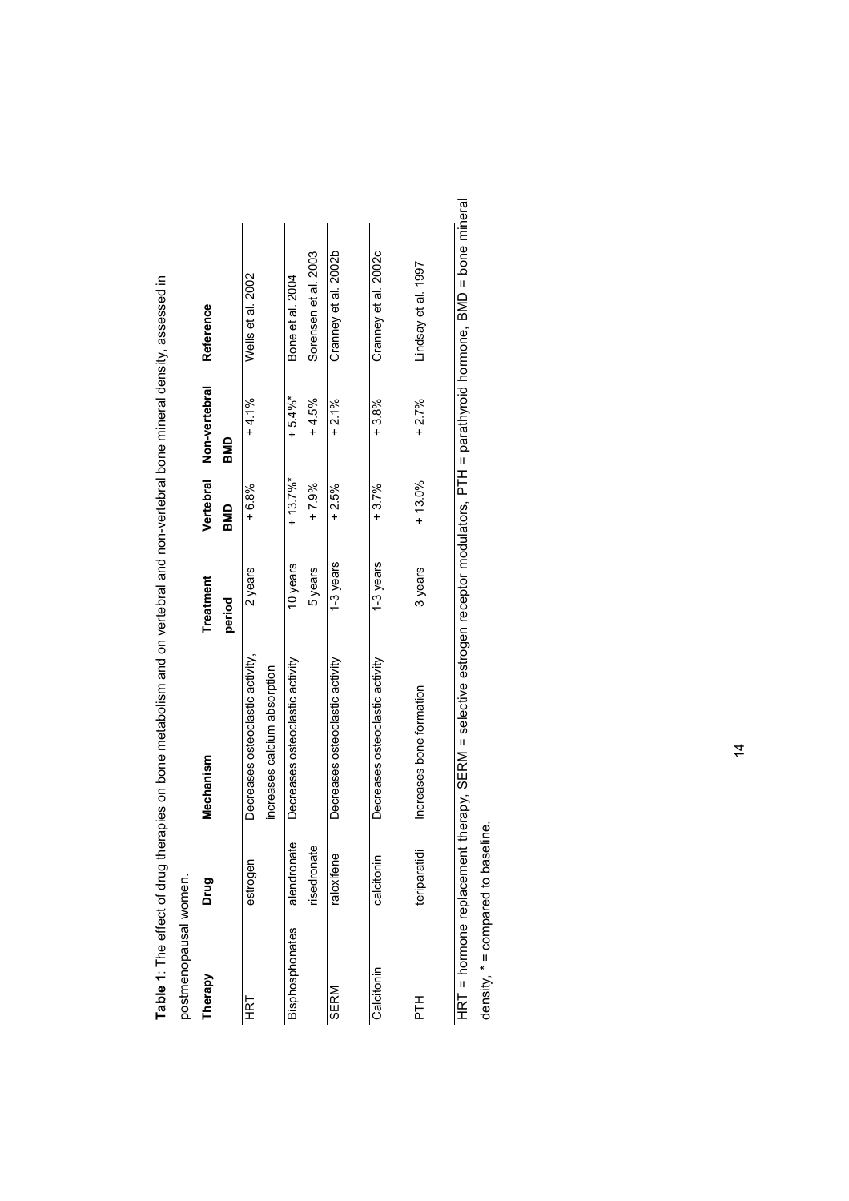**Table 1**: The effect of drug therapies on bone metabolism and on vertebral and non-vertebral bone mineral density, assessed in postmenopausal women.

| Therapy | Drug | Mechanism | Treatment period | Vertebral BMD | Non-vertebral BMD | Reference |
|---|---|---|---|---|---|---|
| HRT | estrogen | Decreases osteoclastic activity, increases calcium absorption | 2 years | + 6.8% | + 4.1% | Wells et al. 2002 |
| Bisphosphonates | alendronate | Decreases osteoclastic activity | 10 years | + 13.7%* | + 5.4%* | Bone et al. 2004 |
| | risedronate | | 5 years | + 7.9% | + 4.5% | Sorensen et al. 2003 |
| SERM | raloxifene | Decreases osteoclastic activity | 1-3 years | + 2.5% | + 2.1% | Cranney et al. 2002b |
| Calcitonin | calcitonin | Decreases osteoclastic activity | 1-3 years | + 3.7% | + 3.8% | Cranney et al. 2002c |
| PTH | teriparatidi | Increases bone formation | 3 years | + 13.0% | + 2.7% | Lindsay et al. 1997 |

HRT = hormone replacement therapy, SERM = selective estrogen receptor modulators, PTH = parathyroid hormone, BMD = bone mineral density, * = compared to baseline.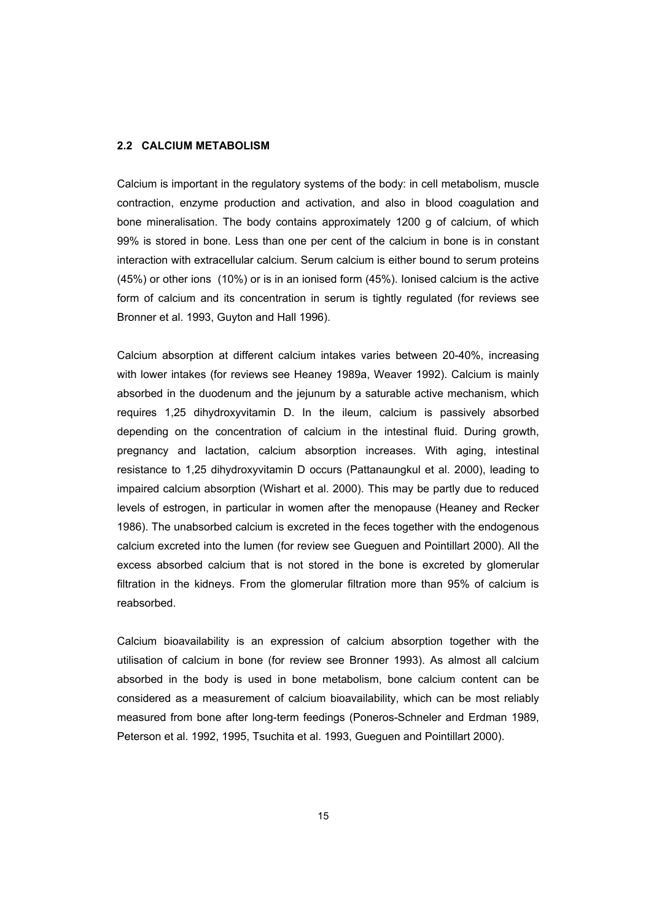## 2.2 CALCIUM METABOLISM

Calcium is important in the regulatory systems of the body: in cell metabolism, muscle contraction, enzyme production and activation, and also in blood coagulation and bone mineralisation. The body contains approximately 1200 g of calcium, of which 99% is stored in bone. Less than one per cent of the calcium in bone is in constant interaction with extracellular calcium. Serum calcium is either bound to serum proteins (45%) or other ions (10%) or is in an ionised form (45%). Ionised calcium is the active form of calcium and its concentration in serum is tightly regulated (for reviews see Bronner et al. 1993, Guyton and Hall 1996).

Calcium absorption at different calcium intakes varies between 20-40%, increasing with lower intakes (for reviews see Heaney 1989a, Weaver 1992). Calcium is mainly absorbed in the duodenum and the jejunum by a saturable active mechanism, which requires 1,25 dihydroxyvitamin D. In the ileum, calcium is passively absorbed depending on the concentration of calcium in the intestinal fluid. During growth, pregnancy and lactation, calcium absorption increases. With aging, intestinal resistance to 1,25 dihydroxyvitamin D occurs (Pattanaungkul et al. 2000), leading to impaired calcium absorption (Wishart et al. 2000). This may be partly due to reduced levels of estrogen, in particular in women after the menopause (Heaney and Recker 1986). The unabsorbed calcium is excreted in the feces together with the endogenous calcium excreted into the lumen (for review see Gueguen and Pointillart 2000). All the excess absorbed calcium that is not stored in the bone is excreted by glomerular filtration in the kidneys. From the glomerular filtration more than 95% of calcium is reabsorbed.

Calcium bioavailability is an expression of calcium absorption together with the utilisation of calcium in bone (for review see Bronner 1993). As almost all calcium absorbed in the body is used in bone metabolism, bone calcium content can be considered as a measurement of calcium bioavailability, which can be most reliably measured from bone after long-term feedings (Poneros-Schneler and Erdman 1989, Peterson et al. 1992, 1995, Tsuchita et al. 1993, Gueguen and Pointillart 2000).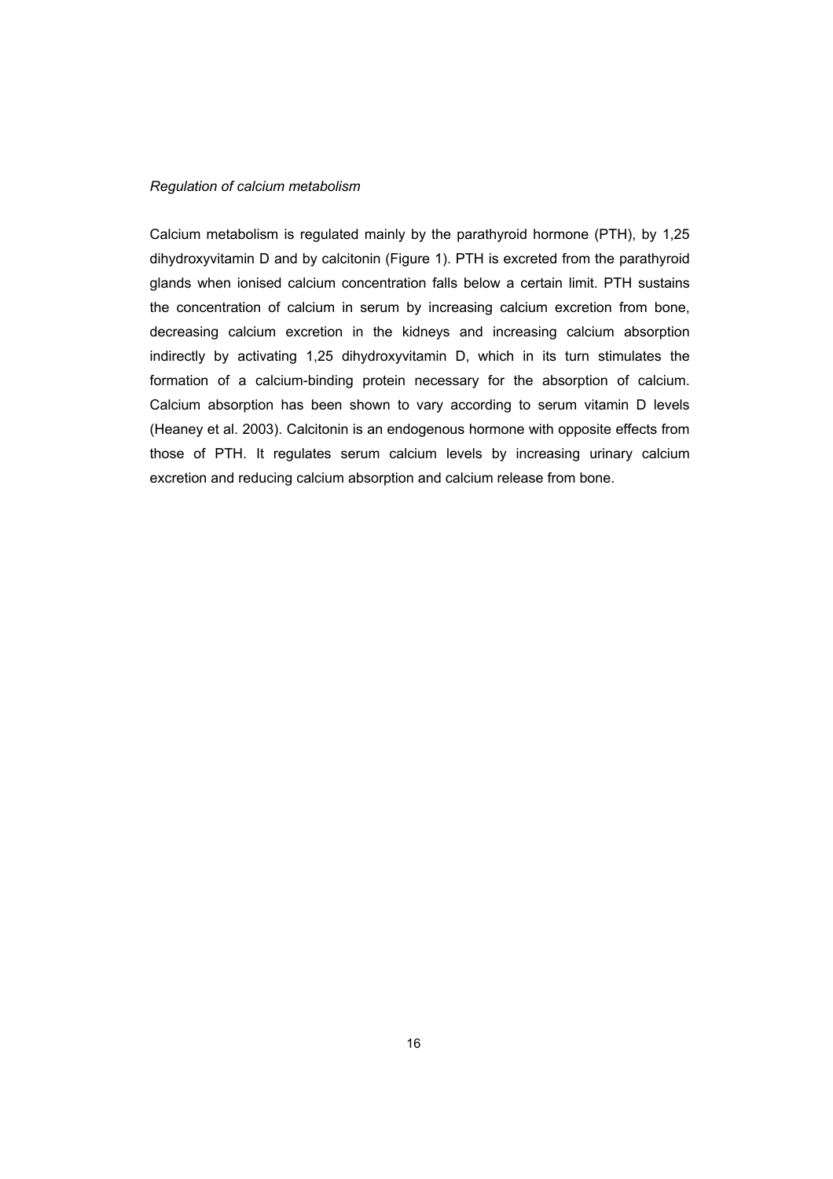*Regulation of calcium metabolism*

Calcium metabolism is regulated mainly by the parathyroid hormone (PTH), by 1,25 dihydroxyvitamin D and by calcitonin (Figure 1). PTH is excreted from the parathyroid glands when ionised calcium concentration falls below a certain limit. PTH sustains the concentration of calcium in serum by increasing calcium excretion from bone, decreasing calcium excretion in the kidneys and increasing calcium absorption indirectly by activating 1,25 dihydroxyvitamin D, which in its turn stimulates the formation of a calcium-binding protein necessary for the absorption of calcium. Calcium absorption has been shown to vary according to serum vitamin D levels (Heaney et al. 2003). Calcitonin is an endogenous hormone with opposite effects from those of PTH. It regulates serum calcium levels by increasing urinary calcium excretion and reducing calcium absorption and calcium release from bone.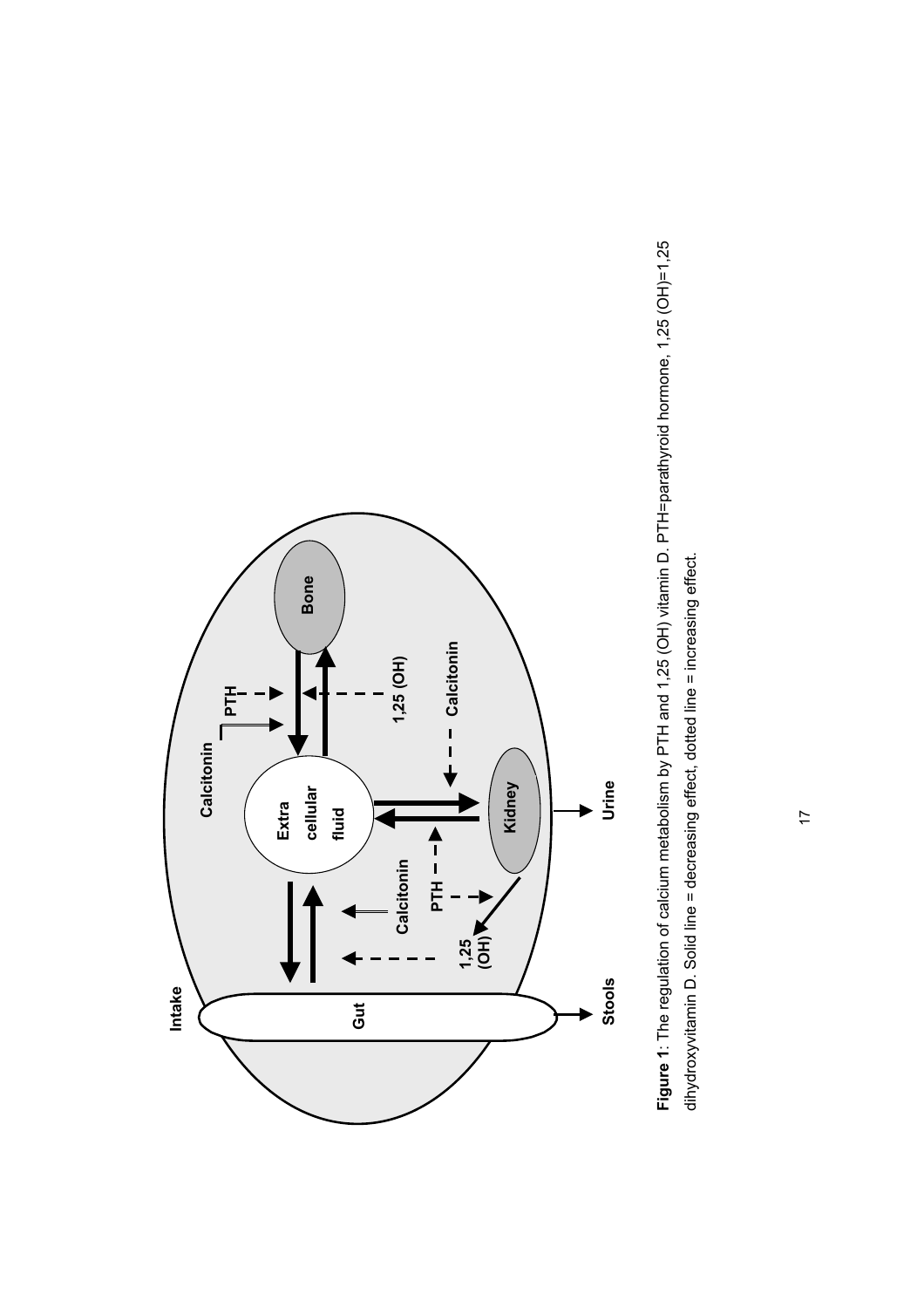**Figure 1**: The regulation of calcium metabolism by PTH and 1,25 (OH) vitamin D. PTH=parathyroid hormone, 1,25 (OH)=1,25 dihydroxyvitamin D. Solid line = decreasing effect, dotted line = increasing effect.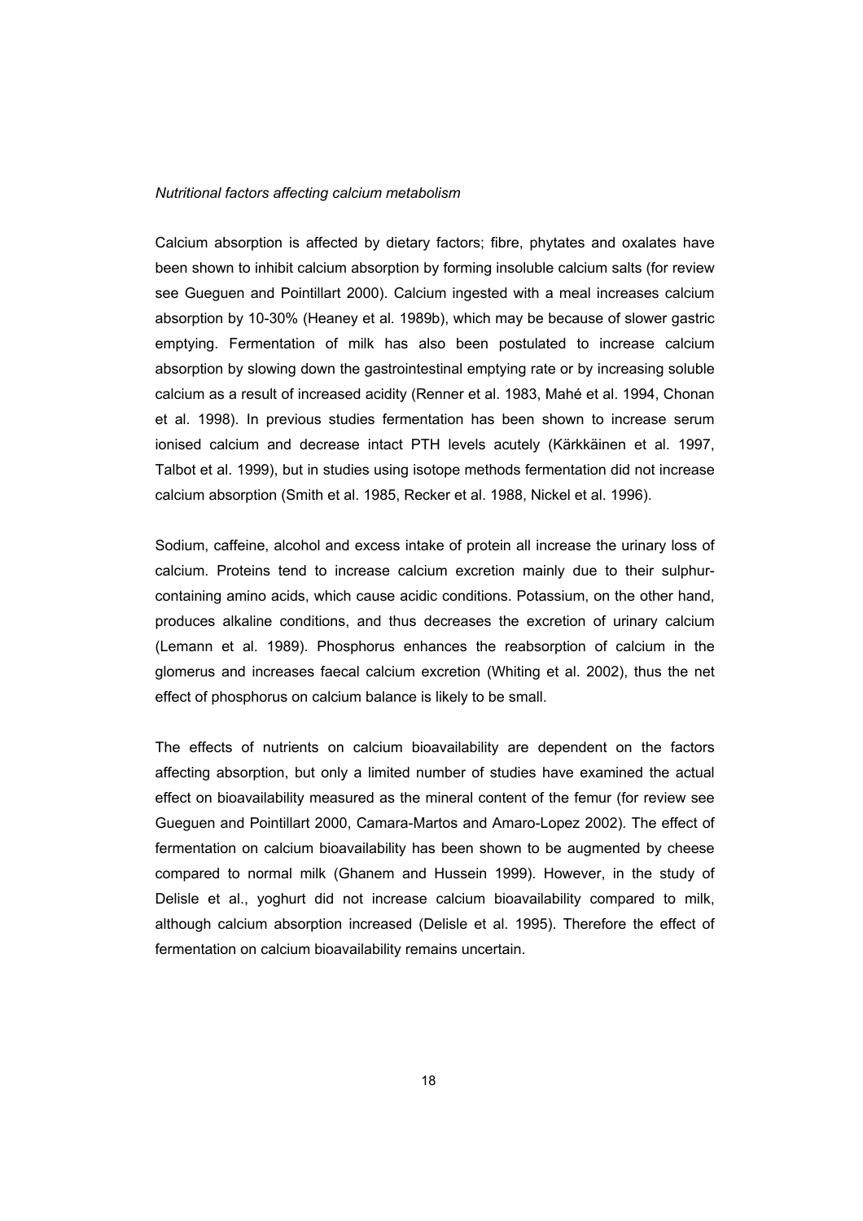*Nutritional factors affecting calcium metabolism*

Calcium absorption is affected by dietary factors; fibre, phytates and oxalates have been shown to inhibit calcium absorption by forming insoluble calcium salts (for review see Gueguen and Pointillart 2000). Calcium ingested with a meal increases calcium absorption by 10-30% (Heaney et al. 1989b), which may be because of slower gastric emptying. Fermentation of milk has also been postulated to increase calcium absorption by slowing down the gastrointestinal emptying rate or by increasing soluble calcium as a result of increased acidity (Renner et al. 1983, Mahé et al. 1994, Chonan et al. 1998). In previous studies fermentation has been shown to increase serum ionised calcium and decrease intact PTH levels acutely (Kärkkäinen et al. 1997, Talbot et al. 1999), but in studies using isotope methods fermentation did not increase calcium absorption (Smith et al. 1985, Recker et al. 1988, Nickel et al. 1996).

Sodium, caffeine, alcohol and excess intake of protein all increase the urinary loss of calcium. Proteins tend to increase calcium excretion mainly due to their sulphur-containing amino acids, which cause acidic conditions. Potassium, on the other hand, produces alkaline conditions, and thus decreases the excretion of urinary calcium (Lemann et al. 1989). Phosphorus enhances the reabsorption of calcium in the glomerus and increases faecal calcium excretion (Whiting et al. 2002), thus the net effect of phosphorus on calcium balance is likely to be small.

The effects of nutrients on calcium bioavailability are dependent on the factors affecting absorption, but only a limited number of studies have examined the actual effect on bioavailability measured as the mineral content of the femur (for review see Gueguen and Pointillart 2000, Camara-Martos and Amaro-Lopez 2002). The effect of fermentation on calcium bioavailability has been shown to be augmented by cheese compared to normal milk (Ghanem and Hussein 1999). However, in the study of Delisle et al., yoghurt did not increase calcium bioavailability compared to milk, although calcium absorption increased (Delisle et al. 1995). Therefore the effect of fermentation on calcium bioavailability remains uncertain.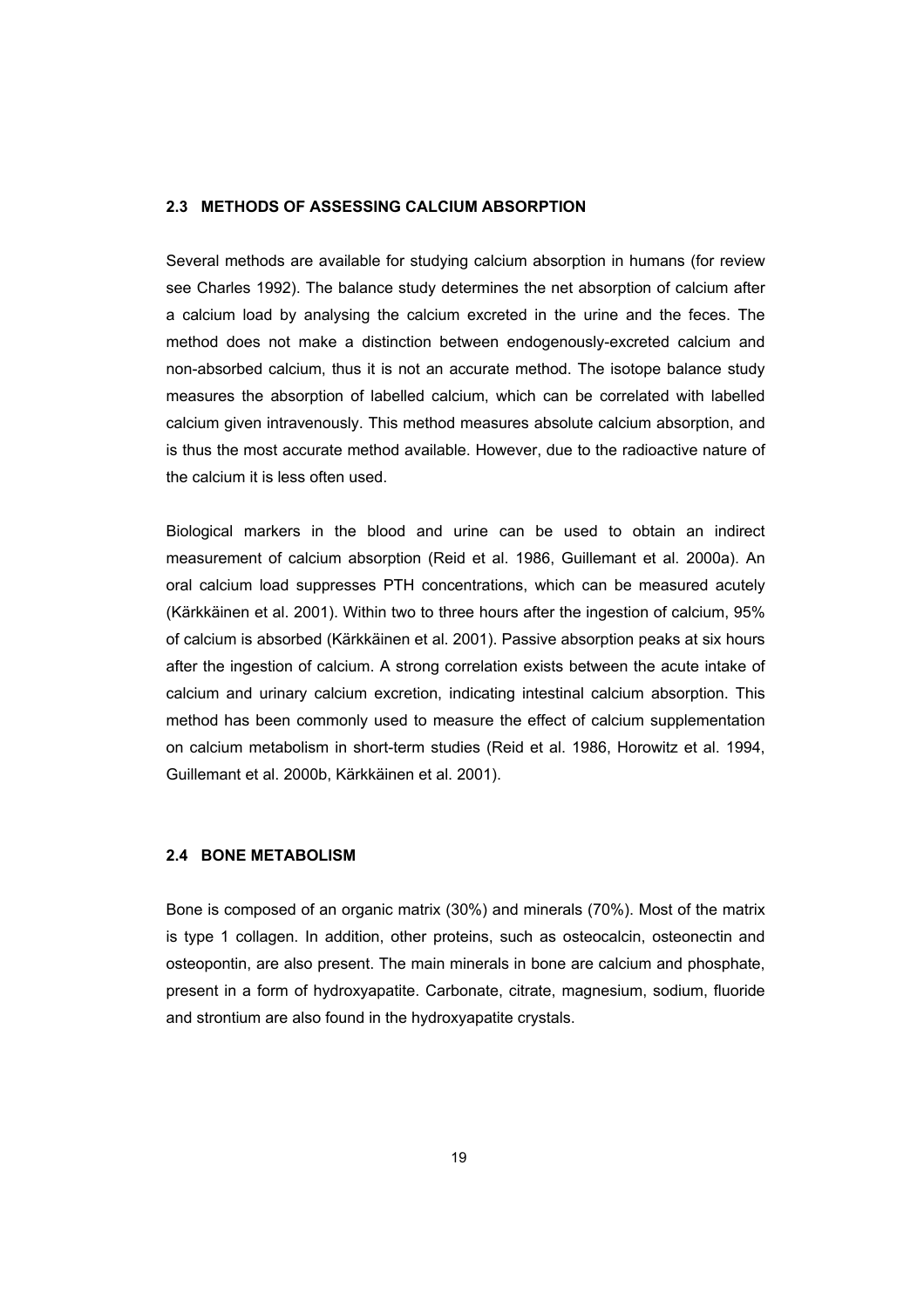## 2.3 METHODS OF ASSESSING CALCIUM ABSORPTION

Several methods are available for studying calcium absorption in humans (for review see Charles 1992). The balance study determines the net absorption of calcium after a calcium load by analysing the calcium excreted in the urine and the feces. The method does not make a distinction between endogenously-excreted calcium and non-absorbed calcium, thus it is not an accurate method. The isotope balance study measures the absorption of labelled calcium, which can be correlated with labelled calcium given intravenously. This method measures absolute calcium absorption, and is thus the most accurate method available. However, due to the radioactive nature of the calcium it is less often used.

Biological markers in the blood and urine can be used to obtain an indirect measurement of calcium absorption (Reid et al. 1986, Guillemant et al. 2000a). An oral calcium load suppresses PTH concentrations, which can be measured acutely (Kärkkäinen et al. 2001). Within two to three hours after the ingestion of calcium, 95% of calcium is absorbed (Kärkkäinen et al. 2001). Passive absorption peaks at six hours after the ingestion of calcium. A strong correlation exists between the acute intake of calcium and urinary calcium excretion, indicating intestinal calcium absorption. This method has been commonly used to measure the effect of calcium supplementation on calcium metabolism in short-term studies (Reid et al. 1986, Horowitz et al. 1994, Guillemant et al. 2000b, Kärkkäinen et al. 2001).

## 2.4 BONE METABOLISM

Bone is composed of an organic matrix (30%) and minerals (70%). Most of the matrix is type 1 collagen. In addition, other proteins, such as osteocalcin, osteonectin and osteopontin, are also present. The main minerals in bone are calcium and phosphate, present in a form of hydroxyapatite. Carbonate, citrate, magnesium, sodium, fluoride and strontium are also found in the hydroxyapatite crystals.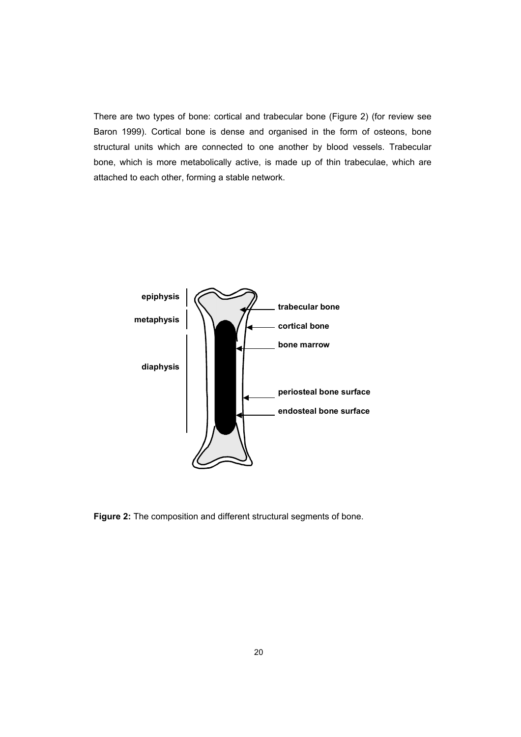There are two types of bone: cortical and trabecular bone (Figure 2) (for review see Baron 1999). Cortical bone is dense and organised in the form of osteons, bone structural units which are connected to one another by blood vessels. Trabecular bone, which is more metabolically active, is made up of thin trabeculae, which are attached to each other, forming a stable network.

epiphysis

metaphysis

diaphysis

trabecular bone

cortical bone

bone marrow

periosteal bone surface

endosteal bone surface

**Figure 2:** The composition and different structural segments of bone.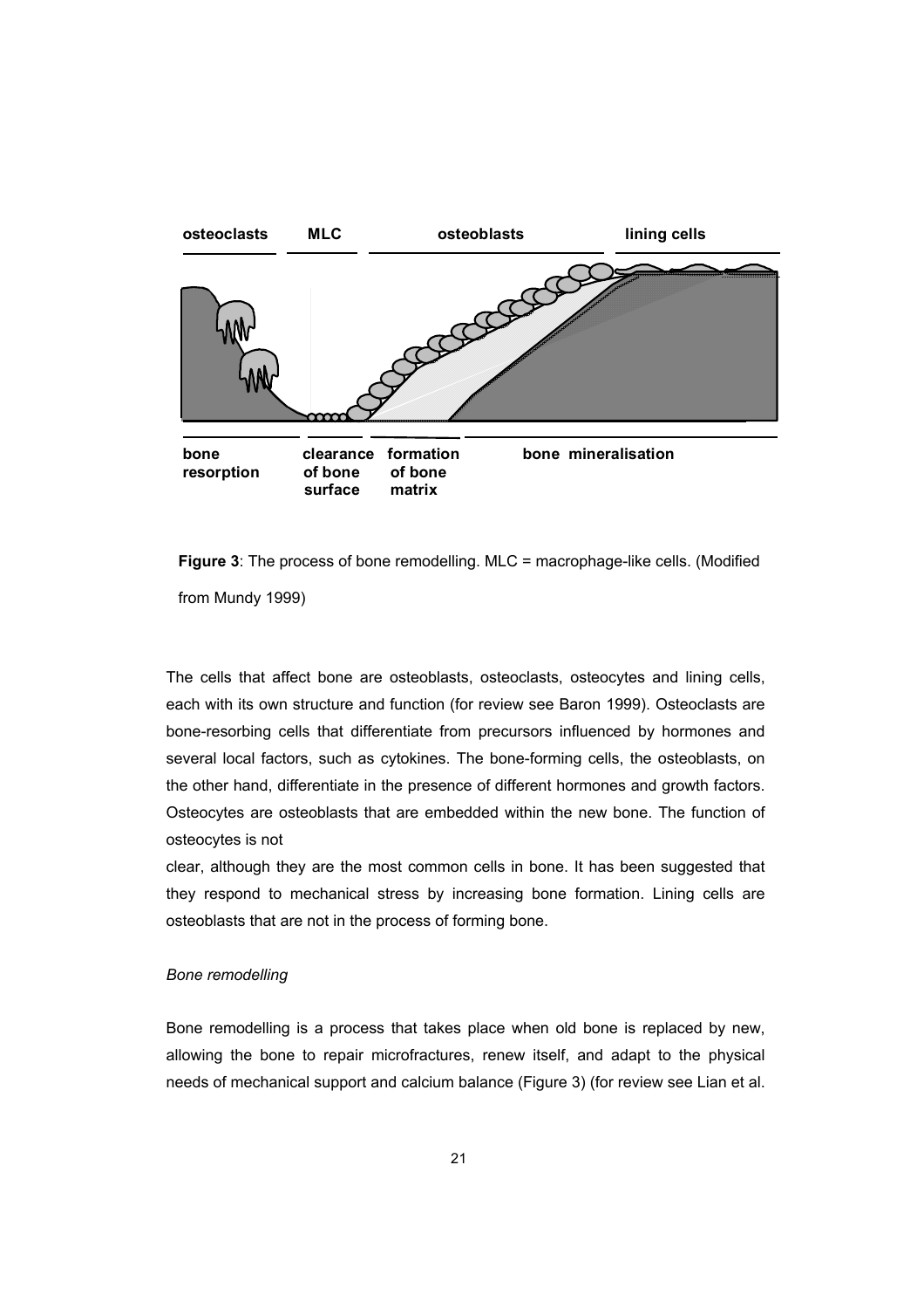**Figure 3**: The process of bone remodelling. MLC = macrophage-like cells. (Modified from Mundy 1999)

The cells that affect bone are osteoblasts, osteoclasts, osteocytes and lining cells, each with its own structure and function (for review see Baron 1999). Osteoclasts are bone-resorbing cells that differentiate from precursors influenced by hormones and several local factors, such as cytokines. The bone-forming cells, the osteoblasts, on the other hand, differentiate in the presence of different hormones and growth factors. Osteocytes are osteoblasts that are embedded within the new bone. The function of osteocytes is not clear, although they are the most common cells in bone. It has been suggested that they respond to mechanical stress by increasing bone formation. Lining cells are osteoblasts that are not in the process of forming bone.

*Bone remodelling*

Bone remodelling is a process that takes place when old bone is replaced by new, allowing the bone to repair microfractures, renew itself, and adapt to the physical needs of mechanical support and calcium balance (Figure 3) (for review see Lian et al.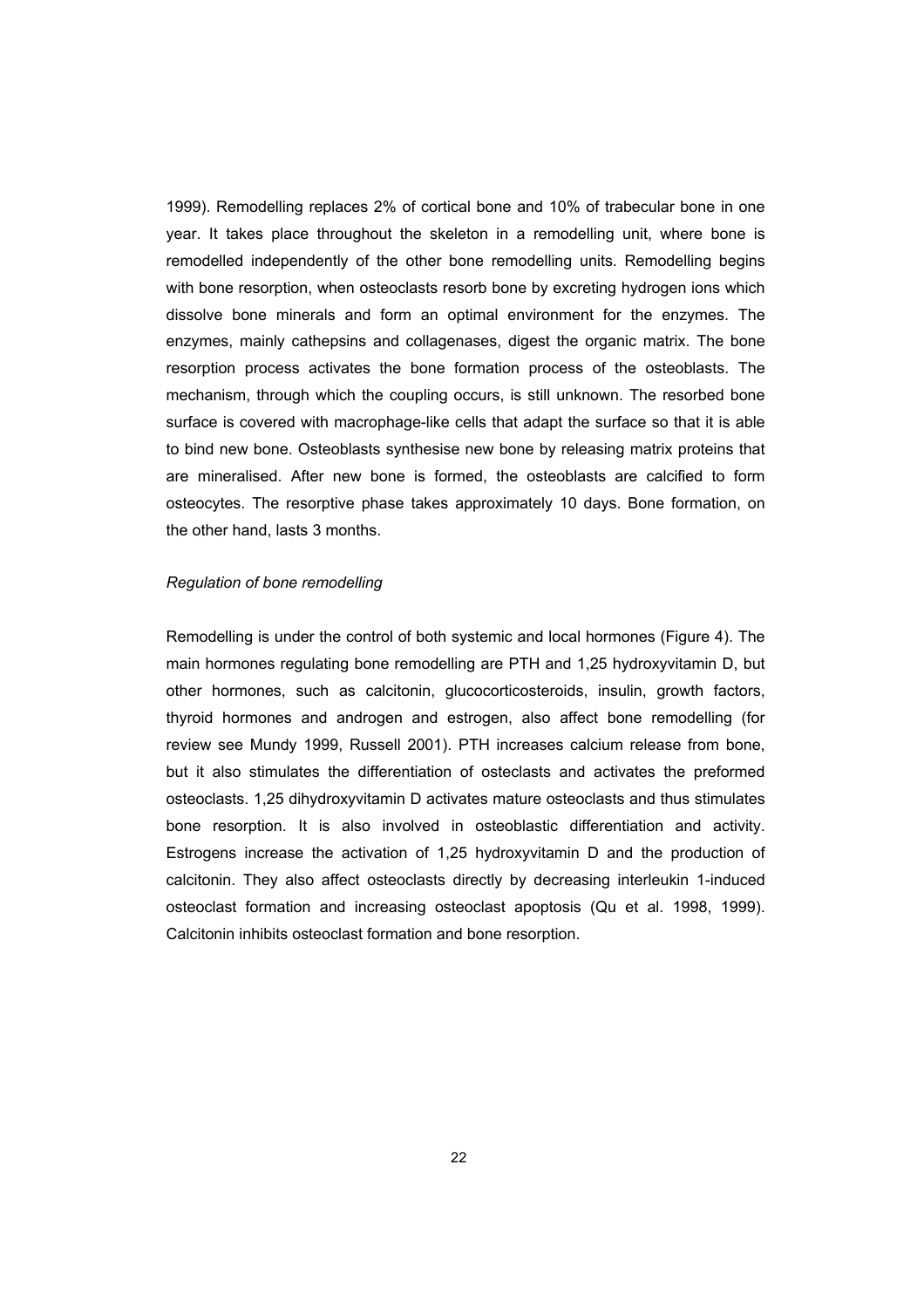1999). Remodelling replaces 2% of cortical bone and 10% of trabecular bone in one year. It takes place throughout the skeleton in a remodelling unit, where bone is remodelled independently of the other bone remodelling units. Remodelling begins with bone resorption, when osteoclasts resorb bone by excreting hydrogen ions which dissolve bone minerals and form an optimal environment for the enzymes. The enzymes, mainly cathepsins and collagenases, digest the organic matrix. The bone resorption process activates the bone formation process of the osteoblasts. The mechanism, through which the coupling occurs, is still unknown. The resorbed bone surface is covered with macrophage-like cells that adapt the surface so that it is able to bind new bone. Osteoblasts synthesise new bone by releasing matrix proteins that are mineralised. After new bone is formed, the osteoblasts are calcified to form osteocytes. The resorptive phase takes approximately 10 days. Bone formation, on the other hand, lasts 3 months.

*Regulation of bone remodelling*

Remodelling is under the control of both systemic and local hormones (Figure 4). The main hormones regulating bone remodelling are PTH and 1,25 hydroxyvitamin D, but other hormones, such as calcitonin, glucocorticosteroids, insulin, growth factors, thyroid hormones and androgen and estrogen, also affect bone remodelling (for review see Mundy 1999, Russell 2001). PTH increases calcium release from bone, but it also stimulates the differentiation of osteclasts and activates the preformed osteoclasts. 1,25 dihydroxyvitamin D activates mature osteoclasts and thus stimulates bone resorption. It is also involved in osteoblastic differentiation and activity. Estrogens increase the activation of 1,25 hydroxyvitamin D and the production of calcitonin. They also affect osteoclasts directly by decreasing interleukin 1-induced osteoclast formation and increasing osteoclast apoptosis (Qu et al. 1998, 1999). Calcitonin inhibits osteoclast formation and bone resorption.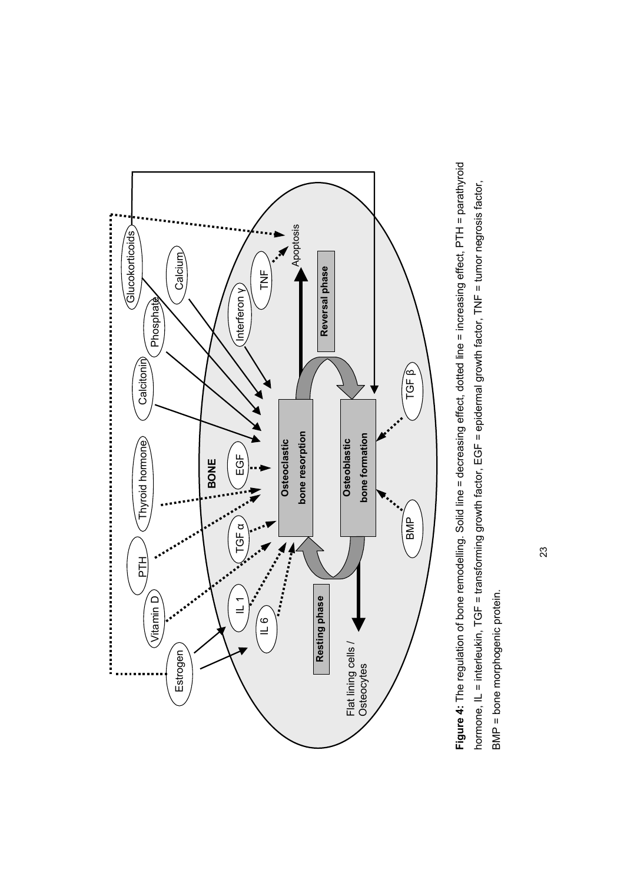**Figure 4:** The regulation of bone remodelling. Solid line = decreasing effect, dotted line = increasing effect, PTH = parathyroid hormone, IL = interleukin, TGF = transforming growth factor, EGF = epidermal growth factor, TNF = tumor negrosis factor, BMP = bone morphogenic protein.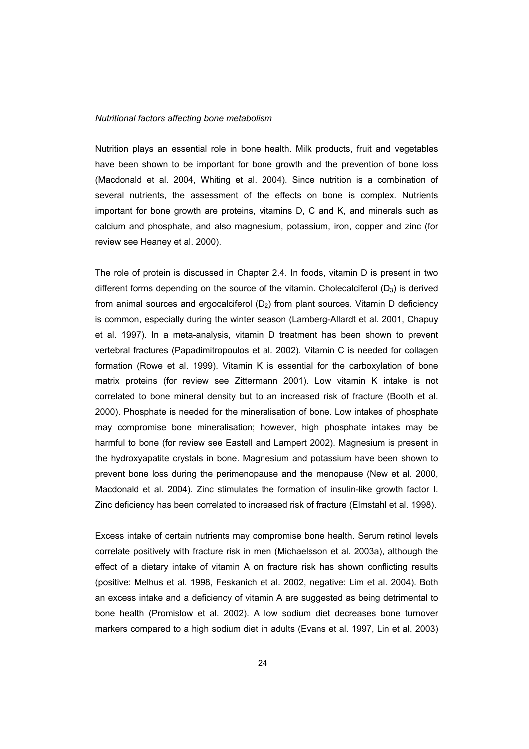*Nutritional factors affecting bone metabolism*

Nutrition plays an essential role in bone health. Milk products, fruit and vegetables have been shown to be important for bone growth and the prevention of bone loss (Macdonald et al. 2004, Whiting et al. 2004). Since nutrition is a combination of several nutrients, the assessment of the effects on bone is complex. Nutrients important for bone growth are proteins, vitamins D, C and K, and minerals such as calcium and phosphate, and also magnesium, potassium, iron, copper and zinc (for review see Heaney et al. 2000).

The role of protein is discussed in Chapter 2.4. In foods, vitamin D is present in two different forms depending on the source of the vitamin. Cholecalciferol ($D_3$) is derived from animal sources and ergocalciferol ($D_2$) from plant sources. Vitamin D deficiency is common, especially during the winter season (Lamberg-Allardt et al. 2001, Chapuy et al. 1997). In a meta-analysis, vitamin D treatment has been shown to prevent vertebral fractures (Papadimitropoulos et al. 2002). Vitamin C is needed for collagen formation (Rowe et al. 1999). Vitamin K is essential for the carboxylation of bone matrix proteins (for review see Zittermann 2001). Low vitamin K intake is not correlated to bone mineral density but to an increased risk of fracture (Booth et al. 2000). Phosphate is needed for the mineralisation of bone. Low intakes of phosphate may compromise bone mineralisation; however, high phosphate intakes may be harmful to bone (for review see Eastell and Lampert 2002). Magnesium is present in the hydroxyapatite crystals in bone. Magnesium and potassium have been shown to prevent bone loss during the perimenopause and the menopause (New et al. 2000, Macdonald et al. 2004). Zinc stimulates the formation of insulin-like growth factor I. Zinc deficiency has been correlated to increased risk of fracture (Elmstahl et al. 1998).

Excess intake of certain nutrients may compromise bone health. Serum retinol levels correlate positively with fracture risk in men (Michaelsson et al. 2003a), although the effect of a dietary intake of vitamin A on fracture risk has shown conflicting results (positive: Melhus et al. 1998, Feskanich et al. 2002, negative: Lim et al. 2004). Both an excess intake and a deficiency of vitamin A are suggested as being detrimental to bone health (Promislow et al. 2002). A low sodium diet decreases bone turnover markers compared to a high sodium diet in adults (Evans et al. 1997, Lin et al. 2003)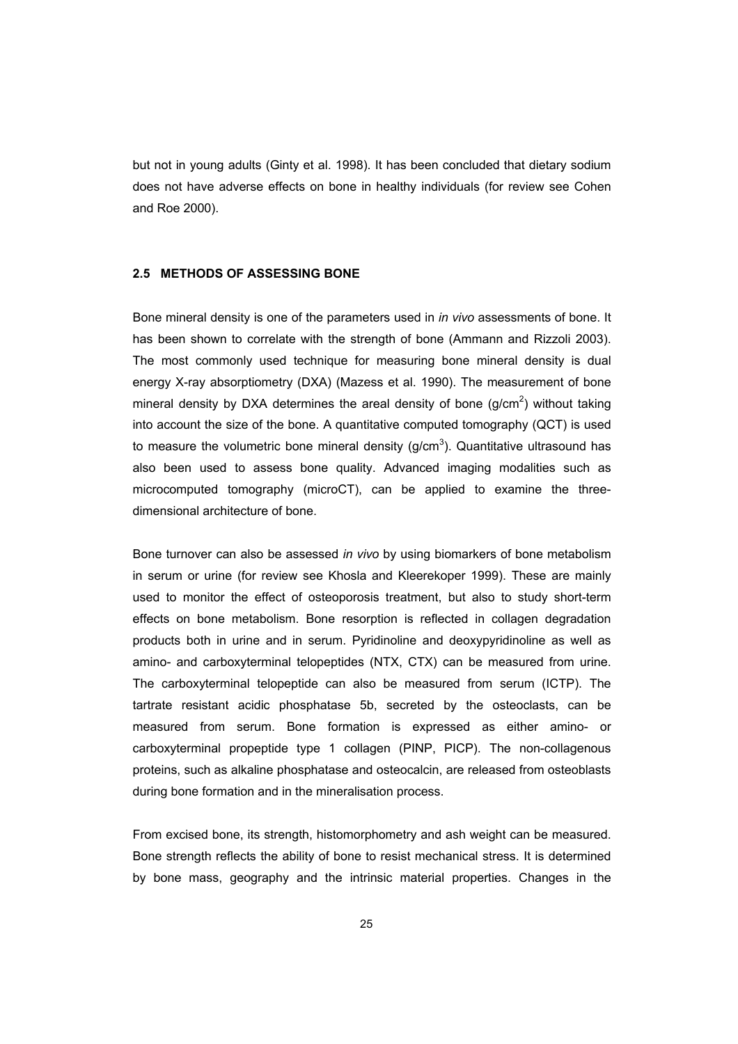but not in young adults (Ginty et al. 1998). It has been concluded that dietary sodium does not have adverse effects on bone in healthy individuals (for review see Cohen and Roe 2000).

## 2.5 METHODS OF ASSESSING BONE

Bone mineral density is one of the parameters used in *in vivo* assessments of bone. It has been shown to correlate with the strength of bone (Ammann and Rizzoli 2003). The most commonly used technique for measuring bone mineral density is dual energy X-ray absorptiometry (DXA) (Mazess et al. 1990). The measurement of bone mineral density by DXA determines the areal density of bone ($g/cm^2$) without taking into account the size of the bone. A quantitative computed tomography (QCT) is used to measure the volumetric bone mineral density ($g/cm^3$). Quantitative ultrasound has also been used to assess bone quality. Advanced imaging modalities such as microcomputed tomography (microCT), can be applied to examine the three-dimensional architecture of bone.

Bone turnover can also be assessed *in vivo* by using biomarkers of bone metabolism in serum or urine (for review see Khosla and Kleerekoper 1999). These are mainly used to monitor the effect of osteoporosis treatment, but also to study short-term effects on bone metabolism. Bone resorption is reflected in collagen degradation products both in urine and in serum. Pyridinoline and deoxypyridinoline as well as amino- and carboxyterminal telopeptides (NTX, CTX) can be measured from urine. The carboxyterminal telopeptide can also be measured from serum (ICTP). The tartrate resistant acidic phosphatase 5b, secreted by the osteoclasts, can be measured from serum. Bone formation is expressed as either amino- or carboxyterminal propeptide type 1 collagen (PINP, PICP). The non-collagenous proteins, such as alkaline phosphatase and osteocalcin, are released from osteoblasts during bone formation and in the mineralisation process.

From excised bone, its strength, histomorphometry and ash weight can be measured. Bone strength reflects the ability of bone to resist mechanical stress. It is determined by bone mass, geography and the intrinsic material properties. Changes in the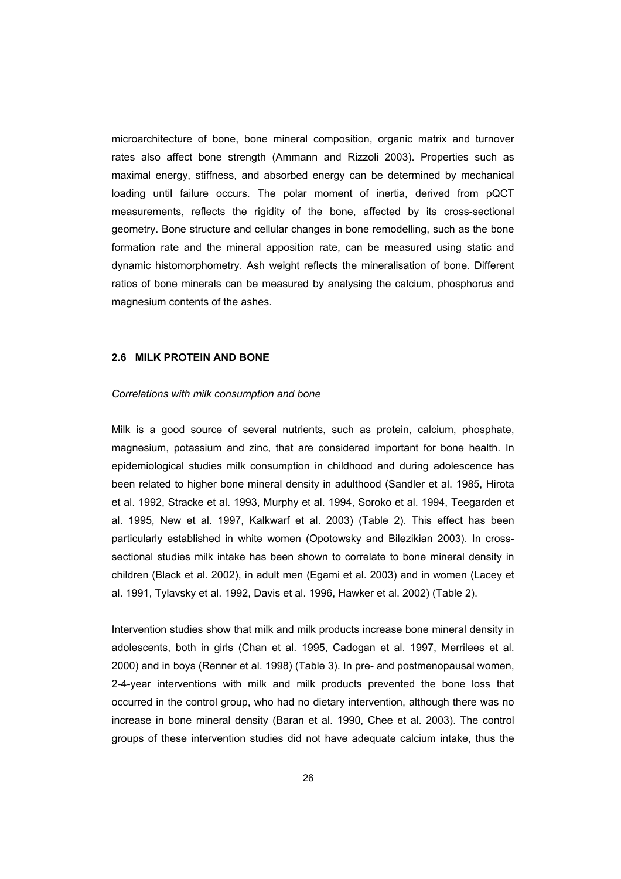microarchitecture of bone, bone mineral composition, organic matrix and turnover rates also affect bone strength (Ammann and Rizzoli 2003). Properties such as maximal energy, stiffness, and absorbed energy can be determined by mechanical loading until failure occurs. The polar moment of inertia, derived from pQCT measurements, reflects the rigidity of the bone, affected by its cross-sectional geometry. Bone structure and cellular changes in bone remodelling, such as the bone formation rate and the mineral apposition rate, can be measured using static and dynamic histomorphometry. Ash weight reflects the mineralisation of bone. Different ratios of bone minerals can be measured by analysing the calcium, phosphorus and magnesium contents of the ashes.

## 2.6 MILK PROTEIN AND BONE

*Correlations with milk consumption and bone*

Milk is a good source of several nutrients, such as protein, calcium, phosphate, magnesium, potassium and zinc, that are considered important for bone health. In epidemiological studies milk consumption in childhood and during adolescence has been related to higher bone mineral density in adulthood (Sandler et al. 1985, Hirota et al. 1992, Stracke et al. 1993, Murphy et al. 1994, Soroko et al. 1994, Teegarden et al. 1995, New et al. 1997, Kalkwarf et al. 2003) (Table 2). This effect has been particularly established in white women (Opotowsky and Bilezikian 2003). In cross-sectional studies milk intake has been shown to correlate to bone mineral density in children (Black et al. 2002), in adult men (Egami et al. 2003) and in women (Lacey et al. 1991, Tylavsky et al. 1992, Davis et al. 1996, Hawker et al. 2002) (Table 2).

Intervention studies show that milk and milk products increase bone mineral density in adolescents, both in girls (Chan et al. 1995, Cadogan et al. 1997, Merrilees et al. 2000) and in boys (Renner et al. 1998) (Table 3). In pre- and postmenopausal women, 2-4-year interventions with milk and milk products prevented the bone loss that occurred in the control group, who had no dietary intervention, although there was no increase in bone mineral density (Baran et al. 1990, Chee et al. 2003). The control groups of these intervention studies did not have adequate calcium intake, thus the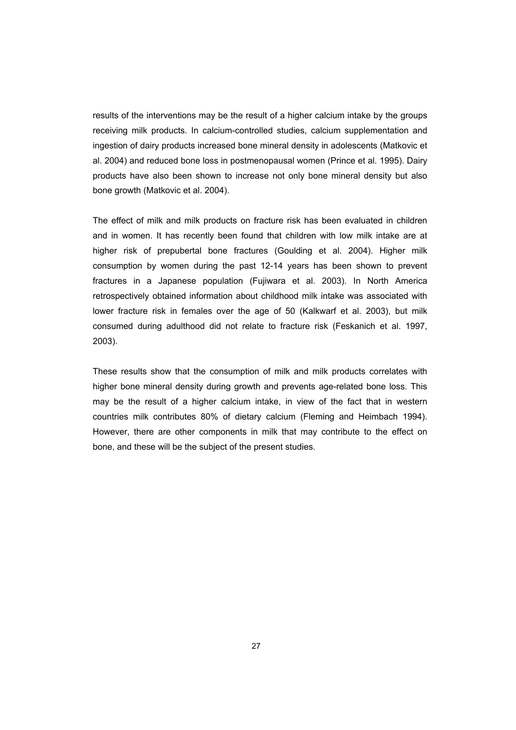results of the interventions may be the result of a higher calcium intake by the groups receiving milk products. In calcium-controlled studies, calcium supplementation and ingestion of dairy products increased bone mineral density in adolescents (Matkovic et al. 2004) and reduced bone loss in postmenopausal women (Prince et al. 1995). Dairy products have also been shown to increase not only bone mineral density but also bone growth (Matkovic et al. 2004).

The effect of milk and milk products on fracture risk has been evaluated in children and in women. It has recently been found that children with low milk intake are at higher risk of prepubertal bone fractures (Goulding et al. 2004). Higher milk consumption by women during the past 12-14 years has been shown to prevent fractures in a Japanese population (Fujiwara et al. 2003). In North America retrospectively obtained information about childhood milk intake was associated with lower fracture risk in females over the age of 50 (Kalkwarf et al. 2003), but milk consumed during adulthood did not relate to fracture risk (Feskanich et al. 1997, 2003).

These results show that the consumption of milk and milk products correlates with higher bone mineral density during growth and prevents age-related bone loss. This may be the result of a higher calcium intake, in view of the fact that in western countries milk contributes 80% of dietary calcium (Fleming and Heimbach 1994). However, there are other components in milk that may contribute to the effect on bone, and these will be the subject of the present studies.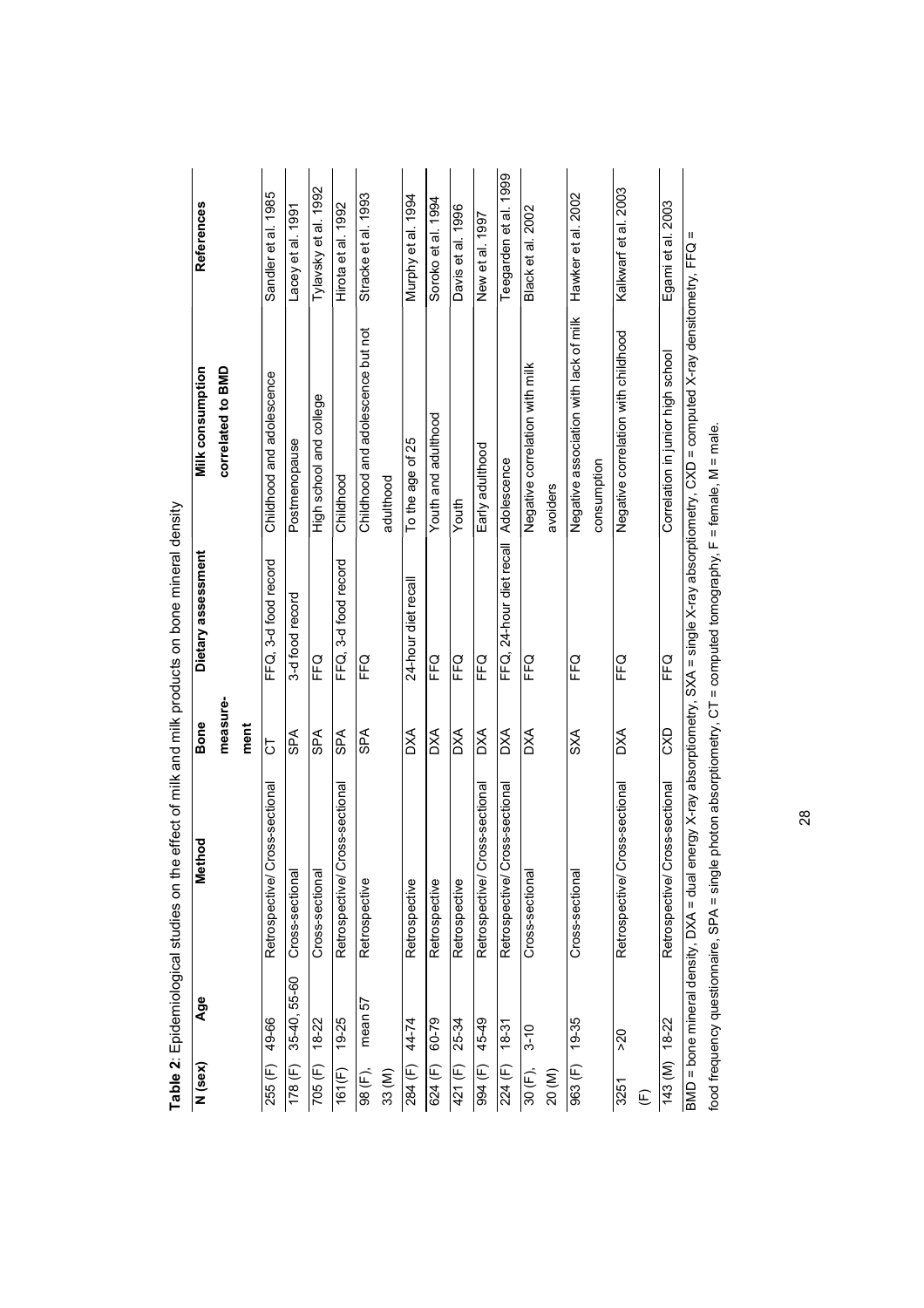**Table 2**: Epidemiological studies on the effect of milk and milk products on bone mineral density

| N (sex) | Age | Method | Bone measure-ment | Dietary assessment | Milk consumption correlated to BMD | References |
|---|---|---|---|---|---|---|
| 255 (F) | 49-66 | Retrospective/ Cross-sectional | CT | FFQ, 3-d food record | Childhood and adolescence | Sandler et al. 1985 |
| 178 (F) | 35-40, 55-60 | Cross-sectional | SPA | 3-d food record | Postmenopause | Lacey et al. 1991 |
| 705 (F) | 18-22 | Cross-sectional | SPA | FFQ | High school and college | Tylavsky et al. 1992 |
| 161(F) | 19-25 | Retrospective/ Cross-sectional | SPA | FFQ, 3-d food record | Childhood | Hirota et al. 1992 |
| 98 (F), 33 (M) | mean 57 | Retrospective | SPA | FFQ | Childhood and adolescence but not adulthood | Stracke et al. 1993 |
| 284 (F) | 44-74 | Retrospective | DXA | 24-hour diet recall | To the age of 25 | Murphy et al. 1994 |
| 624 (F) | 60-79 | Retrospective | DXA | FFQ | Youth and adulthood | Soroko et al. 1994 |
| 421 (F) | 25-34 | Retrospective | DXA | FFQ | Youth | Davis et al. 1996 |
| 994 (F) | 45-49 | Retrospective/ Cross-sectional | DXA | FFQ | Early adulthood | New et al. 1997 |
| 224 (F) | 18-31 | Retrospective/ Cross-sectional | DXA | FFQ, 24-hour diet recall | Adolescence | Teegarden et al. 1999 |
| 30 (F), 20 (M) | 3-10 | Cross-sectional | DXA | FFQ | Negative correlation with milk avoiders | Black et al. 2002 |
| 963 (F) | 19-35 | Cross-sectional | SXA | FFQ | Negative association with lack of milk consumption | Hawker et al. 2002 |
| 3251 (F) | >20 | Retrospective/ Cross-sectional | DXA | FFQ | Negative correlation with childhood | Kalkwarf et al. 2003 |
| 143 (M) | 18-22 | Retrospective/ Cross-sectional | CXD | FFQ | Correlation in junior high school | Egami et al. 2003 |

BMD = bone mineral density, DXA = dual energy X-ray absorptiometry, SXA = single X-ray absorptiometry, CXD = computed X-ray densitometry, FFQ = food frequency questionnaire, SPA = single photon absorptiometry, CT = computed tomography, F = female, M = male.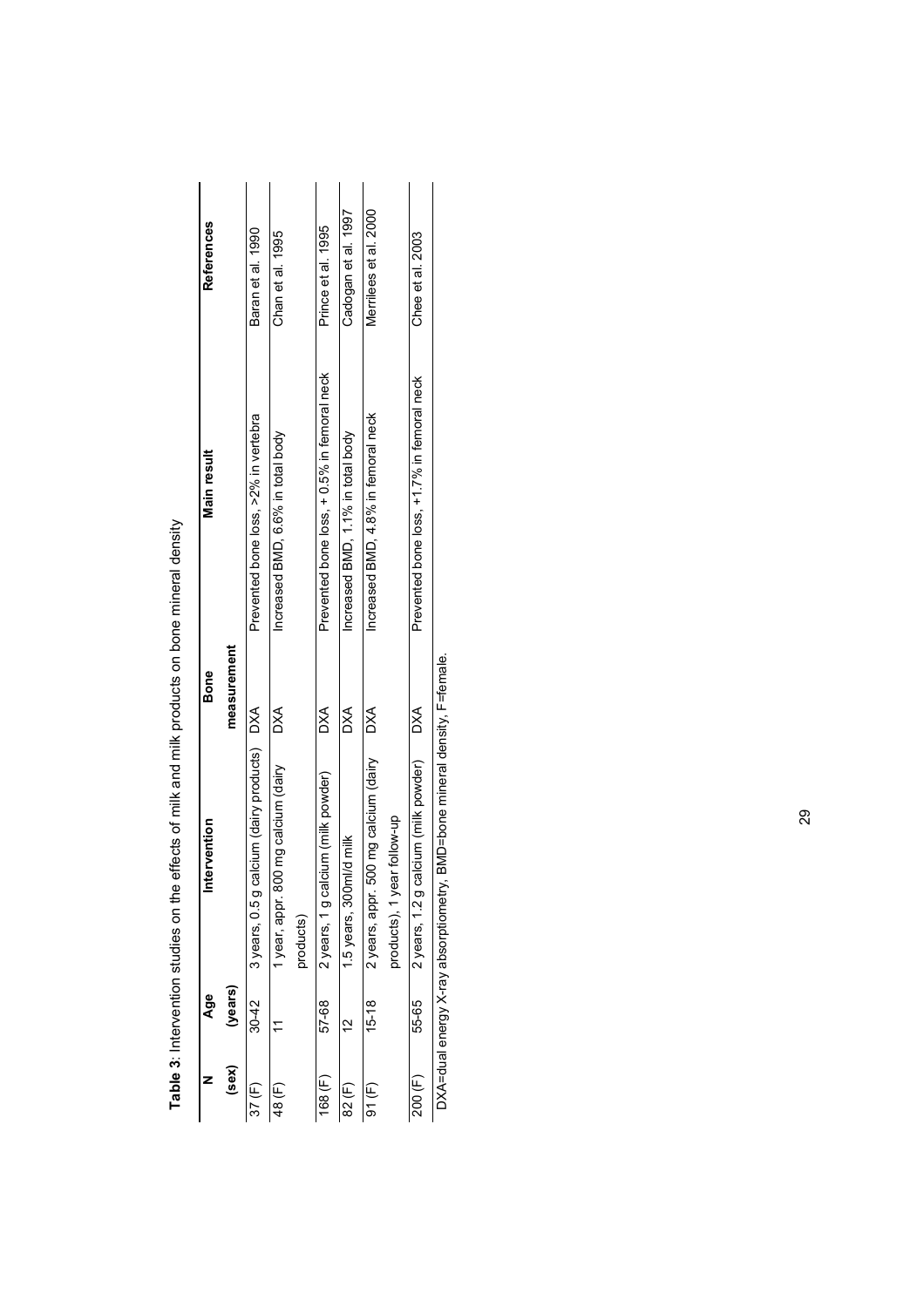**Table 3**: Intervention studies on the effects of milk and milk products on bone mineral density

| N (sex) | Age (years) | Intervention | Bone measurement | Main result | References |
|---|---|---|---|---|---|
| 37 (F) | 30-42 | 3 years, 0.5 g calcium (dairy products) | DXA | Prevented bone loss, >2% in vertebra | Baran et al. 1990 |
| 48 (F) | 11 | 1 year, appr. 800 mg calcium (dairy products) | DXA | Increased BMD, 6.6% in total body | Chan et al. 1995 |
| 168 (F) | 57-68 | 2 years, 1 g calcium (milk powder) | DXA | Prevented bone loss, + 0.5% in femoral neck | Prince et al. 1995 |
| 82 (F) | 12 | 1.5 years, 300ml/d milk | DXA | Increased BMD, 1.1% in total body | Cadogan et al. 1997 |
| 91 (F) | 15-18 | 2 years, appr. 500 mg calcium (dairy products), 1 year follow-up | DXA | Increased BMD, 4.8% in femoral neck | Merrilees et al. 2000 |
| 200 (F) | 55-65 | 2 years, 1.2 g calcium (milk powder) | DXA | Prevented bone loss, +1.7% in femoral neck | Chee et al. 2003 |

DXA=dual energy X-ray absorptiometry, BMD=bone mineral density, F=female.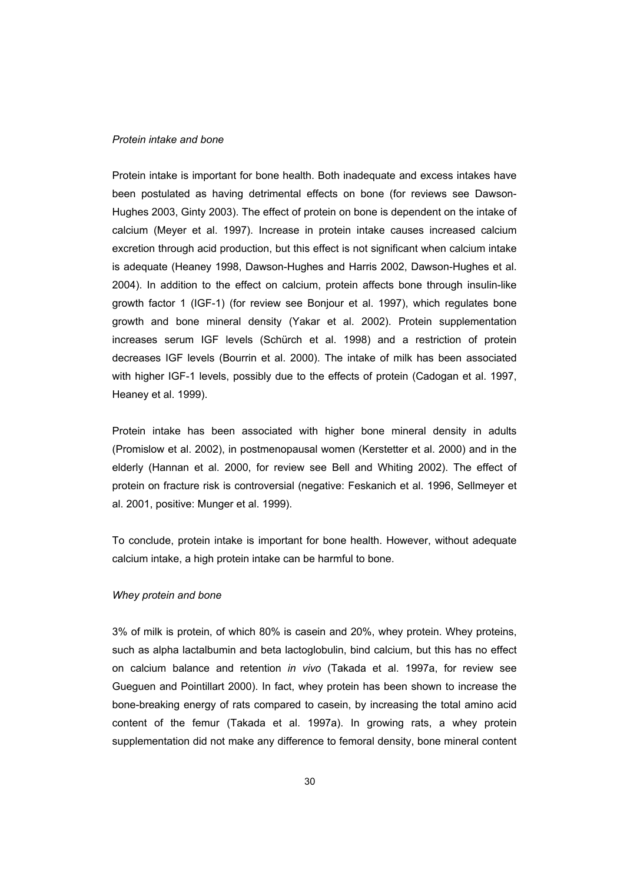*Protein intake and bone*

Protein intake is important for bone health. Both inadequate and excess intakes have been postulated as having detrimental effects on bone (for reviews see Dawson-Hughes 2003, Ginty 2003). The effect of protein on bone is dependent on the intake of calcium (Meyer et al. 1997). Increase in protein intake causes increased calcium excretion through acid production, but this effect is not significant when calcium intake is adequate (Heaney 1998, Dawson-Hughes and Harris 2002, Dawson-Hughes et al. 2004). In addition to the effect on calcium, protein affects bone through insulin-like growth factor 1 (IGF-1) (for review see Bonjour et al. 1997), which regulates bone growth and bone mineral density (Yakar et al. 2002). Protein supplementation increases serum IGF levels (Schürch et al. 1998) and a restriction of protein decreases IGF levels (Bourrin et al. 2000). The intake of milk has been associated with higher IGF-1 levels, possibly due to the effects of protein (Cadogan et al. 1997, Heaney et al. 1999).

Protein intake has been associated with higher bone mineral density in adults (Promislow et al. 2002), in postmenopausal women (Kerstetter et al. 2000) and in the elderly (Hannan et al. 2000, for review see Bell and Whiting 2002). The effect of protein on fracture risk is controversial (negative: Feskanich et al. 1996, Sellmeyer et al. 2001, positive: Munger et al. 1999).

To conclude, protein intake is important for bone health. However, without adequate calcium intake, a high protein intake can be harmful to bone.

*Whey protein and bone*

3% of milk is protein, of which 80% is casein and 20%, whey protein. Whey proteins, such as alpha lactalbumin and beta lactoglobulin, bind calcium, but this has no effect on calcium balance and retention *in vivo* (Takada et al. 1997a, for review see Gueguen and Pointillart 2000). In fact, whey protein has been shown to increase the bone-breaking energy of rats compared to casein, by increasing the total amino acid content of the femur (Takada et al. 1997a). In growing rats, a whey protein supplementation did not make any difference to femoral density, bone mineral content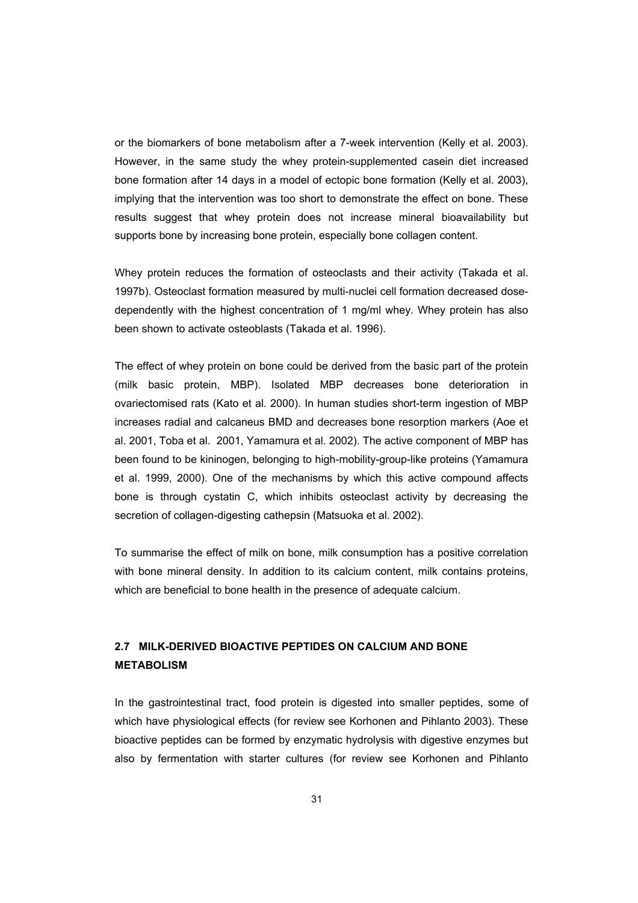or the biomarkers of bone metabolism after a 7-week intervention (Kelly et al. 2003). However, in the same study the whey protein-supplemented casein diet increased bone formation after 14 days in a model of ectopic bone formation (Kelly et al. 2003), implying that the intervention was too short to demonstrate the effect on bone. These results suggest that whey protein does not increase mineral bioavailability but supports bone by increasing bone protein, especially bone collagen content.

Whey protein reduces the formation of osteoclasts and their activity (Takada et al. 1997b). Osteoclast formation measured by multi-nuclei cell formation decreased dose-dependently with the highest concentration of 1 mg/ml whey. Whey protein has also been shown to activate osteoblasts (Takada et al. 1996).

The effect of whey protein on bone could be derived from the basic part of the protein (milk basic protein, MBP). Isolated MBP decreases bone deterioration in ovariectomised rats (Kato et al. 2000). In human studies short-term ingestion of MBP increases radial and calcaneus BMD and decreases bone resorption markers (Aoe et al. 2001, Toba et al. 2001, Yamamura et al. 2002). The active component of MBP has been found to be kininogen, belonging to high-mobility-group-like proteins (Yamamura et al. 1999, 2000). One of the mechanisms by which this active compound affects bone is through cystatin C, which inhibits osteoclast activity by decreasing the secretion of collagen-digesting cathepsin (Matsuoka et al. 2002).

To summarise the effect of milk on bone, milk consumption has a positive correlation with bone mineral density. In addition to its calcium content, milk contains proteins, which are beneficial to bone health in the presence of adequate calcium.

## 2.7 MILK-DERIVED BIOACTIVE PEPTIDES ON CALCIUM AND BONE METABOLISM

In the gastrointestinal tract, food protein is digested into smaller peptides, some of which have physiological effects (for review see Korhonen and Pihlanto 2003). These bioactive peptides can be formed by enzymatic hydrolysis with digestive enzymes but also by fermentation with starter cultures (for review see Korhonen and Pihlanto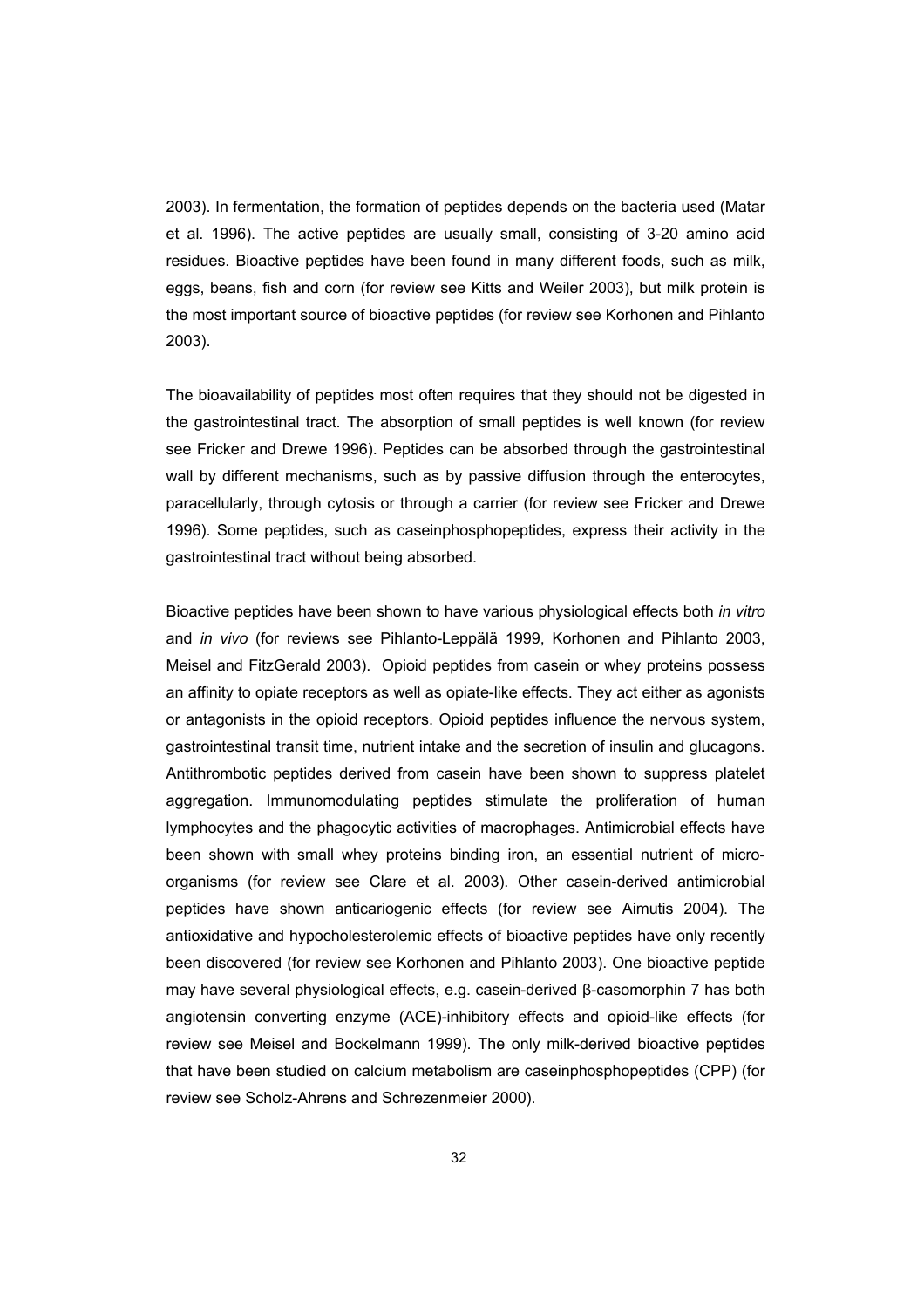2003). In fermentation, the formation of peptides depends on the bacteria used (Matar et al. 1996). The active peptides are usually small, consisting of 3-20 amino acid residues. Bioactive peptides have been found in many different foods, such as milk, eggs, beans, fish and corn (for review see Kitts and Weiler 2003), but milk protein is the most important source of bioactive peptides (for review see Korhonen and Pihlanto 2003).

The bioavailability of peptides most often requires that they should not be digested in the gastrointestinal tract. The absorption of small peptides is well known (for review see Fricker and Drewe 1996). Peptides can be absorbed through the gastrointestinal wall by different mechanisms, such as by passive diffusion through the enterocytes, paracellularly, through cytosis or through a carrier (for review see Fricker and Drewe 1996). Some peptides, such as caseinphosphopeptides, express their activity in the gastrointestinal tract without being absorbed.

Bioactive peptides have been shown to have various physiological effects both *in vitro* and *in vivo* (for reviews see Pihlanto-Leppälä 1999, Korhonen and Pihlanto 2003, Meisel and FitzGerald 2003). Opioid peptides from casein or whey proteins possess an affinity to opiate receptors as well as opiate-like effects. They act either as agonists or antagonists in the opioid receptors. Opioid peptides influence the nervous system, gastrointestinal transit time, nutrient intake and the secretion of insulin and glucagons. Antithrombotic peptides derived from casein have been shown to suppress platelet aggregation. Immunomodulating peptides stimulate the proliferation of human lymphocytes and the phagocytic activities of macrophages. Antimicrobial effects have been shown with small whey proteins binding iron, an essential nutrient of micro-organisms (for review see Clare et al. 2003). Other casein-derived antimicrobial peptides have shown anticariogenic effects (for review see Aimutis 2004). The antioxidative and hypocholesterolemic effects of bioactive peptides have only recently been discovered (for review see Korhonen and Pihlanto 2003). One bioactive peptide may have several physiological effects, e.g. casein-derived β-casomorphin 7 has both angiotensin converting enzyme (ACE)-inhibitory effects and opioid-like effects (for review see Meisel and Bockelmann 1999). The only milk-derived bioactive peptides that have been studied on calcium metabolism are caseinphosphopeptides (CPP) (for review see Scholz-Ahrens and Schrezenmeier 2000).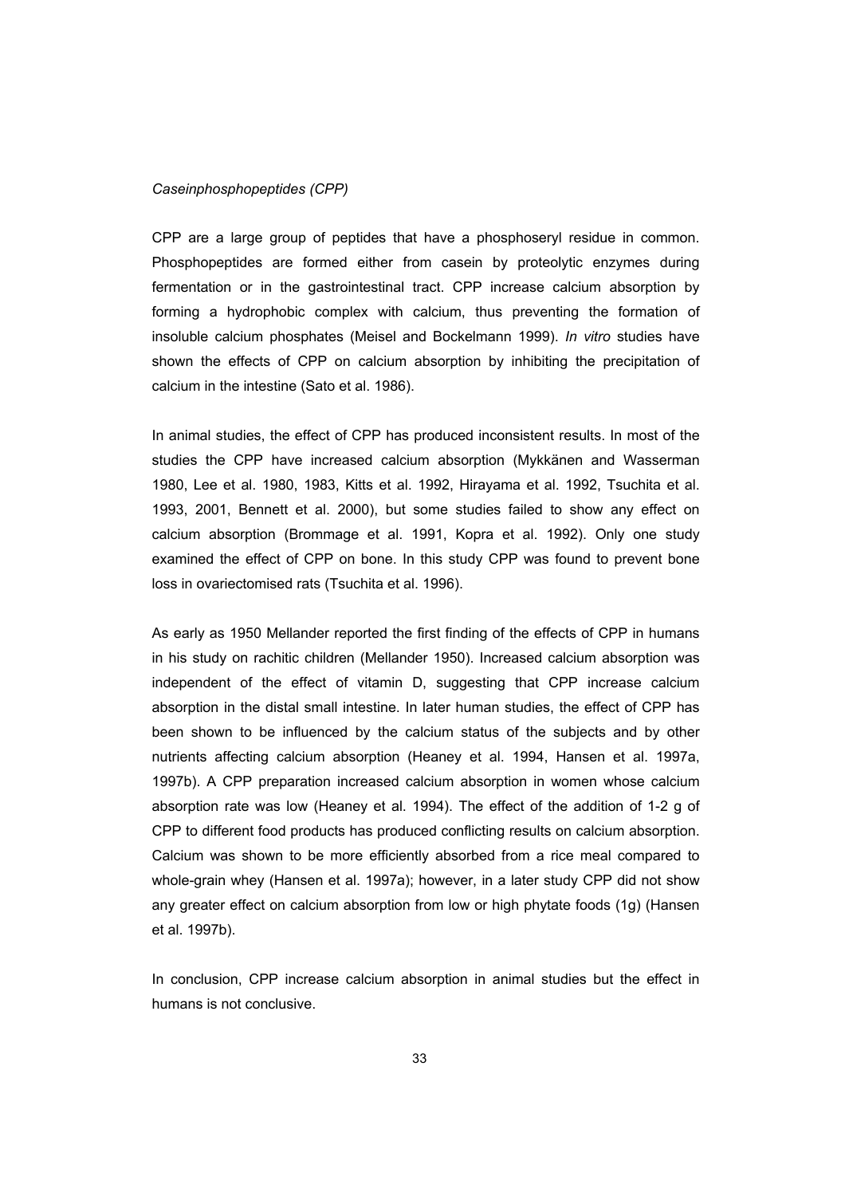*Caseinphosphopeptides (CPP)*

CPP are a large group of peptides that have a phosphoseryl residue in common. Phosphopeptides are formed either from casein by proteolytic enzymes during fermentation or in the gastrointestinal tract. CPP increase calcium absorption by forming a hydrophobic complex with calcium, thus preventing the formation of insoluble calcium phosphates (Meisel and Bockelmann 1999). *In vitro* studies have shown the effects of CPP on calcium absorption by inhibiting the precipitation of calcium in the intestine (Sato et al. 1986).

In animal studies, the effect of CPP has produced inconsistent results. In most of the studies the CPP have increased calcium absorption (Mykkänen and Wasserman 1980, Lee et al. 1980, 1983, Kitts et al. 1992, Hirayama et al. 1992, Tsuchita et al. 1993, 2001, Bennett et al. 2000), but some studies failed to show any effect on calcium absorption (Brommage et al. 1991, Kopra et al. 1992). Only one study examined the effect of CPP on bone. In this study CPP was found to prevent bone loss in ovariectomised rats (Tsuchita et al. 1996).

As early as 1950 Mellander reported the first finding of the effects of CPP in humans in his study on rachitic children (Mellander 1950). Increased calcium absorption was independent of the effect of vitamin D, suggesting that CPP increase calcium absorption in the distal small intestine. In later human studies, the effect of CPP has been shown to be influenced by the calcium status of the subjects and by other nutrients affecting calcium absorption (Heaney et al. 1994, Hansen et al. 1997a, 1997b). A CPP preparation increased calcium absorption in women whose calcium absorption rate was low (Heaney et al. 1994). The effect of the addition of 1-2 g of CPP to different food products has produced conflicting results on calcium absorption. Calcium was shown to be more efficiently absorbed from a rice meal compared to whole-grain whey (Hansen et al. 1997a); however, in a later study CPP did not show any greater effect on calcium absorption from low or high phytate foods (1g) (Hansen et al. 1997b).

In conclusion, CPP increase calcium absorption in animal studies but the effect in humans is not conclusive.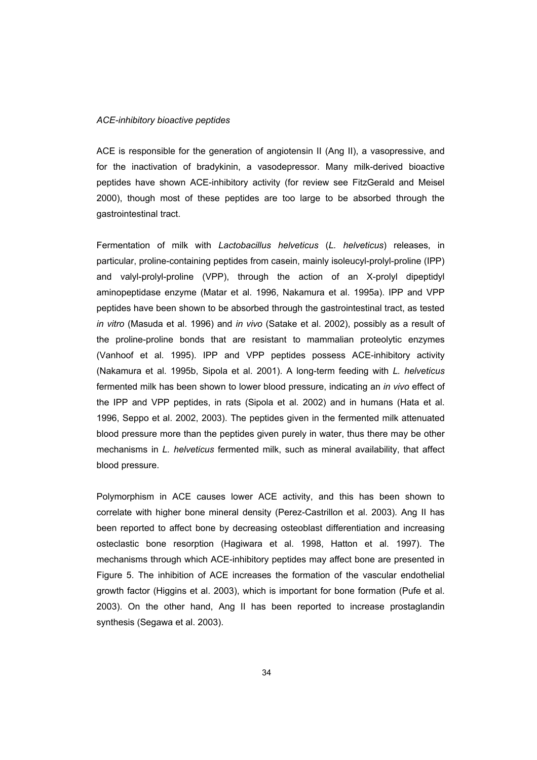*ACE-inhibitory bioactive peptides*

ACE is responsible for the generation of angiotensin II (Ang II), a vasopressive, and for the inactivation of bradykinin, a vasodepressor. Many milk-derived bioactive peptides have shown ACE-inhibitory activity (for review see FitzGerald and Meisel 2000), though most of these peptides are too large to be absorbed through the gastrointestinal tract.

Fermentation of milk with *Lactobacillus helveticus* (*L. helveticus*) releases, in particular, proline-containing peptides from casein, mainly isoleucyl-prolyl-proline (IPP) and valyl-prolyl-proline (VPP), through the action of an X-prolyl dipeptidyl aminopeptidase enzyme (Matar et al. 1996, Nakamura et al. 1995a). IPP and VPP peptides have been shown to be absorbed through the gastrointestinal tract, as tested *in vitro* (Masuda et al. 1996) and *in vivo* (Satake et al. 2002), possibly as a result of the proline-proline bonds that are resistant to mammalian proteolytic enzymes (Vanhoof et al. 1995). IPP and VPP peptides possess ACE-inhibitory activity (Nakamura et al. 1995b, Sipola et al. 2001). A long-term feeding with *L. helveticus* fermented milk has been shown to lower blood pressure, indicating an *in vivo* effect of the IPP and VPP peptides, in rats (Sipola et al. 2002) and in humans (Hata et al. 1996, Seppo et al. 2002, 2003). The peptides given in the fermented milk attenuated blood pressure more than the peptides given purely in water, thus there may be other mechanisms in *L. helveticus* fermented milk, such as mineral availability, that affect blood pressure.

Polymorphism in ACE causes lower ACE activity, and this has been shown to correlate with higher bone mineral density (Perez-Castrillon et al. 2003). Ang II has been reported to affect bone by decreasing osteoblast differentiation and increasing osteclastic bone resorption (Hagiwara et al. 1998, Hatton et al. 1997). The mechanisms through which ACE-inhibitory peptides may affect bone are presented in Figure 5. The inhibition of ACE increases the formation of the vascular endothelial growth factor (Higgins et al. 2003), which is important for bone formation (Pufe et al. 2003). On the other hand, Ang II has been reported to increase prostaglandin synthesis (Segawa et al. 2003).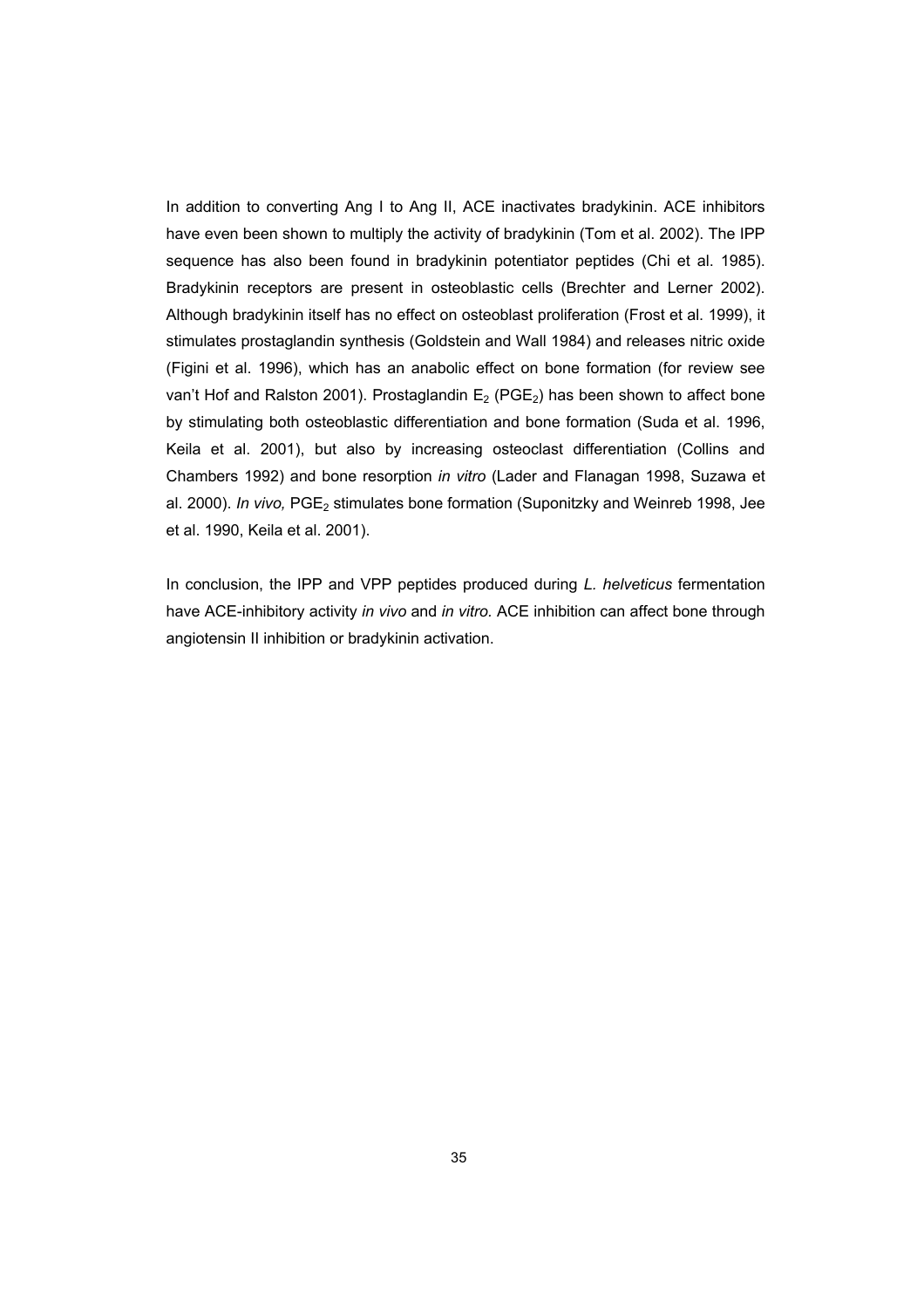In addition to converting Ang I to Ang II, ACE inactivates bradykinin. ACE inhibitors have even been shown to multiply the activity of bradykinin (Tom et al. 2002). The IPP sequence has also been found in bradykinin potentiator peptides (Chi et al. 1985). Bradykinin receptors are present in osteoblastic cells (Brechter and Lerner 2002). Although bradykinin itself has no effect on osteoblast proliferation (Frost et al. 1999), it stimulates prostaglandin synthesis (Goldstein and Wall 1984) and releases nitric oxide (Figini et al. 1996), which has an anabolic effect on bone formation (for review see van't Hof and Ralston 2001). Prostaglandin $E_2$ ($PGE_2$) has been shown to affect bone by stimulating both osteoblastic differentiation and bone formation (Suda et al. 1996, Keila et al. 2001), but also by increasing osteoclast differentiation (Collins and Chambers 1992) and bone resorption *in vitro* (Lader and Flanagan 1998, Suzawa et al. 2000). *In vivo,* $PGE_2$ stimulates bone formation (Suponitzky and Weinreb 1998, Jee et al. 1990, Keila et al. 2001).

In conclusion, the IPP and VPP peptides produced during *L. helveticus* fermentation have ACE-inhibitory activity *in vivo* and *in vitro.* ACE inhibition can affect bone through angiotensin II inhibition or bradykinin activation.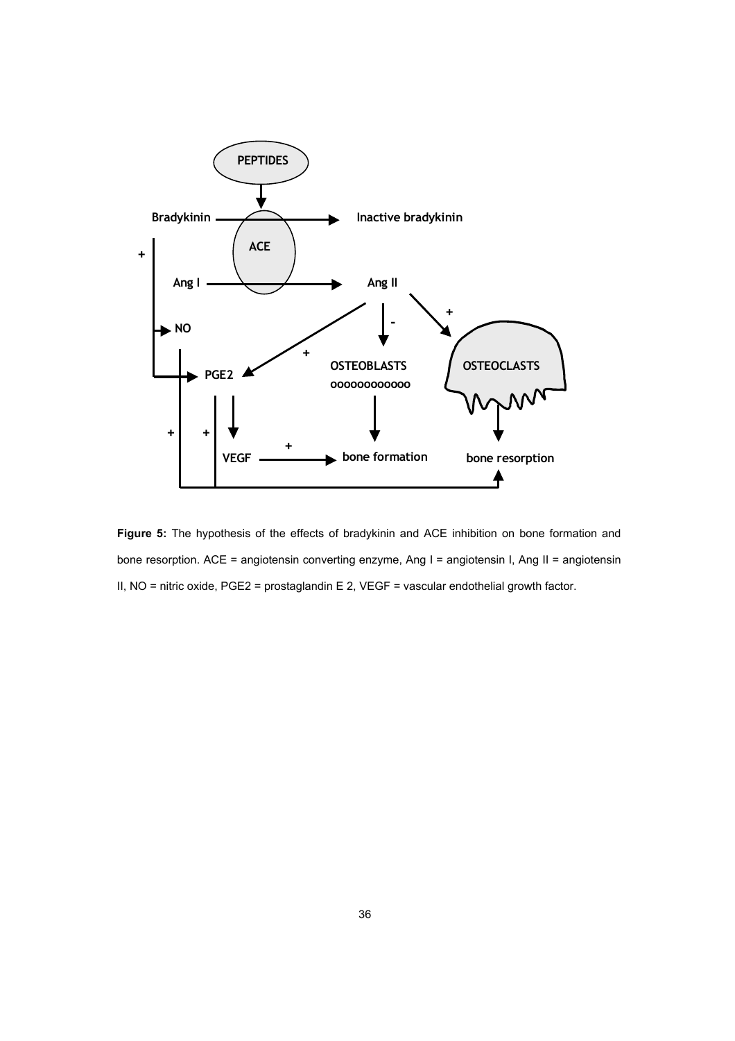**Figure 5:** The hypothesis of the effects of bradykinin and ACE inhibition on bone formation and bone resorption. ACE = angiotensin converting enzyme, Ang I = angiotensin I, Ang II = angiotensin II, NO = nitric oxide, PGE2 = prostaglandin E 2, VEGF = vascular endothelial growth factor.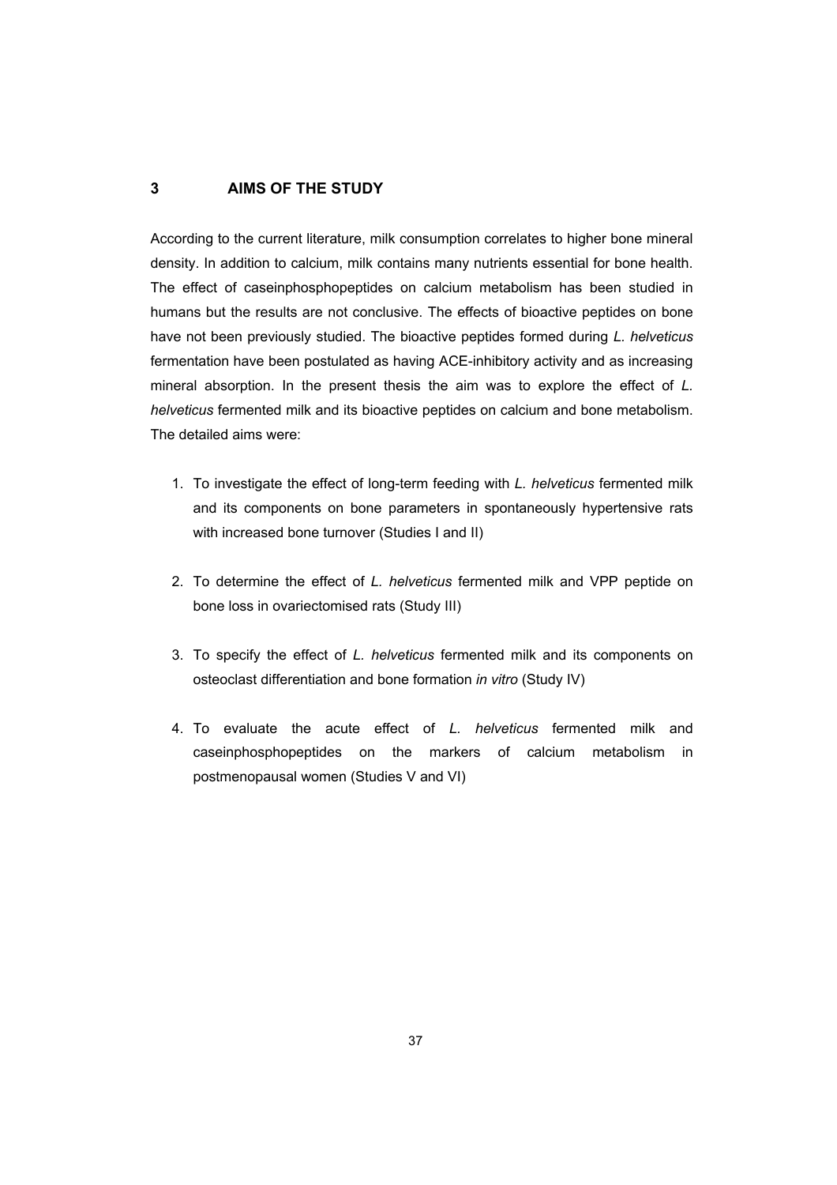# 3 AIMS OF THE STUDY

According to the current literature, milk consumption correlates to higher bone mineral density. In addition to calcium, milk contains many nutrients essential for bone health. The effect of caseinphosphopeptides on calcium metabolism has been studied in humans but the results are not conclusive. The effects of bioactive peptides on bone have not been previously studied. The bioactive peptides formed during *L. helveticus* fermentation have been postulated as having ACE-inhibitory activity and as increasing mineral absorption. In the present thesis the aim was to explore the effect of *L. helveticus* fermented milk and its bioactive peptides on calcium and bone metabolism. The detailed aims were:

1. To investigate the effect of long-term feeding with *L. helveticus* fermented milk and its components on bone parameters in spontaneously hypertensive rats with increased bone turnover (Studies I and II)

2. To determine the effect of *L. helveticus* fermented milk and VPP peptide on bone loss in ovariectomised rats (Study III)

3. To specify the effect of *L. helveticus* fermented milk and its components on osteoclast differentiation and bone formation *in vitro* (Study IV)

4. To evaluate the acute effect of *L. helveticus* fermented milk and caseinphosphopeptides on the markers of calcium metabolism in postmenopausal women (Studies V and VI)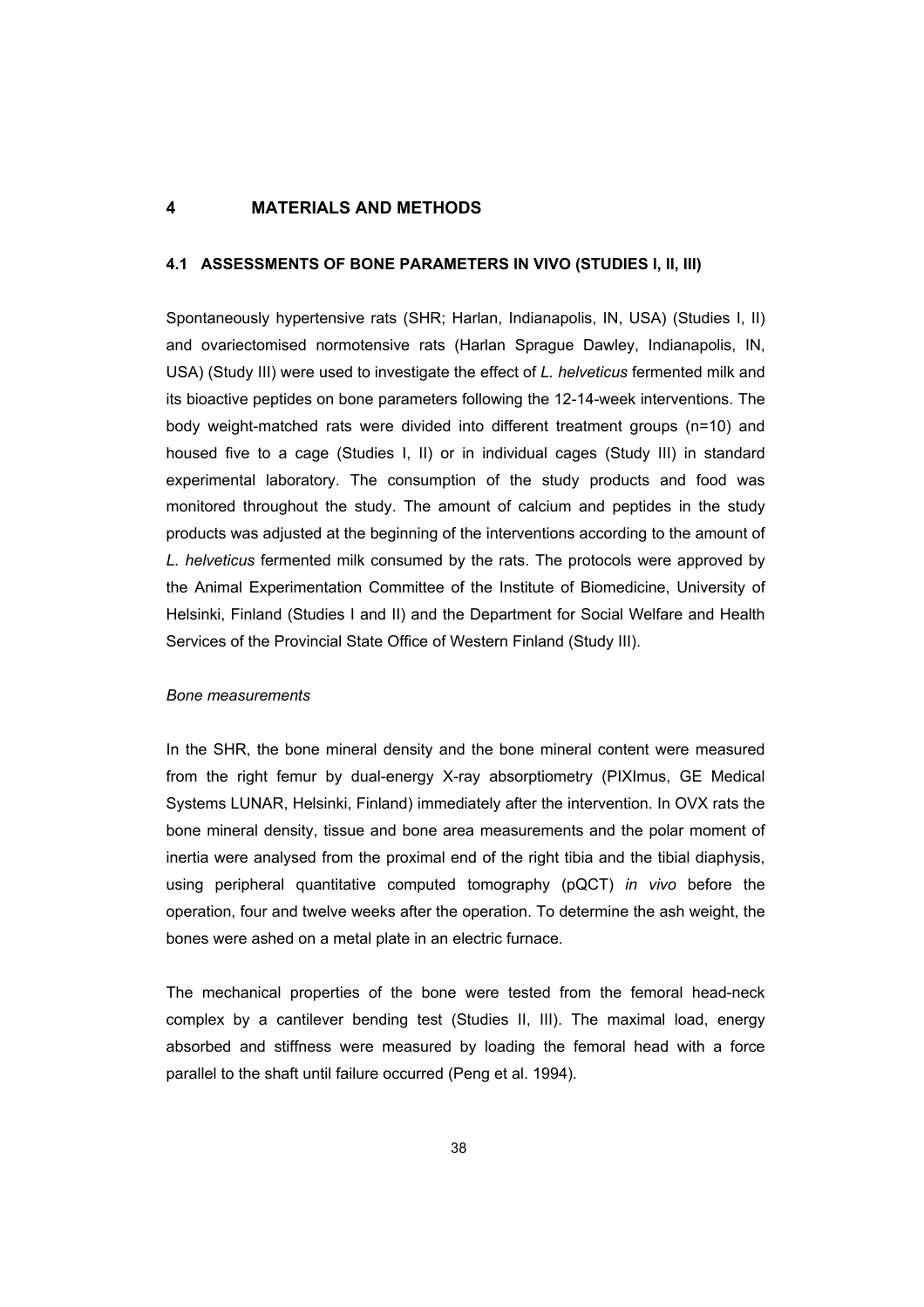# 4 MATERIALS AND METHODS

## 4.1 ASSESSMENTS OF BONE PARAMETERS IN VIVO (STUDIES I, II, III)

Spontaneously hypertensive rats (SHR; Harlan, Indianapolis, IN, USA) (Studies I, II) and ovariectomised normotensive rats (Harlan Sprague Dawley, Indianapolis, IN, USA) (Study III) were used to investigate the effect of *L. helveticus* fermented milk and its bioactive peptides on bone parameters following the 12-14-week interventions. The body weight-matched rats were divided into different treatment groups (n=10) and housed five to a cage (Studies I, II) or in individual cages (Study III) in standard experimental laboratory. The consumption of the study products and food was monitored throughout the study. The amount of calcium and peptides in the study products was adjusted at the beginning of the interventions according to the amount of *L. helveticus* fermented milk consumed by the rats. The protocols were approved by the Animal Experimentation Committee of the Institute of Biomedicine, University of Helsinki, Finland (Studies I and II) and the Department for Social Welfare and Health Services of the Provincial State Office of Western Finland (Study III).

*Bone measurements*

In the SHR, the bone mineral density and the bone mineral content were measured from the right femur by dual-energy X-ray absorptiometry (PIXImus, GE Medical Systems LUNAR, Helsinki, Finland) immediately after the intervention. In OVX rats the bone mineral density, tissue and bone area measurements and the polar moment of inertia were analysed from the proximal end of the right tibia and the tibial diaphysis, using peripheral quantitative computed tomography (pQCT) *in vivo* before the operation, four and twelve weeks after the operation. To determine the ash weight, the bones were ashed on a metal plate in an electric furnace.

The mechanical properties of the bone were tested from the femoral head-neck complex by a cantilever bending test (Studies II, III). The maximal load, energy absorbed and stiffness were measured by loading the femoral head with a force parallel to the shaft until failure occurred (Peng et al. 1994).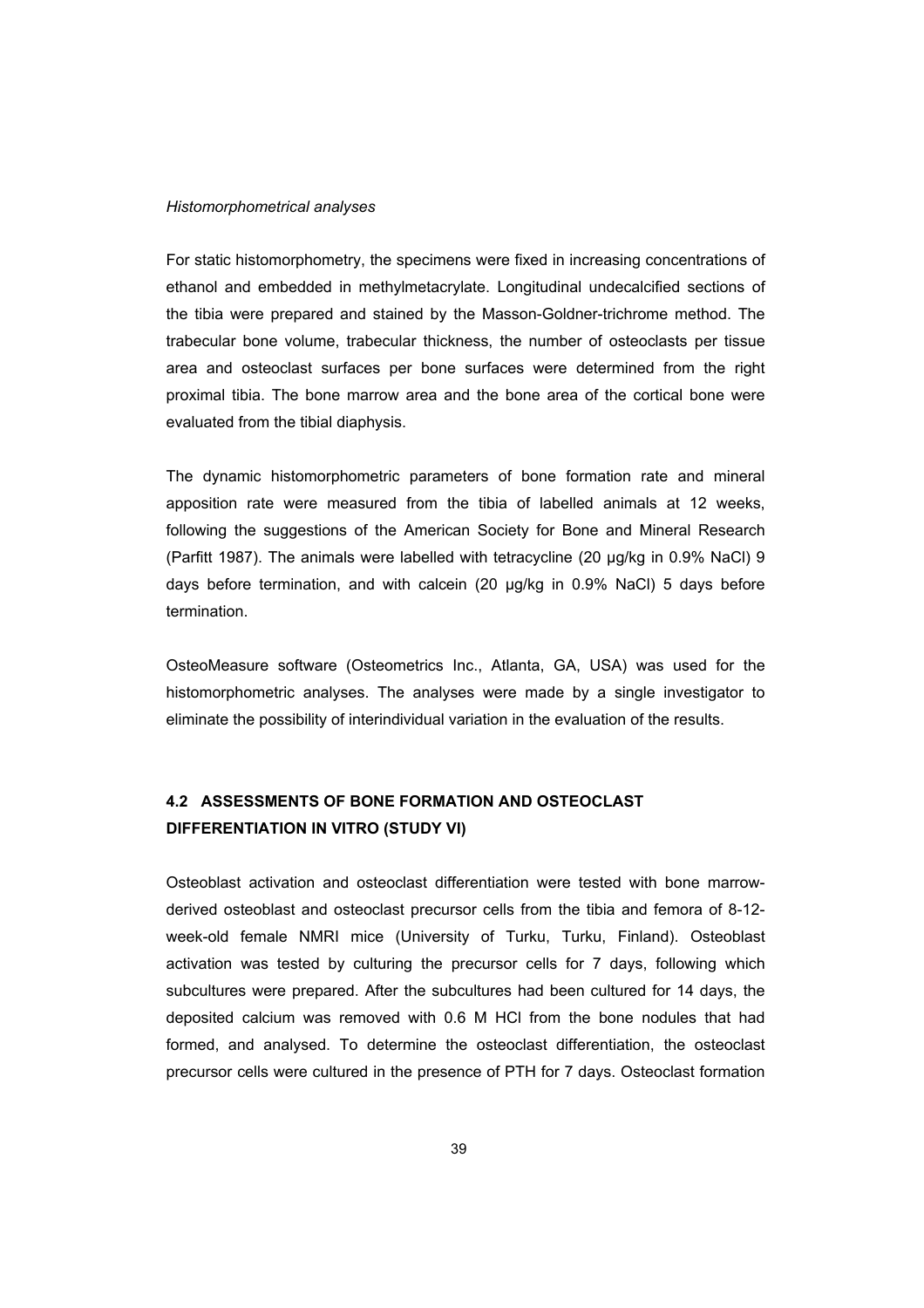*Histomorphometrical analyses*

For static histomorphometry, the specimens were fixed in increasing concentrations of ethanol and embedded in methylmetacrylate. Longitudinal undecalcified sections of the tibia were prepared and stained by the Masson-Goldner-trichrome method. The trabecular bone volume, trabecular thickness, the number of osteoclasts per tissue area and osteoclast surfaces per bone surfaces were determined from the right proximal tibia. The bone marrow area and the bone area of the cortical bone were evaluated from the tibial diaphysis.

The dynamic histomorphometric parameters of bone formation rate and mineral apposition rate were measured from the tibia of labelled animals at 12 weeks, following the suggestions of the American Society for Bone and Mineral Research (Parfitt 1987). The animals were labelled with tetracycline (20 µg/kg in 0.9% NaCl) 9 days before termination, and with calcein (20 µg/kg in 0.9% NaCl) 5 days before termination.

OsteoMeasure software (Osteometrics Inc., Atlanta, GA, USA) was used for the histomorphometric analyses. The analyses were made by a single investigator to eliminate the possibility of interindividual variation in the evaluation of the results.

## 4.2 ASSESSMENTS OF BONE FORMATION AND OSTEOCLAST DIFFERENTIATION IN VITRO (STUDY VI)

Osteoblast activation and osteoclast differentiation were tested with bone marrow-derived osteoblast and osteoclast precursor cells from the tibia and femora of 8-12-week-old female NMRI mice (University of Turku, Turku, Finland). Osteoblast activation was tested by culturing the precursor cells for 7 days, following which subcultures were prepared. After the subcultures had been cultured for 14 days, the deposited calcium was removed with 0.6 M HCl from the bone nodules that had formed, and analysed. To determine the osteoclast differentiation, the osteoclast precursor cells were cultured in the presence of PTH for 7 days. Osteoclast formation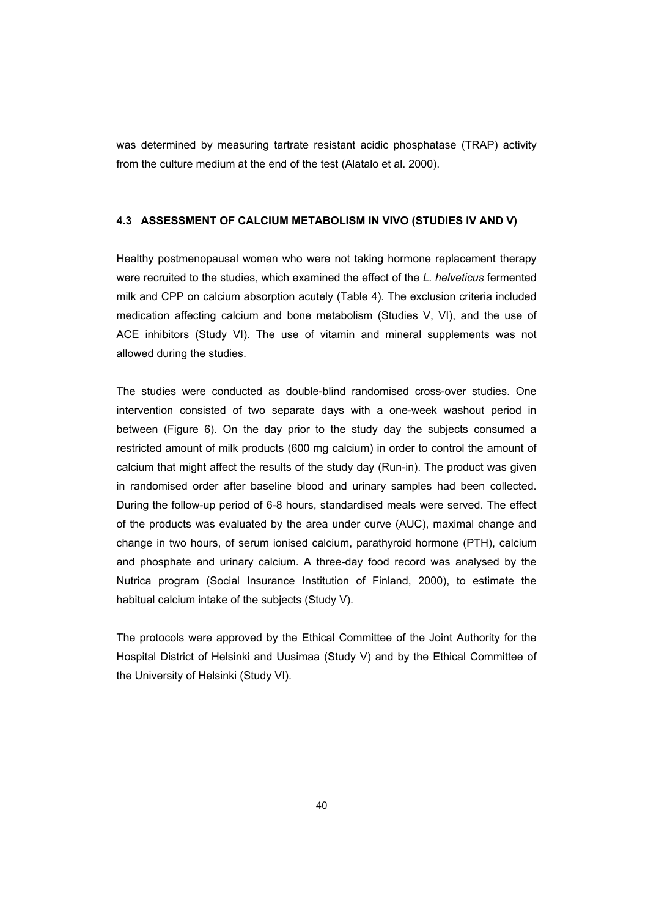was determined by measuring tartrate resistant acidic phosphatase (TRAP) activity from the culture medium at the end of the test (Alatalo et al. 2000).

### 4.3 ASSESSMENT OF CALCIUM METABOLISM IN VIVO (STUDIES IV AND V)

Healthy postmenopausal women who were not taking hormone replacement therapy were recruited to the studies, which examined the effect of the *L. helveticus* fermented milk and CPP on calcium absorption acutely (Table 4). The exclusion criteria included medication affecting calcium and bone metabolism (Studies V, VI), and the use of ACE inhibitors (Study VI). The use of vitamin and mineral supplements was not allowed during the studies.

The studies were conducted as double-blind randomised cross-over studies. One intervention consisted of two separate days with a one-week washout period in between (Figure 6). On the day prior to the study day the subjects consumed a restricted amount of milk products (600 mg calcium) in order to control the amount of calcium that might affect the results of the study day (Run-in). The product was given in randomised order after baseline blood and urinary samples had been collected. During the follow-up period of 6-8 hours, standardised meals were served. The effect of the products was evaluated by the area under curve (AUC), maximal change and change in two hours, of serum ionised calcium, parathyroid hormone (PTH), calcium and phosphate and urinary calcium. A three-day food record was analysed by the Nutrica program (Social Insurance Institution of Finland, 2000), to estimate the habitual calcium intake of the subjects (Study V).

The protocols were approved by the Ethical Committee of the Joint Authority for the Hospital District of Helsinki and Uusimaa (Study V) and by the Ethical Committee of the University of Helsinki (Study VI).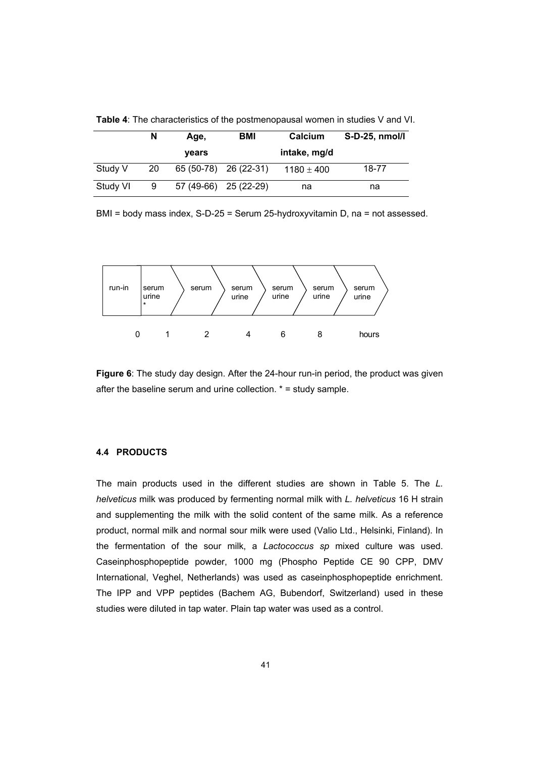**Table 4**: The characteristics of the postmenopausal women in studies V and VI.

| | N | Age, years | BMI | Calcium intake, mg/d | S-D-25, nmol/l |
|---|---|---|---|---|---|
| Study V | 20 | 65 (50-78) | 26 (22-31) | 1180 ± 400 | 18-77 |
| Study VI | 9 | 57 (49-66) | 25 (22-29) | na | na |

BMI = body mass index, S-D-25 = Serum 25-hydroxyvitamin D, na = not assessed.

| run-in | serum urine * | serum | serum urine | serum urine | serum urine | serum urine |
|---|---|---|---|---|---|---|
| 0 | 1 | 2 | 4 | 6 | 8 | hours |

**Figure 6**: The study day design. After the 24-hour run-in period, the product was given after the baseline serum and urine collection. * = study sample.

### 4.4 PRODUCTS

The main products used in the different studies are shown in Table 5. The *L. helveticus* milk was produced by fermenting normal milk with *L. helveticus* 16 H strain and supplementing the milk with the solid content of the same milk. As a reference product, normal milk and normal sour milk were used (Valio Ltd., Helsinki, Finland). In the fermentation of the sour milk, a *Lactococcus sp* mixed culture was used. Caseinphosphopeptide powder, 1000 mg (Phospho Peptide CE 90 CPP, DMV International, Veghel, Netherlands) was used as caseinphosphopeptide enrichment. The IPP and VPP peptides (Bachem AG, Bubendorf, Switzerland) used in these studies were diluted in tap water. Plain tap water was used as a control.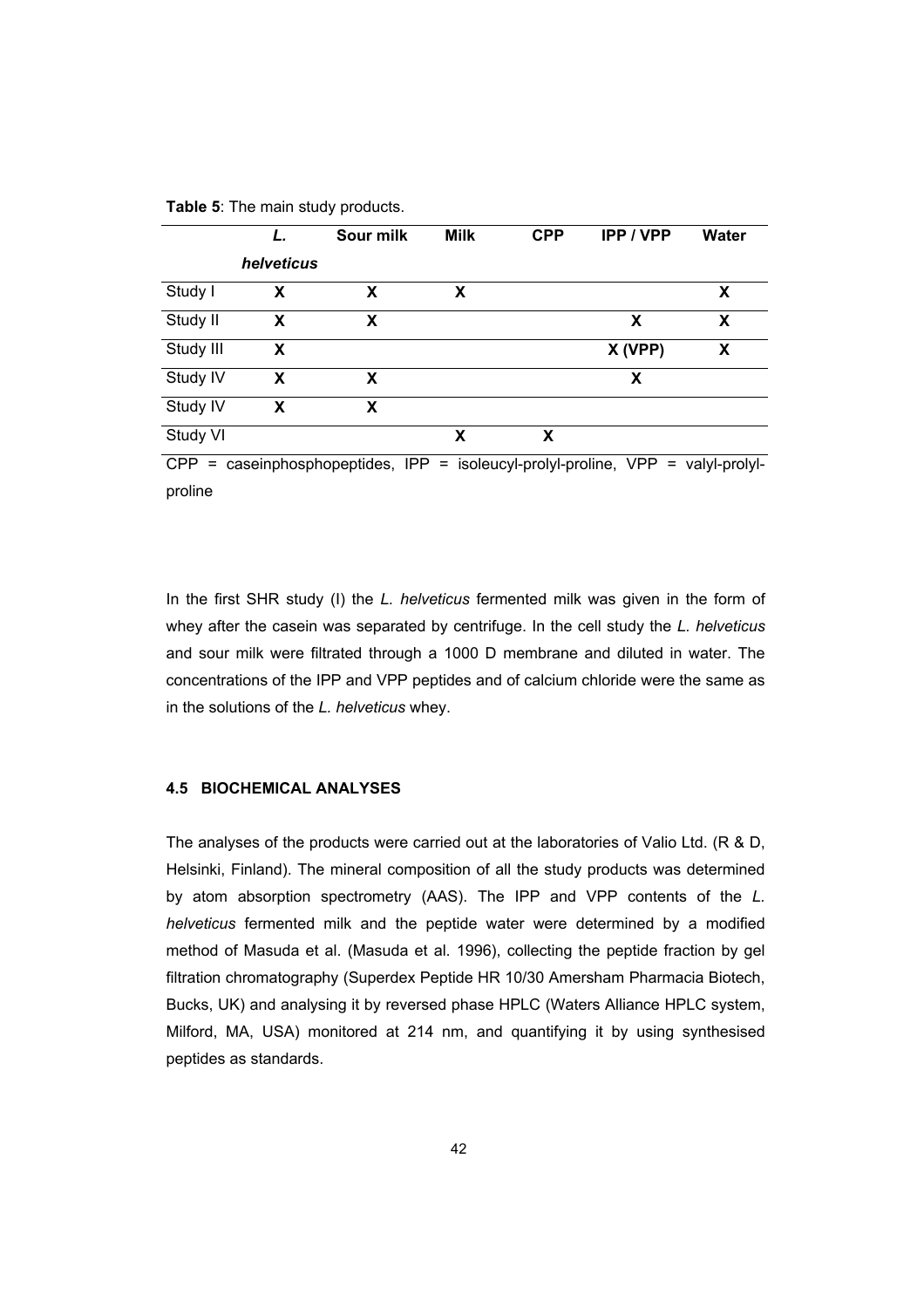**Table 5**: The main study products.

| | *L. helveticus* | Sour milk | Milk | CPP | IPP / VPP | Water |
|---|---|---|---|---|---|---|
| Study I | X | X | X | | | X |
| Study II | X | X | | | X | X |
| Study III | X | | | | X (VPP) | X |
| Study IV | X | X | | | X | |
| Study IV | X | X | | | | |
| Study VI | | | X | X | | |

CPP = caseinphosphopeptides, IPP = isoleucyl-prolyl-proline, VPP = valyl-prolyl-proline

In the first SHR study (I) the *L. helveticus* fermented milk was given in the form of whey after the casein was separated by centrifuge. In the cell study the *L. helveticus* and sour milk were filtrated through a 1000 D membrane and diluted in water. The concentrations of the IPP and VPP peptides and of calcium chloride were the same as in the solutions of the *L. helveticus* whey.

### 4.5 BIOCHEMICAL ANALYSES

The analyses of the products were carried out at the laboratories of Valio Ltd. (R & D, Helsinki, Finland). The mineral composition of all the study products was determined by atom absorption spectrometry (AAS). The IPP and VPP contents of the *L. helveticus* fermented milk and the peptide water were determined by a modified method of Masuda et al. (Masuda et al. 1996), collecting the peptide fraction by gel filtration chromatography (Superdex Peptide HR 10/30 Amersham Pharmacia Biotech, Bucks, UK) and analysing it by reversed phase HPLC (Waters Alliance HPLC system, Milford, MA, USA) monitored at 214 nm, and quantifying it by using synthesised peptides as standards.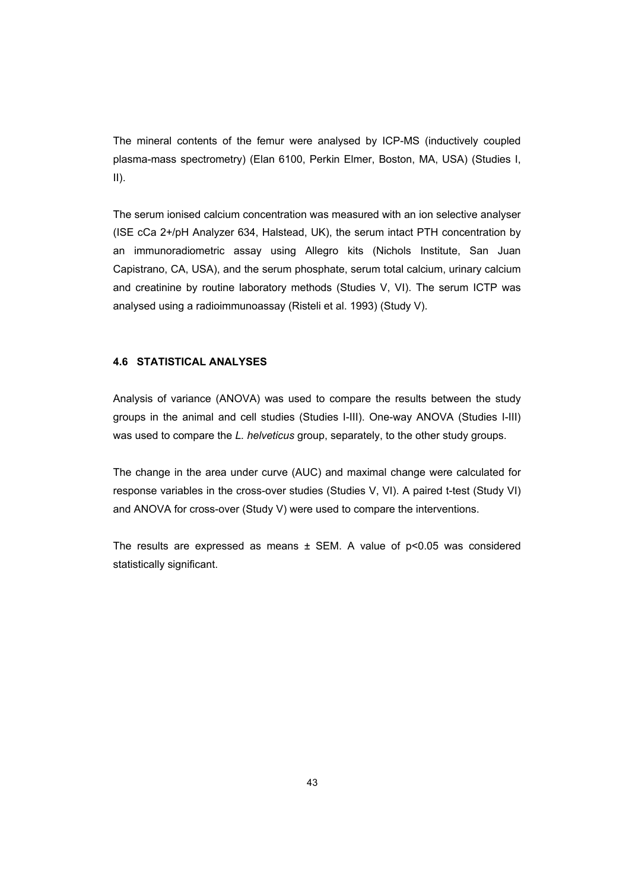The mineral contents of the femur were analysed by ICP-MS (inductively coupled plasma-mass spectrometry) (Elan 6100, Perkin Elmer, Boston, MA, USA) (Studies I, II).

The serum ionised calcium concentration was measured with an ion selective analyser (ISE cCa 2+/pH Analyzer 634, Halstead, UK), the serum intact PTH concentration by an immunoradiometric assay using Allegro kits (Nichols Institute, San Juan Capistrano, CA, USA), and the serum phosphate, serum total calcium, urinary calcium and creatinine by routine laboratory methods (Studies V, VI). The serum ICTP was analysed using a radioimmunoassay (Risteli et al. 1993) (Study V).

### 4.6 STATISTICAL ANALYSES

Analysis of variance (ANOVA) was used to compare the results between the study groups in the animal and cell studies (Studies I-III). One-way ANOVA (Studies I-III) was used to compare the *L. helveticus* group, separately, to the other study groups.

The change in the area under curve (AUC) and maximal change were calculated for response variables in the cross-over studies (Studies V, VI). A paired t-test (Study VI) and ANOVA for cross-over (Study V) were used to compare the interventions.

The results are expressed as means ± SEM. A value of $p<0.05$ was considered statistically significant.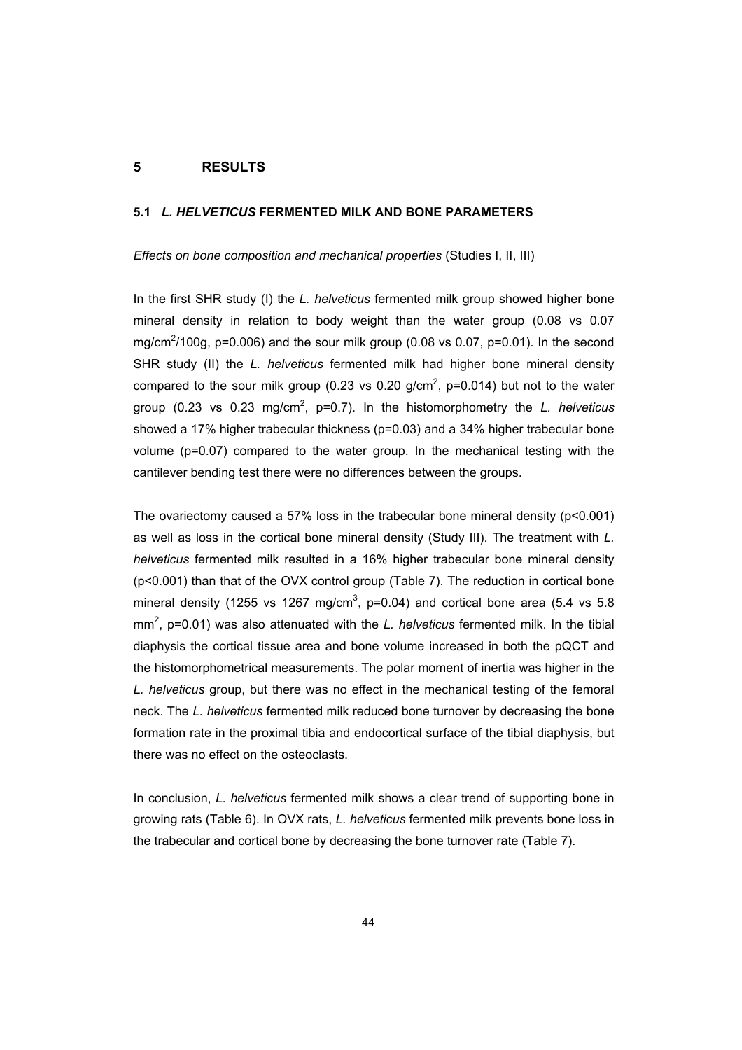# 5 RESULTS

## 5.1 *L. HELVETICUS* FERMENTED MILK AND BONE PARAMETERS

*Effects on bone composition and mechanical properties* (Studies I, II, III)

In the first SHR study (I) the *L. helveticus* fermented milk group showed higher bone mineral density in relation to body weight than the water group (0.08 vs 0.07 mg/cm$^2$/100g, p=0.006) and the sour milk group (0.08 vs 0.07, p=0.01). In the second SHR study (II) the *L. helveticus* fermented milk had higher bone mineral density compared to the sour milk group (0.23 vs 0.20 g/cm$^2$, p=0.014) but not to the water group (0.23 vs 0.23 mg/cm$^2$, p=0.7). In the histomorphometry the *L. helveticus* showed a 17% higher trabecular thickness (p=0.03) and a 34% higher trabecular bone volume (p=0.07) compared to the water group. In the mechanical testing with the cantilever bending test there were no differences between the groups.

The ovariectomy caused a 57% loss in the trabecular bone mineral density (p<0.001) as well as loss in the cortical bone mineral density (Study III). The treatment with *L. helveticus* fermented milk resulted in a 16% higher trabecular bone mineral density (p<0.001) than that of the OVX control group (Table 7). The reduction in cortical bone mineral density (1255 vs 1267 mg/cm$^3$, p=0.04) and cortical bone area (5.4 vs 5.8 mm$^2$, p=0.01) was also attenuated with the *L. helveticus* fermented milk. In the tibial diaphysis the cortical tissue area and bone volume increased in both the pQCT and the histomorphometrical measurements. The polar moment of inertia was higher in the *L. helveticus* group, but there was no effect in the mechanical testing of the femoral neck. The *L. helveticus* fermented milk reduced bone turnover by decreasing the bone formation rate in the proximal tibia and endocortical surface of the tibial diaphysis, but there was no effect on the osteoclasts.

In conclusion, *L. helveticus* fermented milk shows a clear trend of supporting bone in growing rats (Table 6). In OVX rats, *L. helveticus* fermented milk prevents bone loss in the trabecular and cortical bone by decreasing the bone turnover rate (Table 7).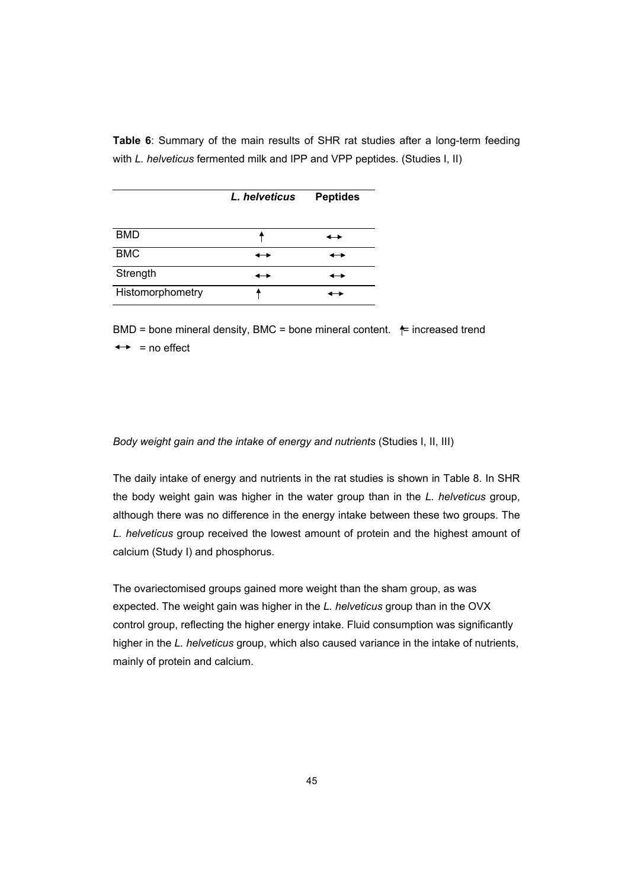**Table 6**: Summary of the main results of SHR rat studies after a long-term feeding with *L. helveticus* fermented milk and IPP and VPP peptides. (Studies I, II)

| | *L. helveticus* | **Peptides** |
|---|---|---|
| BMD | ↑ | ↔ |
| BMC | ↔ | ↔ |
| Strength | ↔ | ↔ |
| Histomorphometry | ↑ | ↔ |

BMD = bone mineral density, BMC = bone mineral content. ↑= increased trend
↔ = no effect

*Body weight gain and the intake of energy and nutrients* (Studies I, II, III)

The daily intake of energy and nutrients in the rat studies is shown in Table 8. In SHR the body weight gain was higher in the water group than in the *L. helveticus* group, although there was no difference in the energy intake between these two groups. The *L. helveticus* group received the lowest amount of protein and the highest amount of calcium (Study I) and phosphorus.

The ovariectomised groups gained more weight than the sham group, as was expected. The weight gain was higher in the *L. helveticus* group than in the OVX control group, reflecting the higher energy intake. Fluid consumption was significantly higher in the *L. helveticus* group, which also caused variance in the intake of nutrients, mainly of protein and calcium.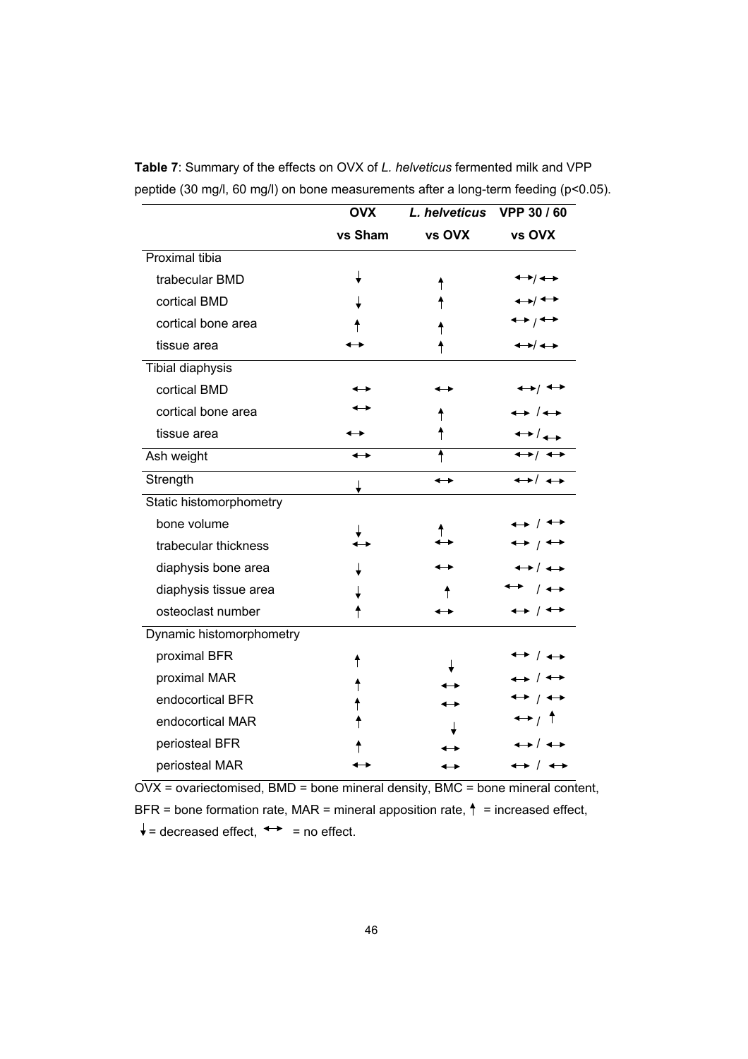**Table 7**: Summary of the effects on OVX of *L. helveticus* fermented milk and VPP peptide (30 mg/l, 60 mg/l) on bone measurements after a long-term feeding ($p<0.05$).

| | OVX vs Sham | *L. helveticus* vs OVX | VPP 30 / 60 vs OVX |
|---|---|---|---|
| Proximal tibia | | | |
| trabecular BMD | ↓ | ↑ | ↔/↔ |
| cortical BMD | ↓ | ↑ | ↔/↔ |
| cortical bone area | ↑ | ↑ | ↔/↔ |
| tissue area | ↔ | ↑ | ↔/↔ |
| Tibial diaphysis | | | |
| cortical BMD | ↔ | ↔ | ↔/↔ |
| cortical bone area | ↔ | ↑ | ↔/↔ |
| tissue area | ↔ | ↑ | ↔/↔ |
| Ash weight | ↔ | ↑ | ↔/↔ |
| Strength | ↓ | ↔ | ↔/↔ |
| Static histomorphometry | | | |
| bone volume | ↓ | ↑ | ↔/↔ |
| trabecular thickness | ↔ | ↔ | ↔/↔ |
| diaphysis bone area | ↓ | ↔ | ↔/↔ |
| diaphysis tissue area | ↓ | ↑ | ↔/↔ |
| osteoclast number | ↑ | ↔ | ↔/↔ |
| Dynamic histomorphometry | | | |
| proximal BFR | ↑ | ↓ | ↔/↔ |
| proximal MAR | ↑ | ↔ | ↔/↔ |
| endocortical BFR | ↑ | ↔ | ↔/↔ |
| endocortical MAR | ↑ | ↓ | ↔/↑ |
| periosteal BFR | ↑ | ↔ | ↔/↔ |
| periosteal MAR | ↔ | ↔ | ↔/↔ |

OVX = ovariectomised, BMD = bone mineral density, BMC = bone mineral content, BFR = bone formation rate, MAR = mineral apposition rate, ↑ = increased effect, ↓ = decreased effect, ↔ = no effect.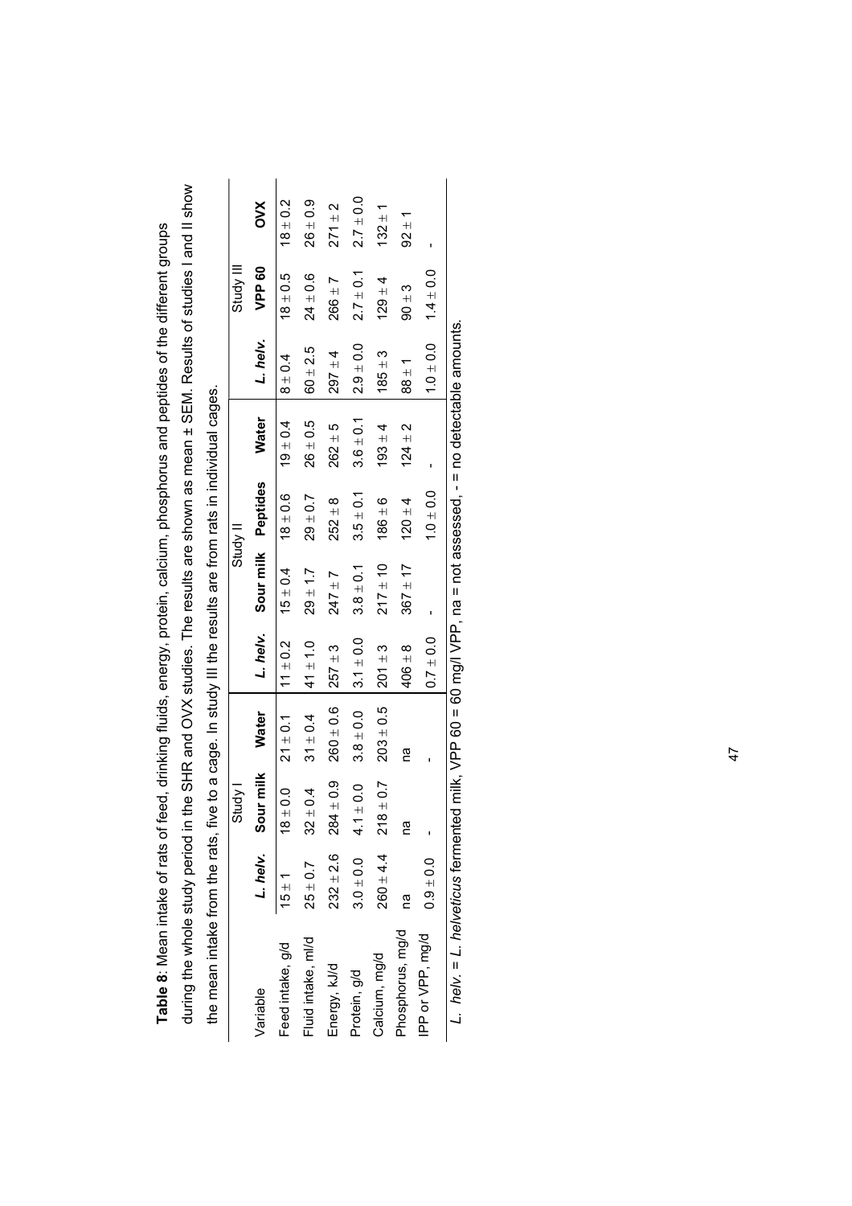**Table 8**: Mean intake of rats of feed, drinking fluids, energy, protein, calcium, phosphorus and peptides of the different groups during the whole study period in the SHR and OVX studies. The results are shown as mean ± SEM. Results of studies I and II show the mean intake from the rats, five to a cage. In study III the results are from rats in individual cages.

| | Study I | | | Study II | | | | Study III | | |
|---|---|---|---|---|---|---|---|---|---|---|
| Variable | *L. helv.* | Sour milk | Water | *L. helv.* | Sour milk | Peptides | Water | *L. helv.* | VPP 60 | OVX |
| Feed intake, g/d | 15 ± 1 | 18 ± 0.0 | 21 ± 0.1 | 11 ± 0.2 | 15 ± 0.4 | 18 ± 0.6 | 19 ± 0.4 | 8 ± 0.4 | 18 ± 0.5 | 18 ± 0.2 |
| Fluid intake, ml/d | 25 ± 0.7 | 32 ± 0.4 | 31 ± 0.4 | 41 ± 1.0 | 29 ± 1.7 | 29 ± 0.7 | 26 ± 0.5 | 60 ± 2.5 | 24 ± 0.6 | 26 ± 0.9 |
| Energy, kJ/d | 232 ± 2.6 | 284 ± 0.9 | 260 ± 0.6 | 257 ± 3 | 247 ± 7 | 252 ± 8 | 262 ± 5 | 297 ± 4 | 266 ± 7 | 271 ± 2 |
| Protein, g/d | 3.0 ± 0.0 | 4.1 ± 0.0 | 3.8 ± 0.0 | 3.1 ± 0.0 | 3.8 ± 0.1 | 3.5 ± 0.1 | 3.6 ± 0.1 | 2.9 ± 0.0 | 2.7 ± 0.1 | 2.7 ± 0.0 |
| Calcium, mg/d | 260 ± 4.4 | 218 ± 0.7 | 203 ± 0.5 | 201 ± 3 | 217 ± 10 | 186 ± 6 | 193 ± 4 | 185 ± 3 | 129 ± 4 | 132 ± 1 |
| Phosphorus, mg/d | na | na | na | 406 ± 8 | 367 ± 17 | 120 ± 4 | 124 ± 2 | 88 ± 1 | 90 ± 3 | 92 ± 1 |
| IPP or VPP, mg/d | 0.9 ± 0.0 | - | - | 0.7 ± 0.0 | - | 1.0 ± 0.0 | - | 1.0 ± 0.0 | 1.4 ± 0.0 | - |

*L. helv.* = *L. helveticus* fermented milk, VPP 60 = 60 mg/l VPP, na = not assessed, - = no detectable amounts.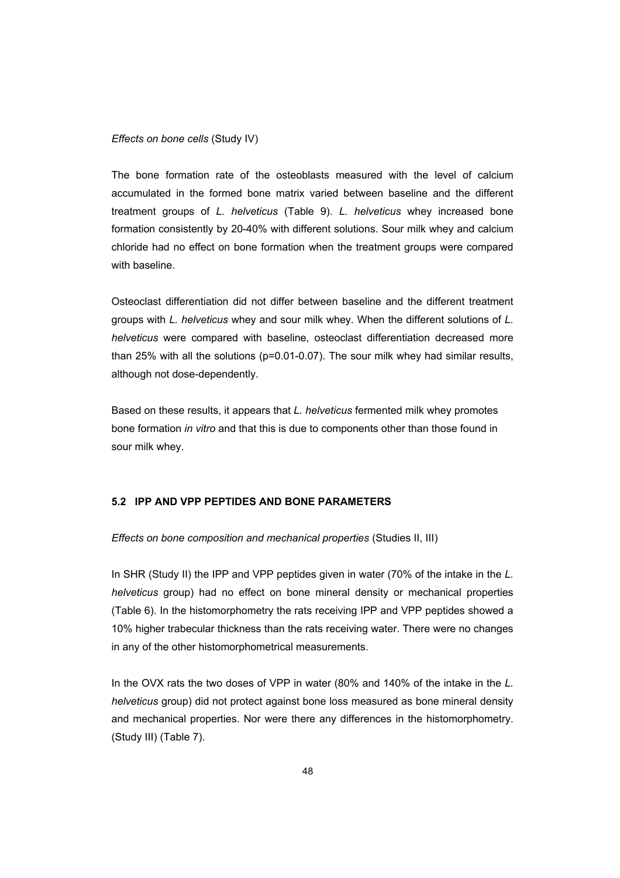*Effects on bone cells* (Study IV)

The bone formation rate of the osteoblasts measured with the level of calcium accumulated in the formed bone matrix varied between baseline and the different treatment groups of *L. helveticus* (Table 9). *L. helveticus* whey increased bone formation consistently by 20-40% with different solutions. Sour milk whey and calcium chloride had no effect on bone formation when the treatment groups were compared with baseline.

Osteoclast differentiation did not differ between baseline and the different treatment groups with *L. helveticus* whey and sour milk whey. When the different solutions of *L. helveticus* were compared with baseline, osteoclast differentiation decreased more than 25% with all the solutions (p=0.01-0.07). The sour milk whey had similar results, although not dose-dependently.

Based on these results, it appears that *L. helveticus* fermented milk whey promotes bone formation *in vitro* and that this is due to components other than those found in sour milk whey.

## 5.2 IPP AND VPP PEPTIDES AND BONE PARAMETERS

*Effects on bone composition and mechanical properties* (Studies II, III)

In SHR (Study II) the IPP and VPP peptides given in water (70% of the intake in the *L. helveticus* group) had no effect on bone mineral density or mechanical properties (Table 6). In the histomorphometry the rats receiving IPP and VPP peptides showed a 10% higher trabecular thickness than the rats receiving water. There were no changes in any of the other histomorphometrical measurements.

In the OVX rats the two doses of VPP in water (80% and 140% of the intake in the *L. helveticus* group) did not protect against bone loss measured as bone mineral density and mechanical properties. Nor were there any differences in the histomorphometry. (Study III) (Table 7).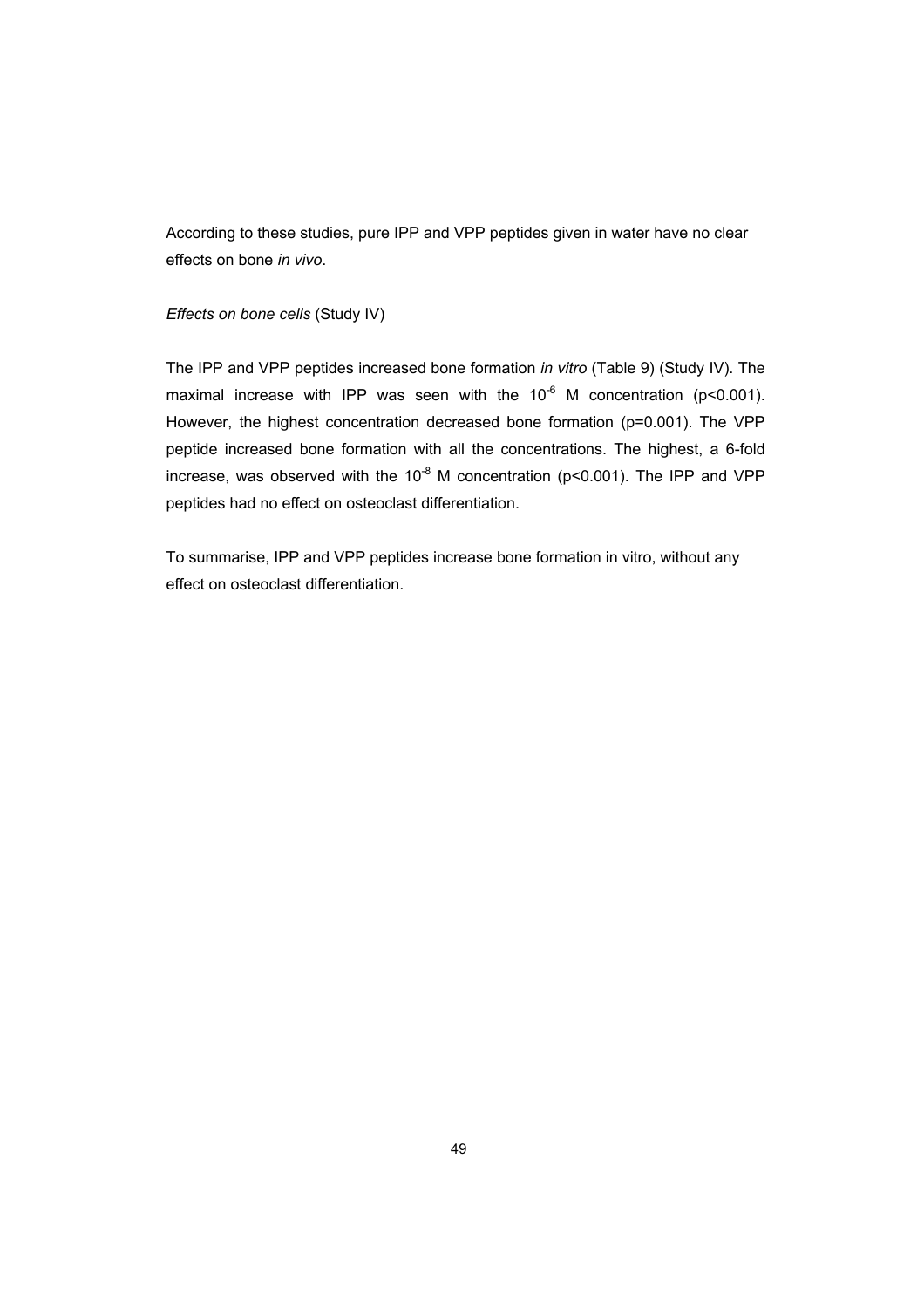According to these studies, pure IPP and VPP peptides given in water have no clear effects on bone *in vivo*.

*Effects on bone cells* (Study IV)

The IPP and VPP peptides increased bone formation *in vitro* (Table 9) (Study IV). The maximal increase with IPP was seen with the $10^{-6}$ M concentration ($p<0.001$). However, the highest concentration decreased bone formation ($p=0.001$). The VPP peptide increased bone formation with all the concentrations. The highest, a 6-fold increase, was observed with the $10^{-8}$ M concentration ($p<0.001$). The IPP and VPP peptides had no effect on osteoclast differentiation.

To summarise, IPP and VPP peptides increase bone formation in vitro, without any effect on osteoclast differentiation.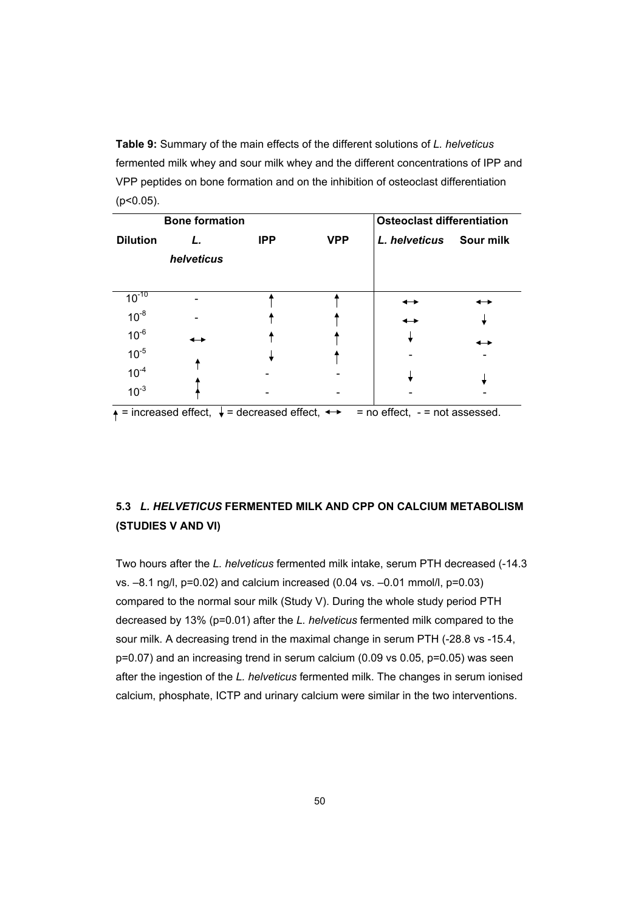**Table 9:** Summary of the main effects of the different solutions of *L. helveticus* fermented milk whey and sour milk whey and the different concentrations of IPP and VPP peptides on bone formation and on the inhibition of osteoclast differentiation (p<0.05).

| Bone formation | | | | Osteoclast differentiation | |
|---|---|---|---|---|---|
| **Dilution** | ***L. helveticus*** | **IPP** | **VPP** | ***L. helveticus*** | **Sour milk** |
| $10^{-10}$ | - | ↑ | ↑ | ↔ | ↔ |
| $10^{-8}$ | - | ↑ | ↑ | ↔ | ↓ |
| $10^{-6}$ | ↔ | ↑ | ↑ | ↓ | ↔ |
| $10^{-5}$ | ↑ | ↓ | ↑ | - | - |
| $10^{-4}$ | ↑ | - | - | ↓ | ↓ |
| $10^{-3}$ | ↑ | - | - | - | - |

↑ = increased effect, ↓ = decreased effect, ↔ = no effect, - = not assessed.

## 5.3 *L. HELVETICUS* FERMENTED MILK AND CPP ON CALCIUM METABOLISM (STUDIES V AND VI)

Two hours after the *L. helveticus* fermented milk intake, serum PTH decreased (-14.3 vs. –8.1 ng/l, p=0.02) and calcium increased (0.04 vs. –0.01 mmol/l, p=0.03) compared to the normal sour milk (Study V). During the whole study period PTH decreased by 13% (p=0.01) after the *L. helveticus* fermented milk compared to the sour milk. A decreasing trend in the maximal change in serum PTH (-28.8 vs -15.4, p=0.07) and an increasing trend in serum calcium (0.09 vs 0.05, p=0.05) was seen after the ingestion of the *L. helveticus* fermented milk. The changes in serum ionised calcium, phosphate, ICTP and urinary calcium were similar in the two interventions.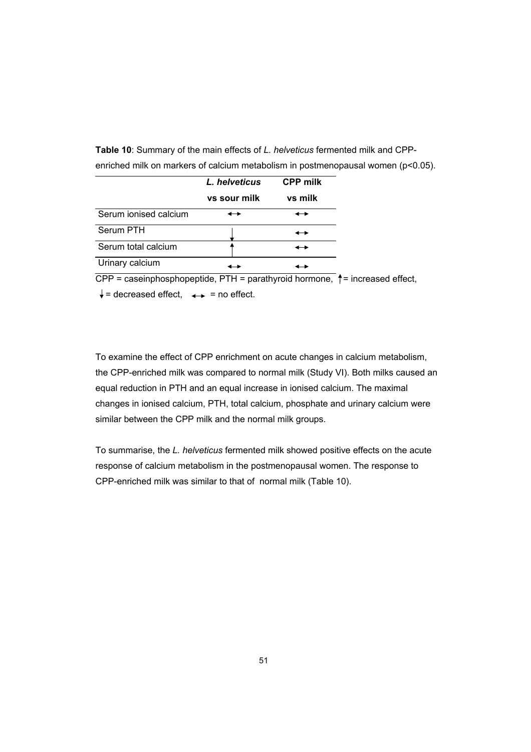**Table 10**: Summary of the main effects of *L. helveticus* fermented milk and CPP-enriched milk on markers of calcium metabolism in postmenopausal women ($p<0.05$).

| | ***L. helveticus* vs sour milk** | **CPP milk vs milk** |
|---|---|---|
| Serum ionised calcium | ↔ | ↔ |
| Serum PTH | ↓ | ↔ |
| Serum total calcium | ↑ | ↔ |
| Urinary calcium | ↔ | ↔ |

CPP = caseinphosphopeptide, PTH = parathyroid hormone, ↑= increased effect, ↓= decreased effect, ↔ = no effect.

To examine the effect of CPP enrichment on acute changes in calcium metabolism, the CPP-enriched milk was compared to normal milk (Study VI). Both milks caused an equal reduction in PTH and an equal increase in ionised calcium. The maximal changes in ionised calcium, PTH, total calcium, phosphate and urinary calcium were similar between the CPP milk and the normal milk groups.

To summarise, the *L. helveticus* fermented milk showed positive effects on the acute response of calcium metabolism in the postmenopausal women. The response to CPP-enriched milk was similar to that of normal milk (Table 10).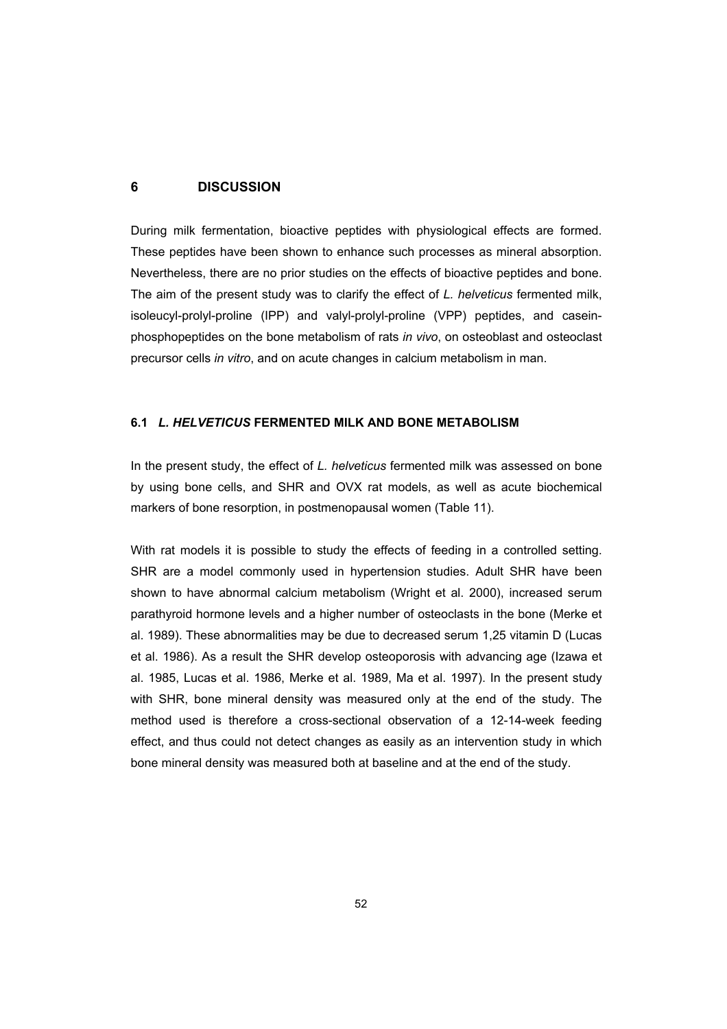# 6 DISCUSSION

During milk fermentation, bioactive peptides with physiological effects are formed. These peptides have been shown to enhance such processes as mineral absorption. Nevertheless, there are no prior studies on the effects of bioactive peptides and bone. The aim of the present study was to clarify the effect of *L. helveticus* fermented milk, isoleucyl-prolyl-proline (IPP) and valyl-prolyl-proline (VPP) peptides, and casein-phosphopeptides on the bone metabolism of rats *in vivo*, on osteoblast and osteoclast precursor cells *in vitro*, and on acute changes in calcium metabolism in man.

## 6.1 *L. HELVETICUS* FERMENTED MILK AND BONE METABOLISM

In the present study, the effect of *L. helveticus* fermented milk was assessed on bone by using bone cells, and SHR and OVX rat models, as well as acute biochemical markers of bone resorption, in postmenopausal women (Table 11).

With rat models it is possible to study the effects of feeding in a controlled setting. SHR are a model commonly used in hypertension studies. Adult SHR have been shown to have abnormal calcium metabolism (Wright et al. 2000), increased serum parathyroid hormone levels and a higher number of osteoclasts in the bone (Merke et al. 1989). These abnormalities may be due to decreased serum 1,25 vitamin D (Lucas et al. 1986). As a result the SHR develop osteoporosis with advancing age (Izawa et al. 1985, Lucas et al. 1986, Merke et al. 1989, Ma et al. 1997). In the present study with SHR, bone mineral density was measured only at the end of the study. The method used is therefore a cross-sectional observation of a 12-14-week feeding effect, and thus could not detect changes as easily as an intervention study in which bone mineral density was measured both at baseline and at the end of the study.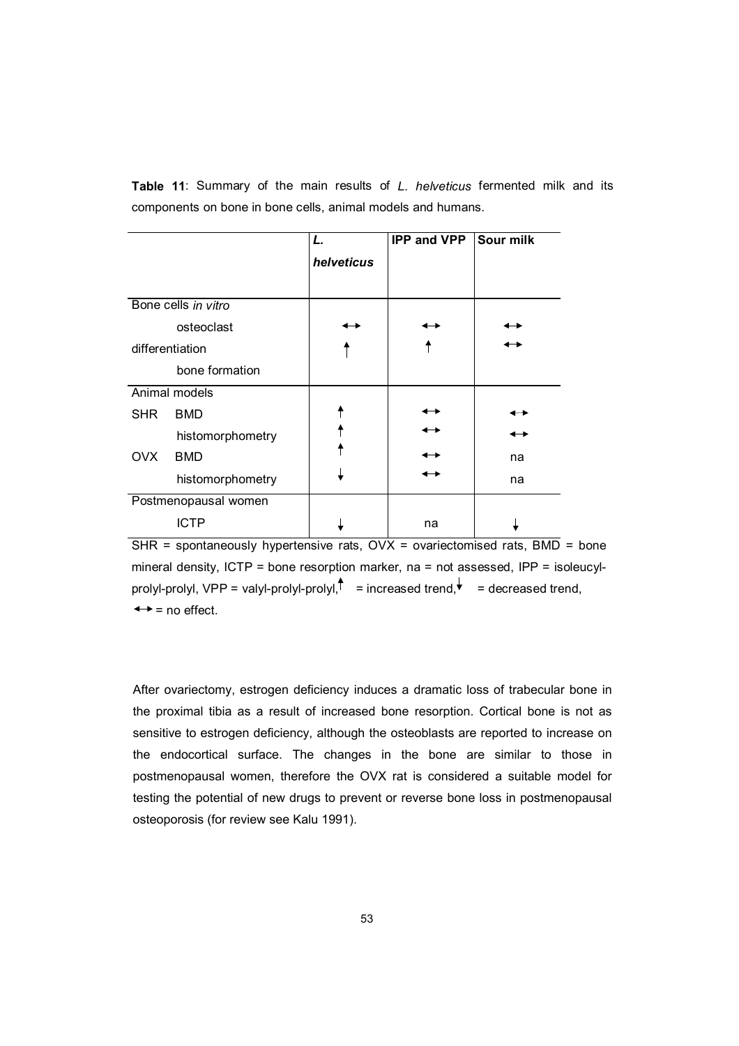**Table 11**: Summary of the main results of *L. helveticus* fermented milk and its components on bone in bone cells, animal models and humans.

| | *L. helveticus* | IPP and VPP | Sour milk |
|---|---|---|---|
| Bone cells *in vitro* | | | |
| osteoclast differentiation | ↔ | ↔ | ↔ |
| bone formation | ↑ | ↑ | ↔ |
| Animal models | | | |
| SHR BMD | ↑ | ↔ | ↔ |
| histomorphometry | ↑ | ↔ | ↔ |
| OVX BMD | ↑ | ↔ | na |
| histomorphometry | ↓ | ↔ | na |
| Postmenopausal women | | | |
| ICTP | ↓ | na | ↓ |

SHR = spontaneously hypertensive rats, OVX = ovariectomised rats, BMD = bone mineral density, ICTP = bone resorption marker, na = not assessed, IPP = isoleucyl-prolyl-prolyl, VPP = valyl-prolyl-prolyl, ↑ = increased trend, ↓ = decreased trend, ↔ = no effect.

After ovariectomy, estrogen deficiency induces a dramatic loss of trabecular bone in the proximal tibia as a result of increased bone resorption. Cortical bone is not as sensitive to estrogen deficiency, although the osteoblasts are reported to increase on the endocortical surface. The changes in the bone are similar to those in postmenopausal women, therefore the OVX rat is considered a suitable model for testing the potential of new drugs to prevent or reverse bone loss in postmenopausal osteoporosis (for review see Kalu 1991).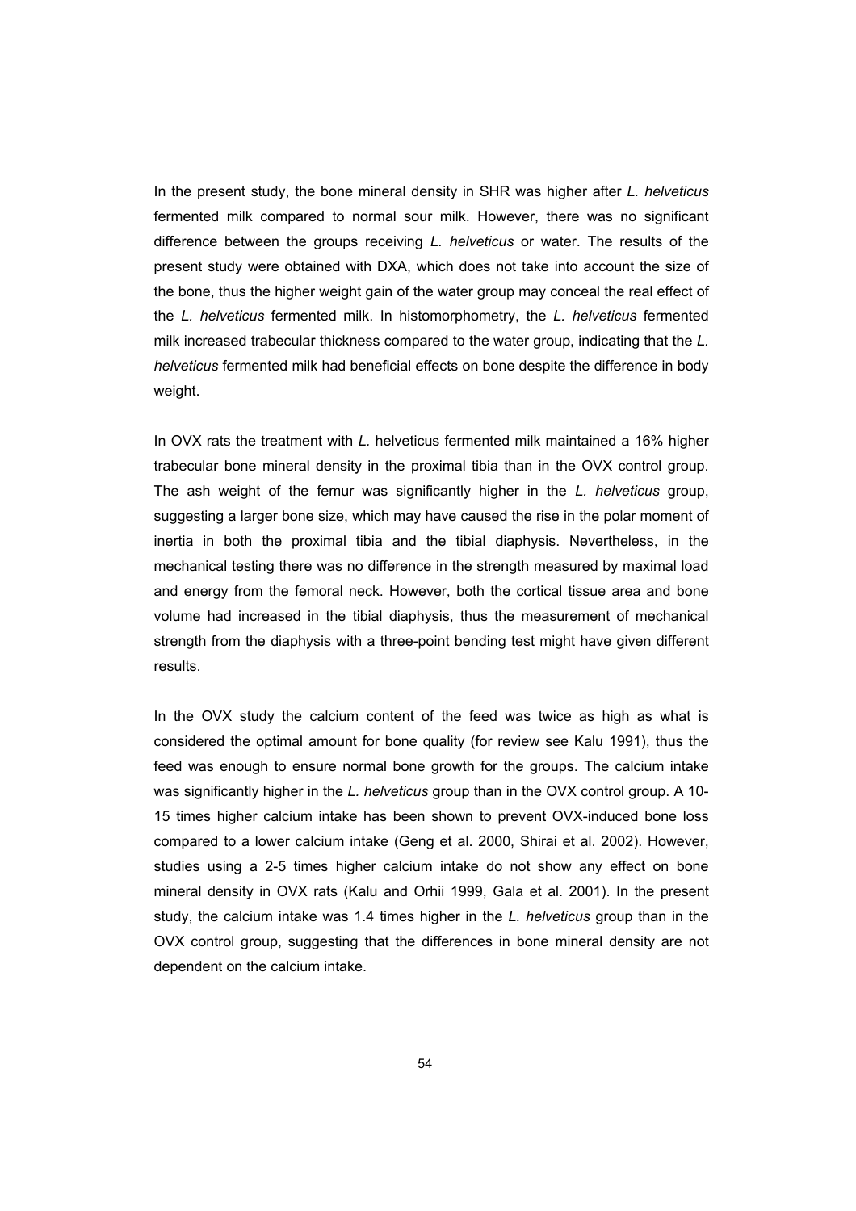In the present study, the bone mineral density in SHR was higher after *L. helveticus* fermented milk compared to normal sour milk. However, there was no significant difference between the groups receiving *L. helveticus* or water. The results of the present study were obtained with DXA, which does not take into account the size of the bone, thus the higher weight gain of the water group may conceal the real effect of the *L. helveticus* fermented milk. In histomorphometry, the *L. helveticus* fermented milk increased trabecular thickness compared to the water group, indicating that the *L. helveticus* fermented milk had beneficial effects on bone despite the difference in body weight.

In OVX rats the treatment with *L.* helveticus fermented milk maintained a 16% higher trabecular bone mineral density in the proximal tibia than in the OVX control group. The ash weight of the femur was significantly higher in the *L. helveticus* group, suggesting a larger bone size, which may have caused the rise in the polar moment of inertia in both the proximal tibia and the tibial diaphysis. Nevertheless, in the mechanical testing there was no difference in the strength measured by maximal load and energy from the femoral neck. However, both the cortical tissue area and bone volume had increased in the tibial diaphysis, thus the measurement of mechanical strength from the diaphysis with a three-point bending test might have given different results.

In the OVX study the calcium content of the feed was twice as high as what is considered the optimal amount for bone quality (for review see Kalu 1991), thus the feed was enough to ensure normal bone growth for the groups. The calcium intake was significantly higher in the *L. helveticus* group than in the OVX control group. A 10-15 times higher calcium intake has been shown to prevent OVX-induced bone loss compared to a lower calcium intake (Geng et al. 2000, Shirai et al. 2002). However, studies using a 2-5 times higher calcium intake do not show any effect on bone mineral density in OVX rats (Kalu and Orhii 1999, Gala et al. 2001). In the present study, the calcium intake was 1.4 times higher in the *L. helveticus* group than in the OVX control group, suggesting that the differences in bone mineral density are not dependent on the calcium intake.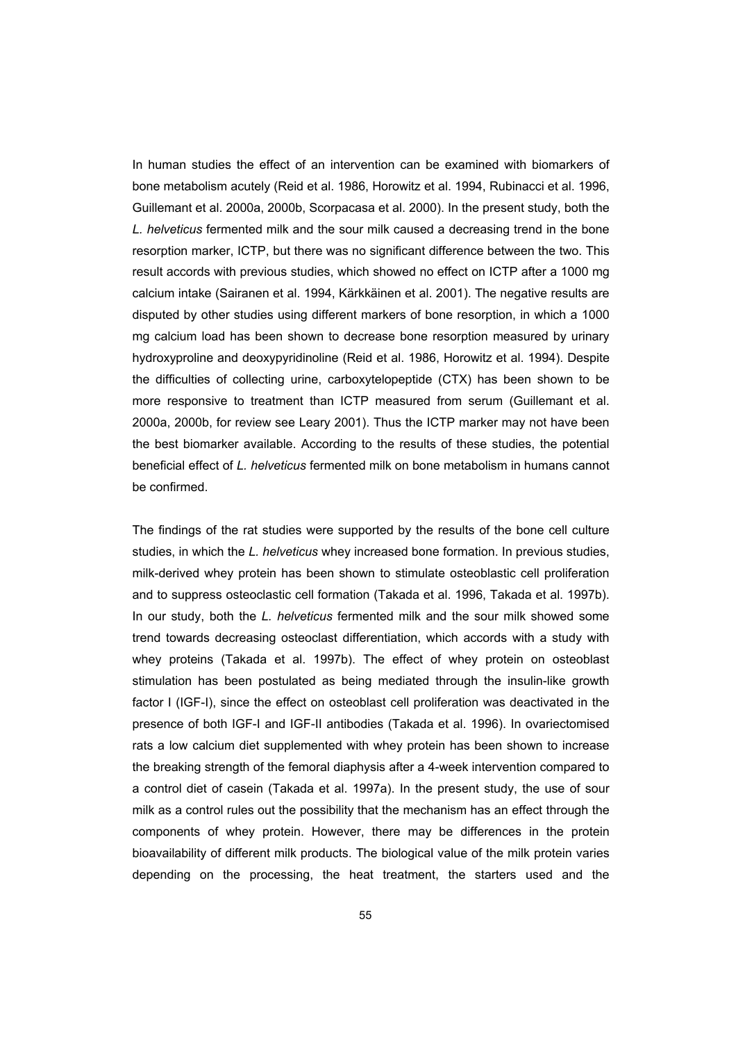In human studies the effect of an intervention can be examined with biomarkers of bone metabolism acutely (Reid et al. 1986, Horowitz et al. 1994, Rubinacci et al. 1996, Guillemant et al. 2000a, 2000b, Scorpacasa et al. 2000). In the present study, both the *L. helveticus* fermented milk and the sour milk caused a decreasing trend in the bone resorption marker, ICTP, but there was no significant difference between the two. This result accords with previous studies, which showed no effect on ICTP after a 1000 mg calcium intake (Sairanen et al. 1994, Kärkkäinen et al. 2001). The negative results are disputed by other studies using different markers of bone resorption, in which a 1000 mg calcium load has been shown to decrease bone resorption measured by urinary hydroxyproline and deoxypyridinoline (Reid et al. 1986, Horowitz et al. 1994). Despite the difficulties of collecting urine, carboxytelopeptide (CTX) has been shown to be more responsive to treatment than ICTP measured from serum (Guillemant et al. 2000a, 2000b, for review see Leary 2001). Thus the ICTP marker may not have been the best biomarker available. According to the results of these studies, the potential beneficial effect of *L. helveticus* fermented milk on bone metabolism in humans cannot be confirmed.

The findings of the rat studies were supported by the results of the bone cell culture studies, in which the *L. helveticus* whey increased bone formation. In previous studies, milk-derived whey protein has been shown to stimulate osteoblastic cell proliferation and to suppress osteoclastic cell formation (Takada et al. 1996, Takada et al. 1997b). In our study, both the *L. helveticus* fermented milk and the sour milk showed some trend towards decreasing osteoclast differentiation, which accords with a study with whey proteins (Takada et al. 1997b). The effect of whey protein on osteoblast stimulation has been postulated as being mediated through the insulin-like growth factor I (IGF-I), since the effect on osteoblast cell proliferation was deactivated in the presence of both IGF-I and IGF-II antibodies (Takada et al. 1996). In ovariectomised rats a low calcium diet supplemented with whey protein has been shown to increase the breaking strength of the femoral diaphysis after a 4-week intervention compared to a control diet of casein (Takada et al. 1997a). In the present study, the use of sour milk as a control rules out the possibility that the mechanism has an effect through the components of whey protein. However, there may be differences in the protein bioavailability of different milk products. The biological value of the milk protein varies depending on the processing, the heat treatment, the starters used and the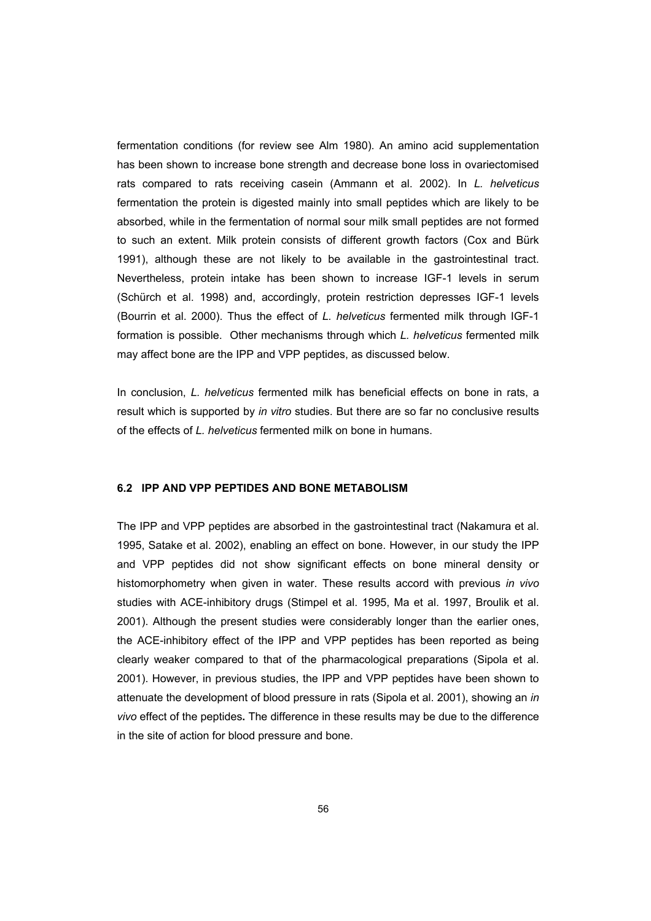fermentation conditions (for review see Alm 1980). An amino acid supplementation has been shown to increase bone strength and decrease bone loss in ovariectomised rats compared to rats receiving casein (Ammann et al. 2002). In *L. helveticus* fermentation the protein is digested mainly into small peptides which are likely to be absorbed, while in the fermentation of normal sour milk small peptides are not formed to such an extent. Milk protein consists of different growth factors (Cox and Bürk 1991), although these are not likely to be available in the gastrointestinal tract. Nevertheless, protein intake has been shown to increase IGF-1 levels in serum (Schürch et al. 1998) and, accordingly, protein restriction depresses IGF-1 levels (Bourrin et al. 2000). Thus the effect of *L. helveticus* fermented milk through IGF-1 formation is possible. Other mechanisms through which *L. helveticus* fermented milk may affect bone are the IPP and VPP peptides, as discussed below.

In conclusion, *L. helveticus* fermented milk has beneficial effects on bone in rats, a result which is supported by *in vitro* studies. But there are so far no conclusive results of the effects of *L. helveticus* fermented milk on bone in humans.

### 6.2 IPP AND VPP PEPTIDES AND BONE METABOLISM

The IPP and VPP peptides are absorbed in the gastrointestinal tract (Nakamura et al. 1995, Satake et al. 2002), enabling an effect on bone. However, in our study the IPP and VPP peptides did not show significant effects on bone mineral density or histomorphometry when given in water. These results accord with previous *in vivo* studies with ACE-inhibitory drugs (Stimpel et al. 1995, Ma et al. 1997, Broulik et al. 2001). Although the present studies were considerably longer than the earlier ones, the ACE-inhibitory effect of the IPP and VPP peptides has been reported as being clearly weaker compared to that of the pharmacological preparations (Sipola et al. 2001). However, in previous studies, the IPP and VPP peptides have been shown to attenuate the development of blood pressure in rats (Sipola et al. 2001), showing an *in vivo* effect of the peptides**.** The difference in these results may be due to the difference in the site of action for blood pressure and bone.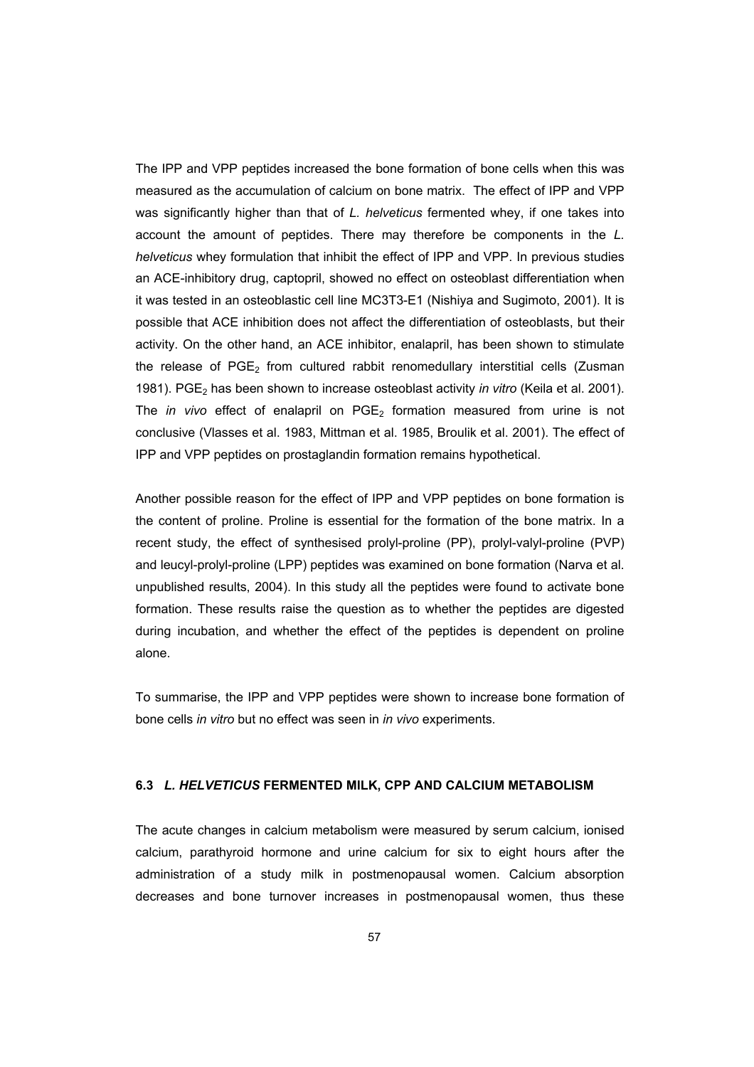The IPP and VPP peptides increased the bone formation of bone cells when this was measured as the accumulation of calcium on bone matrix. The effect of IPP and VPP was significantly higher than that of *L. helveticus* fermented whey, if one takes into account the amount of peptides. There may therefore be components in the *L. helveticus* whey formulation that inhibit the effect of IPP and VPP. In previous studies an ACE-inhibitory drug, captopril, showed no effect on osteoblast differentiation when it was tested in an osteoblastic cell line MC3T3-E1 (Nishiya and Sugimoto, 2001). It is possible that ACE inhibition does not affect the differentiation of osteoblasts, but their activity. On the other hand, an ACE inhibitor, enalapril, has been shown to stimulate the release of $PGE_2$ from cultured rabbit renomedullary interstitial cells (Zusman 1981). $PGE_2$ has been shown to increase osteoblast activity *in vitro* (Keila et al. 2001). The *in vivo* effect of enalapril on $PGE_2$ formation measured from urine is not conclusive (Vlasses et al. 1983, Mittman et al. 1985, Broulik et al. 2001). The effect of IPP and VPP peptides on prostaglandin formation remains hypothetical.

Another possible reason for the effect of IPP and VPP peptides on bone formation is the content of proline. Proline is essential for the formation of the bone matrix. In a recent study, the effect of synthesised prolyl-proline (PP), prolyl-valyl-proline (PVP) and leucyl-prolyl-proline (LPP) peptides was examined on bone formation (Narva et al. unpublished results, 2004). In this study all the peptides were found to activate bone formation. These results raise the question as to whether the peptides are digested during incubation, and whether the effect of the peptides is dependent on proline alone.

To summarise, the IPP and VPP peptides were shown to increase bone formation of bone cells *in vitro* but no effect was seen in *in vivo* experiments.

### 6.3 *L. HELVETICUS* FERMENTED MILK, CPP AND CALCIUM METABOLISM

The acute changes in calcium metabolism were measured by serum calcium, ionised calcium, parathyroid hormone and urine calcium for six to eight hours after the administration of a study milk in postmenopausal women. Calcium absorption decreases and bone turnover increases in postmenopausal women, thus these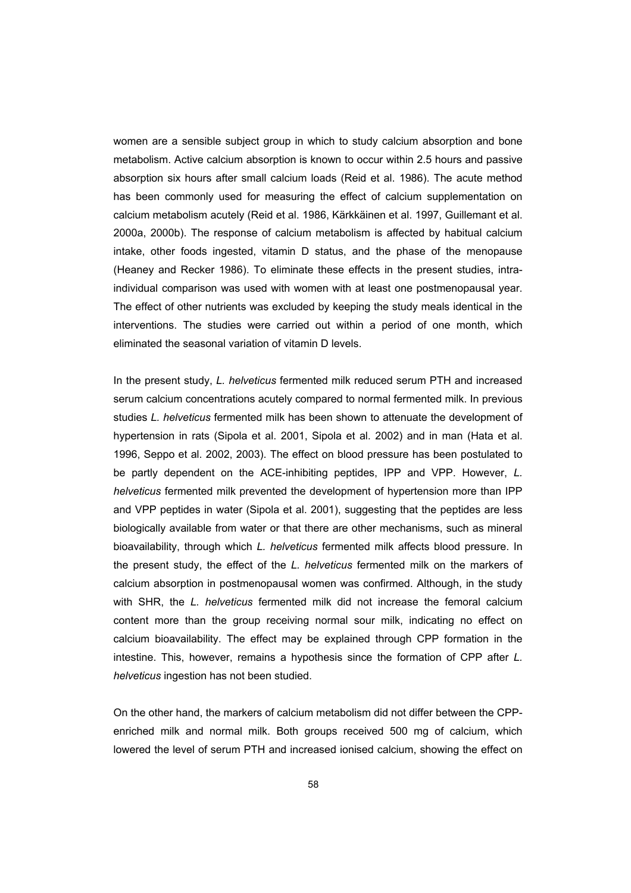women are a sensible subject group in which to study calcium absorption and bone metabolism. Active calcium absorption is known to occur within 2.5 hours and passive absorption six hours after small calcium loads (Reid et al. 1986). The acute method has been commonly used for measuring the effect of calcium supplementation on calcium metabolism acutely (Reid et al. 1986, Kärkkäinen et al. 1997, Guillemant et al. 2000a, 2000b). The response of calcium metabolism is affected by habitual calcium intake, other foods ingested, vitamin D status, and the phase of the menopause (Heaney and Recker 1986). To eliminate these effects in the present studies, intra-individual comparison was used with women with at least one postmenopausal year. The effect of other nutrients was excluded by keeping the study meals identical in the interventions. The studies were carried out within a period of one month, which eliminated the seasonal variation of vitamin D levels.

In the present study, *L. helveticus* fermented milk reduced serum PTH and increased serum calcium concentrations acutely compared to normal fermented milk. In previous studies *L. helveticus* fermented milk has been shown to attenuate the development of hypertension in rats (Sipola et al. 2001, Sipola et al. 2002) and in man (Hata et al. 1996, Seppo et al. 2002, 2003). The effect on blood pressure has been postulated to be partly dependent on the ACE-inhibiting peptides, IPP and VPP. However, *L. helveticus* fermented milk prevented the development of hypertension more than IPP and VPP peptides in water (Sipola et al. 2001), suggesting that the peptides are less biologically available from water or that there are other mechanisms, such as mineral bioavailability, through which *L. helveticus* fermented milk affects blood pressure. In the present study, the effect of the *L. helveticus* fermented milk on the markers of calcium absorption in postmenopausal women was confirmed. Although, in the study with SHR, the *L. helveticus* fermented milk did not increase the femoral calcium content more than the group receiving normal sour milk, indicating no effect on calcium bioavailability. The effect may be explained through CPP formation in the intestine. This, however, remains a hypothesis since the formation of CPP after *L. helveticus* ingestion has not been studied.

On the other hand, the markers of calcium metabolism did not differ between the CPP-enriched milk and normal milk. Both groups received 500 mg of calcium, which lowered the level of serum PTH and increased ionised calcium, showing the effect on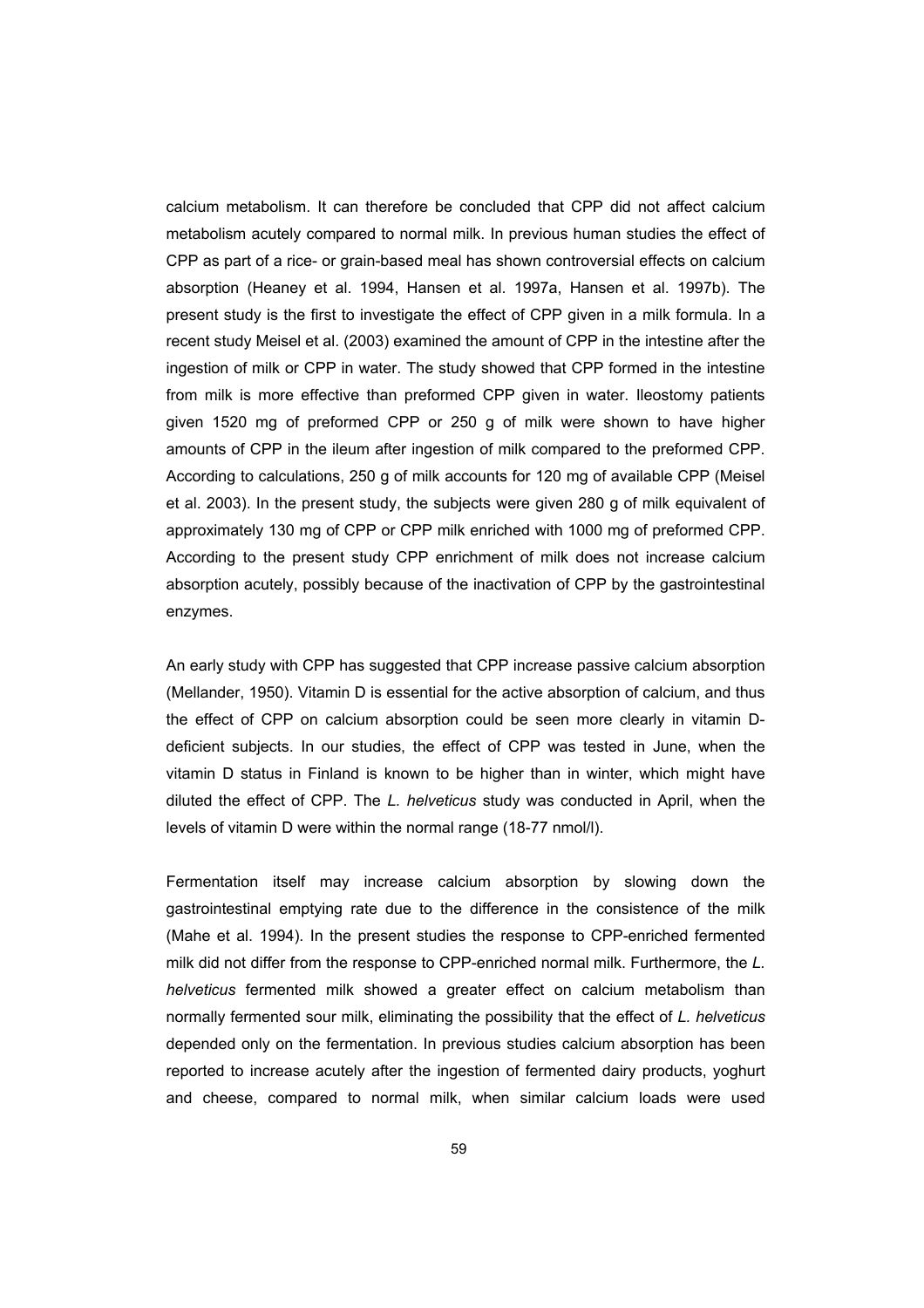calcium metabolism. It can therefore be concluded that CPP did not affect calcium metabolism acutely compared to normal milk. In previous human studies the effect of CPP as part of a rice- or grain-based meal has shown controversial effects on calcium absorption (Heaney et al. 1994, Hansen et al. 1997a, Hansen et al. 1997b). The present study is the first to investigate the effect of CPP given in a milk formula. In a recent study Meisel et al. (2003) examined the amount of CPP in the intestine after the ingestion of milk or CPP in water. The study showed that CPP formed in the intestine from milk is more effective than preformed CPP given in water. Ileostomy patients given 1520 mg of preformed CPP or 250 g of milk were shown to have higher amounts of CPP in the ileum after ingestion of milk compared to the preformed CPP. According to calculations, 250 g of milk accounts for 120 mg of available CPP (Meisel et al. 2003). In the present study, the subjects were given 280 g of milk equivalent of approximately 130 mg of CPP or CPP milk enriched with 1000 mg of preformed CPP. According to the present study CPP enrichment of milk does not increase calcium absorption acutely, possibly because of the inactivation of CPP by the gastrointestinal enzymes.

An early study with CPP has suggested that CPP increase passive calcium absorption (Mellander, 1950). Vitamin D is essential for the active absorption of calcium, and thus the effect of CPP on calcium absorption could be seen more clearly in vitamin D-deficient subjects. In our studies, the effect of CPP was tested in June, when the vitamin D status in Finland is known to be higher than in winter, which might have diluted the effect of CPP. The *L. helveticus* study was conducted in April, when the levels of vitamin D were within the normal range (18-77 nmol/l).

Fermentation itself may increase calcium absorption by slowing down the gastrointestinal emptying rate due to the difference in the consistence of the milk (Mahe et al. 1994). In the present studies the response to CPP-enriched fermented milk did not differ from the response to CPP-enriched normal milk. Furthermore, the *L. helveticus* fermented milk showed a greater effect on calcium metabolism than normally fermented sour milk, eliminating the possibility that the effect of *L. helveticus* depended only on the fermentation. In previous studies calcium absorption has been reported to increase acutely after the ingestion of fermented dairy products, yoghurt and cheese, compared to normal milk, when similar calcium loads were used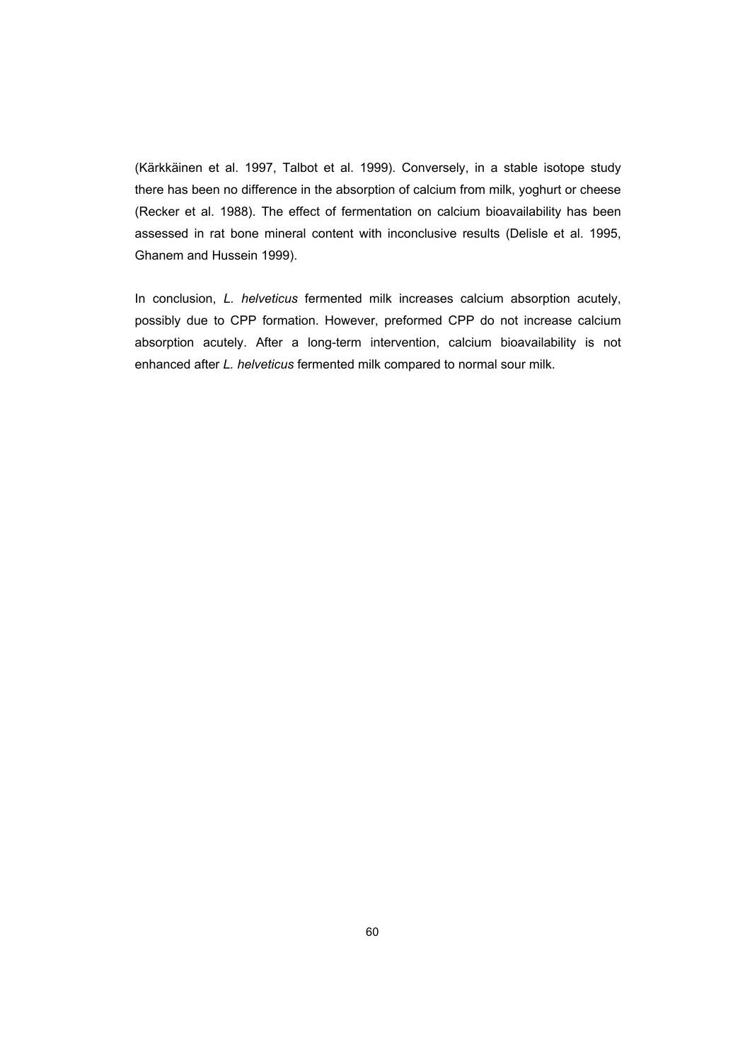(Kärkkäinen et al. 1997, Talbot et al. 1999). Conversely, in a stable isotope study there has been no difference in the absorption of calcium from milk, yoghurt or cheese (Recker et al. 1988). The effect of fermentation on calcium bioavailability has been assessed in rat bone mineral content with inconclusive results (Delisle et al. 1995, Ghanem and Hussein 1999).

In conclusion, *L. helveticus* fermented milk increases calcium absorption acutely, possibly due to CPP formation. However, preformed CPP do not increase calcium absorption acutely. After a long-term intervention, calcium bioavailability is not enhanced after *L. helveticus* fermented milk compared to normal sour milk.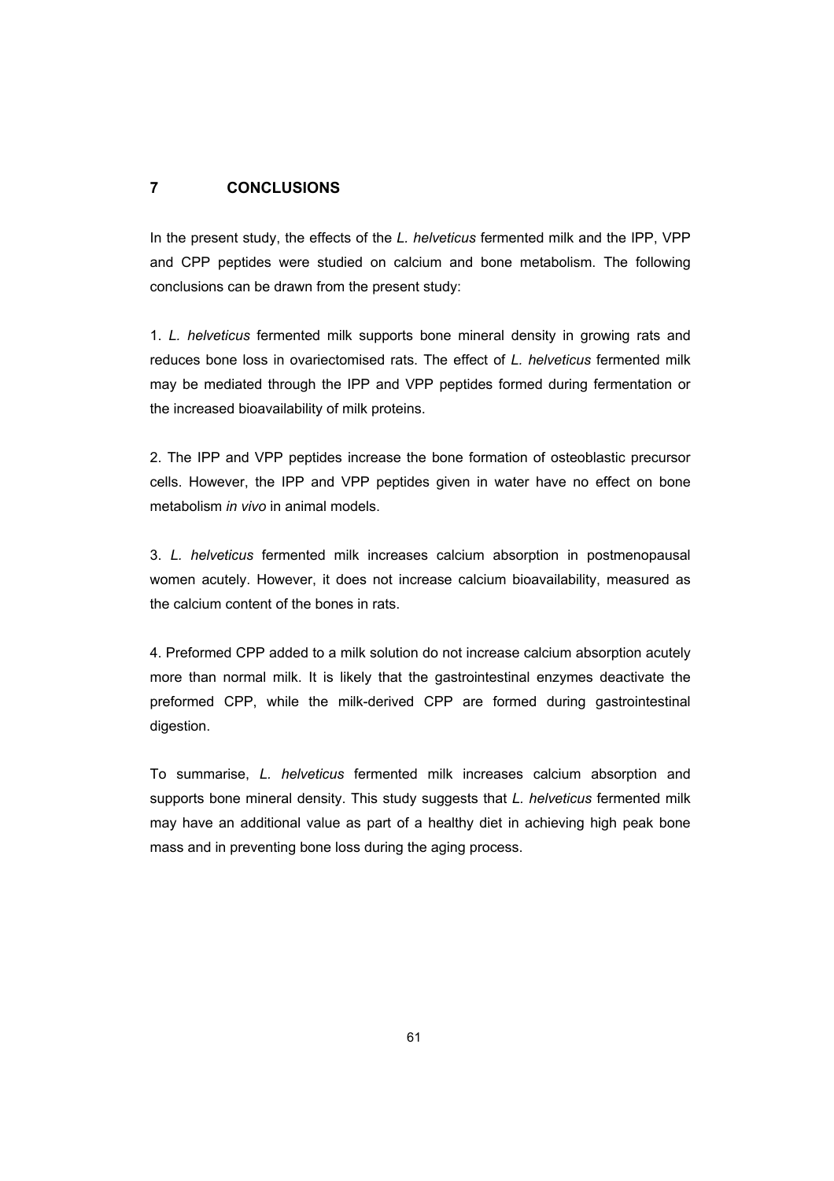# 7 CONCLUSIONS

In the present study, the effects of the *L. helveticus* fermented milk and the IPP, VPP and CPP peptides were studied on calcium and bone metabolism. The following conclusions can be drawn from the present study:

1. *L. helveticus* fermented milk supports bone mineral density in growing rats and reduces bone loss in ovariectomised rats. The effect of *L. helveticus* fermented milk may be mediated through the IPP and VPP peptides formed during fermentation or the increased bioavailability of milk proteins.

2. The IPP and VPP peptides increase the bone formation of osteoblastic precursor cells. However, the IPP and VPP peptides given in water have no effect on bone metabolism *in vivo* in animal models.

3. *L. helveticus* fermented milk increases calcium absorption in postmenopausal women acutely. However, it does not increase calcium bioavailability, measured as the calcium content of the bones in rats.

4. Preformed CPP added to a milk solution do not increase calcium absorption acutely more than normal milk. It is likely that the gastrointestinal enzymes deactivate the preformed CPP, while the milk-derived CPP are formed during gastrointestinal digestion.

To summarise, *L. helveticus* fermented milk increases calcium absorption and supports bone mineral density. This study suggests that *L. helveticus* fermented milk may have an additional value as part of a healthy diet in achieving high peak bone mass and in preventing bone loss during the aging process.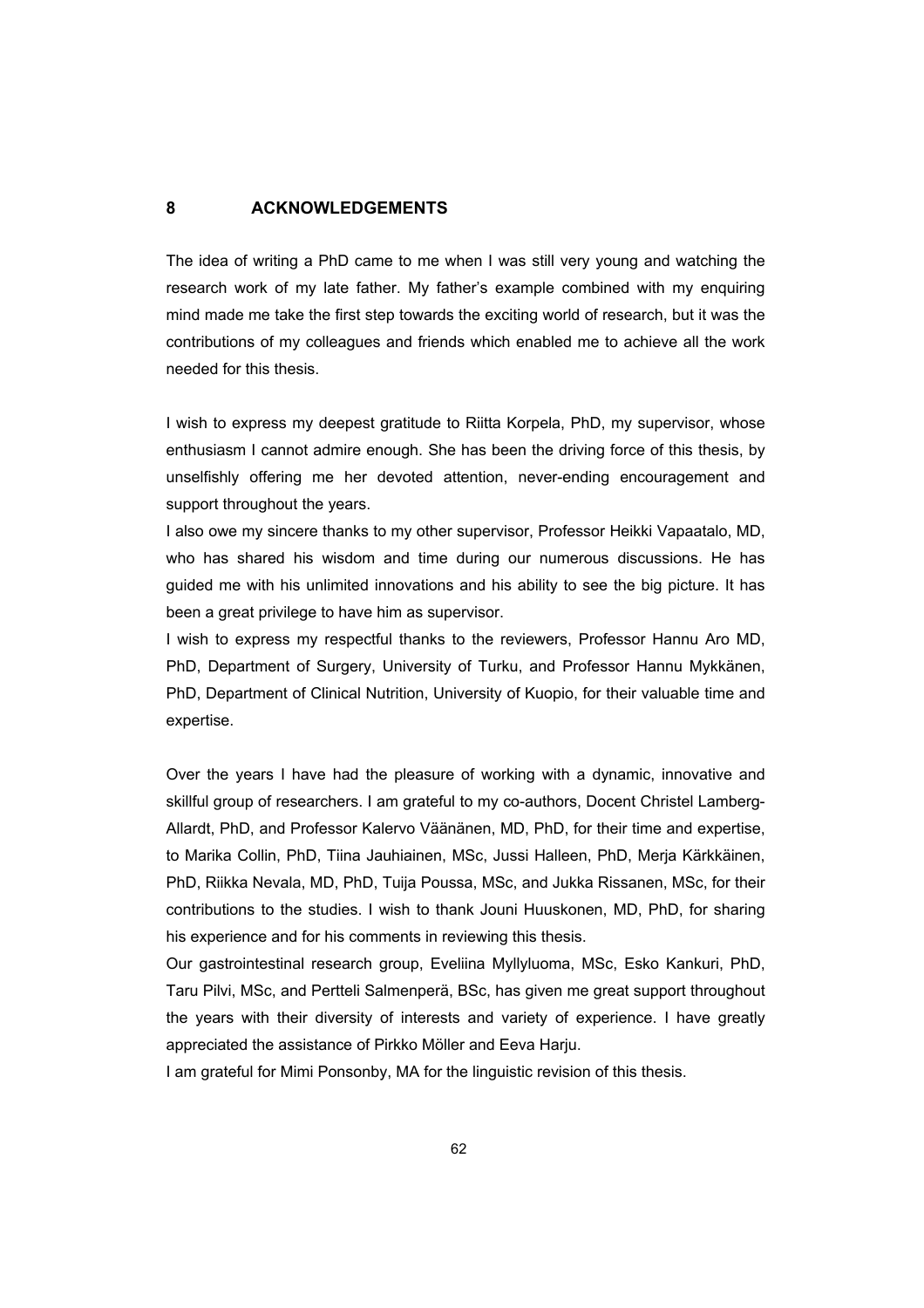# 8 ACKNOWLEDGEMENTS

The idea of writing a PhD came to me when I was still very young and watching the research work of my late father. My father's example combined with my enquiring mind made me take the first step towards the exciting world of research, but it was the contributions of my colleagues and friends which enabled me to achieve all the work needed for this thesis.

I wish to express my deepest gratitude to Riitta Korpela, PhD, my supervisor, whose enthusiasm I cannot admire enough. She has been the driving force of this thesis, by unselfishly offering me her devoted attention, never-ending encouragement and support throughout the years.

I also owe my sincere thanks to my other supervisor, Professor Heikki Vapaatalo, MD, who has shared his wisdom and time during our numerous discussions. He has guided me with his unlimited innovations and his ability to see the big picture. It has been a great privilege to have him as supervisor.

I wish to express my respectful thanks to the reviewers, Professor Hannu Aro MD, PhD, Department of Surgery, University of Turku, and Professor Hannu Mykkänen, PhD, Department of Clinical Nutrition, University of Kuopio, for their valuable time and expertise.

Over the years I have had the pleasure of working with a dynamic, innovative and skillful group of researchers. I am grateful to my co-authors, Docent Christel Lamberg-Allardt, PhD, and Professor Kalervo Väänänen, MD, PhD, for their time and expertise, to Marika Collin, PhD, Tiina Jauhiainen, MSc, Jussi Halleen, PhD, Merja Kärkkäinen, PhD, Riikka Nevala, MD, PhD, Tuija Poussa, MSc, and Jukka Rissanen, MSc, for their contributions to the studies. I wish to thank Jouni Huuskonen, MD, PhD, for sharing his experience and for his comments in reviewing this thesis.

Our gastrointestinal research group, Eveliina Myllyluoma, MSc, Esko Kankuri, PhD, Taru Pilvi, MSc, and Pertteli Salmenperä, BSc, has given me great support throughout the years with their diversity of interests and variety of experience. I have greatly appreciated the assistance of Pirkko Möller and Eeva Harju.

I am grateful for Mimi Ponsonby, MA for the linguistic revision of this thesis.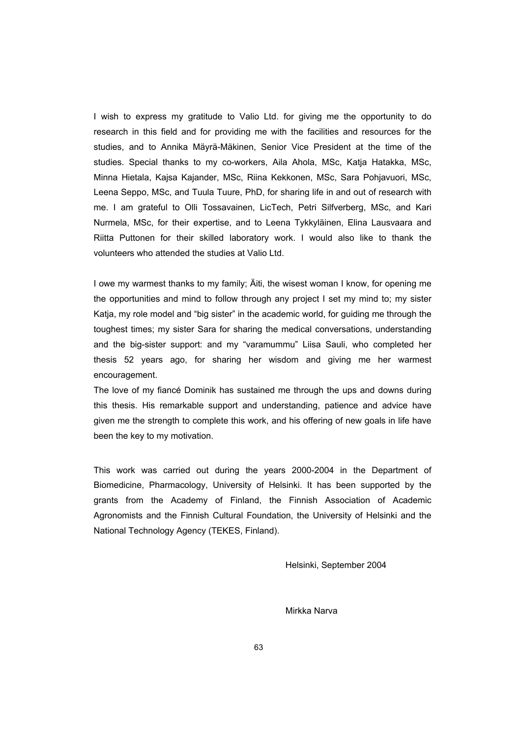I wish to express my gratitude to Valio Ltd. for giving me the opportunity to do research in this field and for providing me with the facilities and resources for the studies, and to Annika Mäyrä-Mäkinen, Senior Vice President at the time of the studies. Special thanks to my co-workers, Aila Ahola, MSc, Katja Hatakka, MSc, Minna Hietala, Kajsa Kajander, MSc, Riina Kekkonen, MSc, Sara Pohjavuori, MSc, Leena Seppo, MSc, and Tuula Tuure, PhD, for sharing life in and out of research with me. I am grateful to Olli Tossavainen, LicTech, Petri Silfverberg, MSc, and Kari Nurmela, MSc, for their expertise, and to Leena Tykkyläinen, Elina Lausvaara and Riitta Puttonen for their skilled laboratory work. I would also like to thank the volunteers who attended the studies at Valio Ltd.

I owe my warmest thanks to my family; Äiti, the wisest woman I know, for opening me the opportunities and mind to follow through any project I set my mind to; my sister Katja, my role model and "big sister" in the academic world, for guiding me through the toughest times; my sister Sara for sharing the medical conversations, understanding and the big-sister support: and my "varamummu" Liisa Sauli, who completed her thesis 52 years ago, for sharing her wisdom and giving me her warmest encouragement.

The love of my fiancé Dominik has sustained me through the ups and downs during this thesis. His remarkable support and understanding, patience and advice have given me the strength to complete this work, and his offering of new goals in life have been the key to my motivation.

This work was carried out during the years 2000-2004 in the Department of Biomedicine, Pharmacology, University of Helsinki. It has been supported by the grants from the Academy of Finland, the Finnish Association of Academic Agronomists and the Finnish Cultural Foundation, the University of Helsinki and the National Technology Agency (TEKES, Finland).

Helsinki, September 2004

Mirkka Narva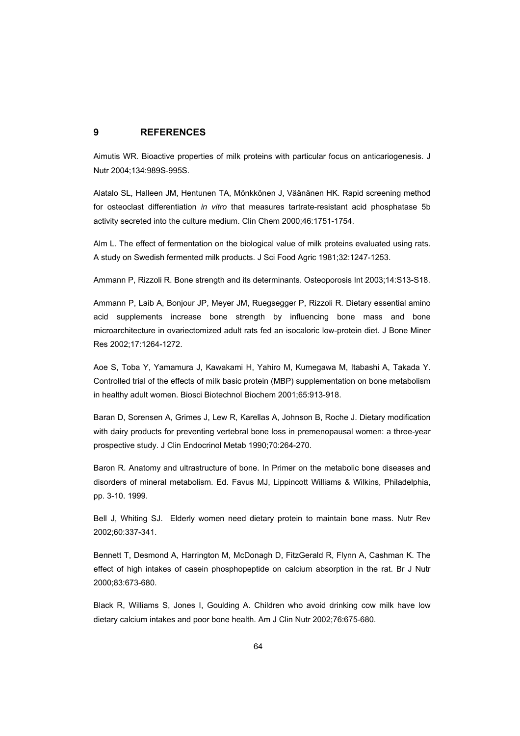# 9 REFERENCES

Aimutis WR. Bioactive properties of milk proteins with particular focus on anticariogenesis. J Nutr 2004;134:989S-995S.

Alatalo SL, Halleen JM, Hentunen TA, Mönkkönen J, Väänänen HK. Rapid screening method for osteoclast differentiation *in vitro* that measures tartrate-resistant acid phosphatase 5b activity secreted into the culture medium. Clin Chem 2000;46:1751-1754.

Alm L. The effect of fermentation on the biological value of milk proteins evaluated using rats. A study on Swedish fermented milk products. J Sci Food Agric 1981;32:1247-1253.

Ammann P, Rizzoli R. Bone strength and its determinants. Osteoporosis Int 2003;14:S13-S18.

Ammann P, Laib A, Bonjour JP, Meyer JM, Ruegsegger P, Rizzoli R. Dietary essential amino acid supplements increase bone strength by influencing bone mass and bone microarchitecture in ovariectomized adult rats fed an isocaloric low-protein diet. J Bone Miner Res 2002;17:1264-1272.

Aoe S, Toba Y, Yamamura J, Kawakami H, Yahiro M, Kumegawa M, Itabashi A, Takada Y. Controlled trial of the effects of milk basic protein (MBP) supplementation on bone metabolism in healthy adult women. Biosci Biotechnol Biochem 2001;65:913-918.

Baran D, Sorensen A, Grimes J, Lew R, Karellas A, Johnson B, Roche J. Dietary modification with dairy products for preventing vertebral bone loss in premenopausal women: a three-year prospective study. J Clin Endocrinol Metab 1990;70:264-270.

Baron R. Anatomy and ultrastructure of bone. In Primer on the metabolic bone diseases and disorders of mineral metabolism. Ed. Favus MJ, Lippincott Williams & Wilkins, Philadelphia, pp. 3-10. 1999.

Bell J, Whiting SJ. Elderly women need dietary protein to maintain bone mass. Nutr Rev 2002;60:337-341.

Bennett T, Desmond A, Harrington M, McDonagh D, FitzGerald R, Flynn A, Cashman K. The effect of high intakes of casein phosphopeptide on calcium absorption in the rat. Br J Nutr 2000;83:673-680.

Black R, Williams S, Jones I, Goulding A. Children who avoid drinking cow milk have low dietary calcium intakes and poor bone health. Am J Clin Nutr 2002;76:675-680.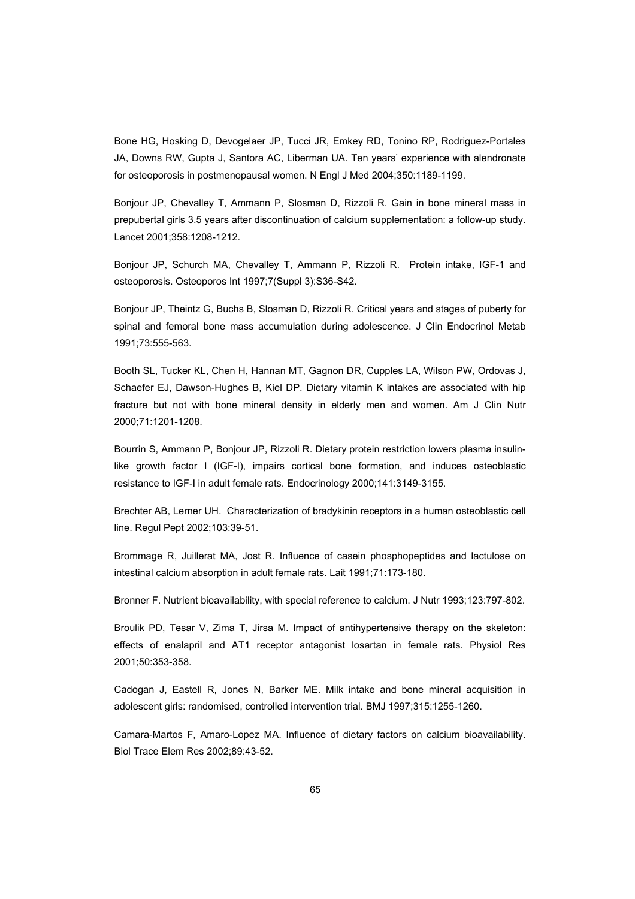Bone HG, Hosking D, Devogelaer JP, Tucci JR, Emkey RD, Tonino RP, Rodriguez-Portales JA, Downs RW, Gupta J, Santora AC, Liberman UA. Ten years' experience with alendronate for osteoporosis in postmenopausal women. N Engl J Med 2004;350:1189-1199.

Bonjour JP, Chevalley T, Ammann P, Slosman D, Rizzoli R. Gain in bone mineral mass in prepubertal girls 3.5 years after discontinuation of calcium supplementation: a follow-up study. Lancet 2001;358:1208-1212.

Bonjour JP, Schurch MA, Chevalley T, Ammann P, Rizzoli R. Protein intake, IGF-1 and osteoporosis. Osteoporos Int 1997;7(Suppl 3):S36-S42.

Bonjour JP, Theintz G, Buchs B, Slosman D, Rizzoli R. Critical years and stages of puberty for spinal and femoral bone mass accumulation during adolescence. J Clin Endocrinol Metab 1991;73:555-563.

Booth SL, Tucker KL, Chen H, Hannan MT, Gagnon DR, Cupples LA, Wilson PW, Ordovas J, Schaefer EJ, Dawson-Hughes B, Kiel DP. Dietary vitamin K intakes are associated with hip fracture but not with bone mineral density in elderly men and women. Am J Clin Nutr 2000;71:1201-1208.

Bourrin S, Ammann P, Bonjour JP, Rizzoli R. Dietary protein restriction lowers plasma insulin-like growth factor I (IGF-I), impairs cortical bone formation, and induces osteoblastic resistance to IGF-I in adult female rats. Endocrinology 2000;141:3149-3155.

Brechter AB, Lerner UH. Characterization of bradykinin receptors in a human osteoblastic cell line. Regul Pept 2002;103:39-51.

Brommage R, Juillerat MA, Jost R. Influence of casein phosphopeptides and lactulose on intestinal calcium absorption in adult female rats. Lait 1991;71:173-180.

Bronner F. Nutrient bioavailability, with special reference to calcium. J Nutr 1993;123:797-802.

Broulik PD, Tesar V, Zima T, Jirsa M. Impact of antihypertensive therapy on the skeleton: effects of enalapril and AT1 receptor antagonist losartan in female rats. Physiol Res 2001;50:353-358.

Cadogan J, Eastell R, Jones N, Barker ME. Milk intake and bone mineral acquisition in adolescent girls: randomised, controlled intervention trial. BMJ 1997;315:1255-1260.

Camara-Martos F, Amaro-Lopez MA. Influence of dietary factors on calcium bioavailability. Biol Trace Elem Res 2002;89:43-52.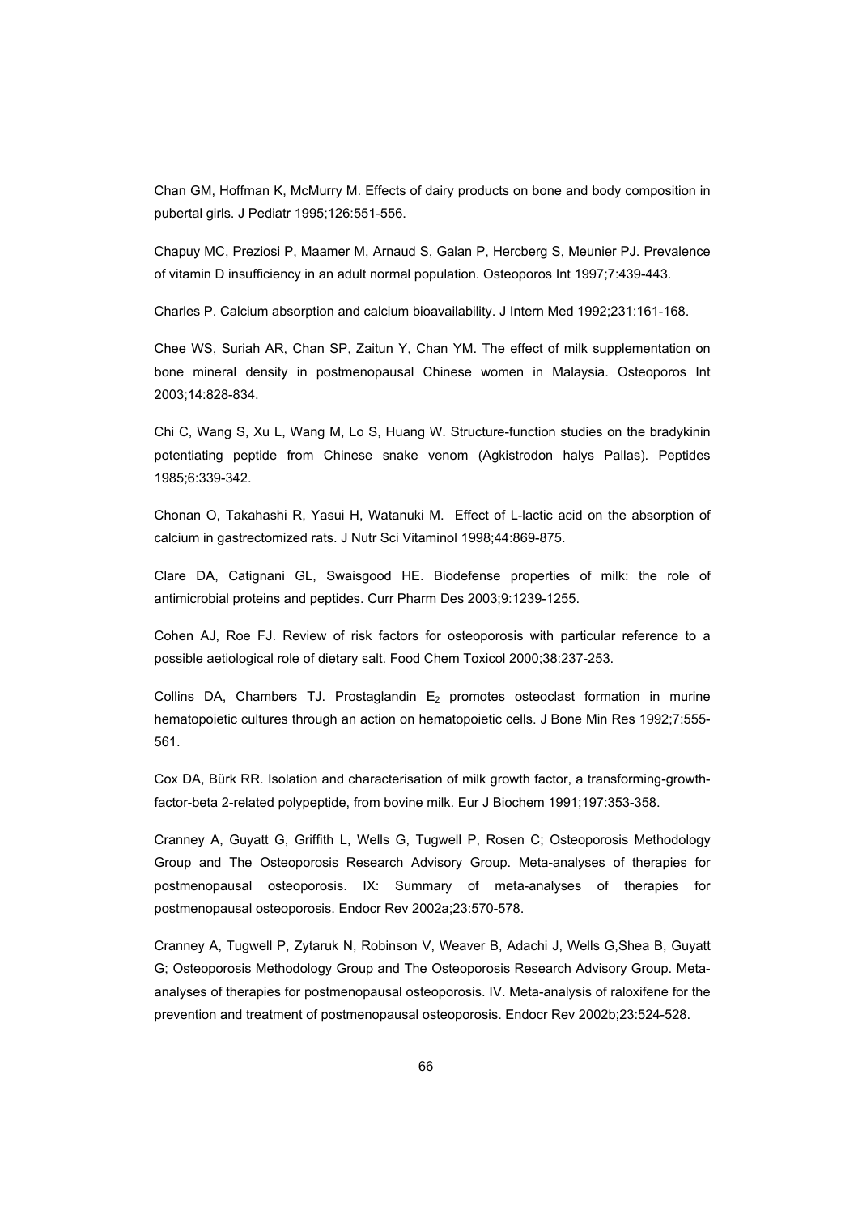Chan GM, Hoffman K, McMurry M. Effects of dairy products on bone and body composition in pubertal girls. J Pediatr 1995;126:551-556.

Chapuy MC, Preziosi P, Maamer M, Arnaud S, Galan P, Hercberg S, Meunier PJ. Prevalence of vitamin D insufficiency in an adult normal population. Osteoporos Int 1997;7:439-443.

Charles P. Calcium absorption and calcium bioavailability. J Intern Med 1992;231:161-168.

Chee WS, Suriah AR, Chan SP, Zaitun Y, Chan YM. The effect of milk supplementation on bone mineral density in postmenopausal Chinese women in Malaysia. Osteoporos Int 2003;14:828-834.

Chi C, Wang S, Xu L, Wang M, Lo S, Huang W. Structure-function studies on the bradykinin potentiating peptide from Chinese snake venom (Agkistrodon halys Pallas). Peptides 1985;6:339-342.

Chonan O, Takahashi R, Yasui H, Watanuki M. Effect of L-lactic acid on the absorption of calcium in gastrectomized rats. J Nutr Sci Vitaminol 1998;44:869-875.

Clare DA, Catignani GL, Swaisgood HE. Biodefense properties of milk: the role of antimicrobial proteins and peptides. Curr Pharm Des 2003;9:1239-1255.

Cohen AJ, Roe FJ. Review of risk factors for osteoporosis with particular reference to a possible aetiological role of dietary salt. Food Chem Toxicol 2000;38:237-253.

Collins DA, Chambers TJ. Prostaglandin $E_2$ promotes osteoclast formation in murine hematopoietic cultures through an action on hematopoietic cells. J Bone Min Res 1992;7:555-561.

Cox DA, Bürk RR. Isolation and characterisation of milk growth factor, a transforming-growth-factor-beta 2-related polypeptide, from bovine milk. Eur J Biochem 1991;197:353-358.

Cranney A, Guyatt G, Griffith L, Wells G, Tugwell P, Rosen C; Osteoporosis Methodology Group and The Osteoporosis Research Advisory Group. Meta-analyses of therapies for postmenopausal osteoporosis. IX: Summary of meta-analyses of therapies for postmenopausal osteoporosis. Endocr Rev 2002a;23:570-578.

Cranney A, Tugwell P, Zytaruk N, Robinson V, Weaver B, Adachi J, Wells G,Shea B, Guyatt G; Osteoporosis Methodology Group and The Osteoporosis Research Advisory Group. Meta-analyses of therapies for postmenopausal osteoporosis. IV. Meta-analysis of raloxifene for the prevention and treatment of postmenopausal osteoporosis. Endocr Rev 2002b;23:524-528.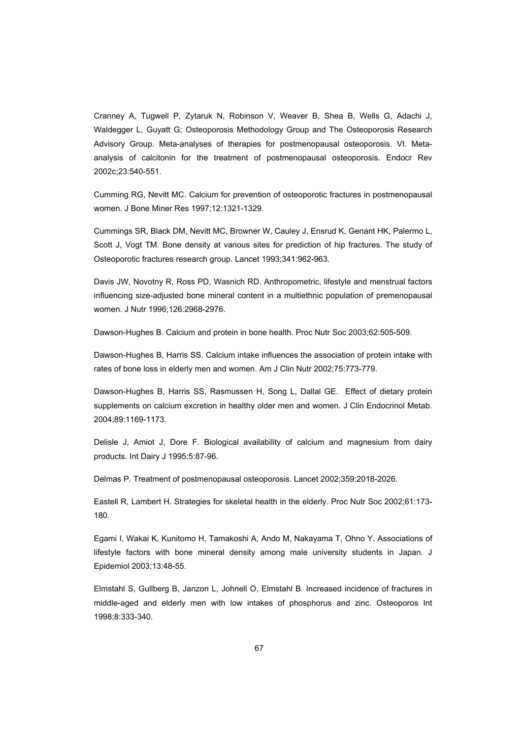Cranney A, Tugwell P, Zytaruk N, Robinson V, Weaver B, Shea B, Wells G, Adachi J, Waldegger L, Guyatt G; Osteoporosis Methodology Group and The Osteoporosis Research Advisory Group. Meta-analyses of therapies for postmenopausal osteoporosis. VI. Meta-analysis of calcitonin for the treatment of postmenopausal osteoporosis. Endocr Rev 2002c;23:540-551.

Cumming RG, Nevitt MC. Calcium for prevention of osteoporotic fractures in postmenopausal women. J Bone Miner Res 1997;12:1321-1329.

Cummings SR, Black DM, Nevitt MC, Browner W, Cauley J, Ensrud K, Genant HK, Palermo L, Scott J, Vogt TM. Bone density at various sites for prediction of hip fractures. The study of Osteoporotic fractures research group. Lancet 1993;341:962-963.

Davis JW, Novotny R, Ross PD, Wasnich RD. Anthropometric, lifestyle and menstrual factors influencing size-adjusted bone mineral content in a multiethnic population of premenopausal women. J Nutr 1996;126:2968-2976.

Dawson-Hughes B. Calcium and protein in bone health. Proc Nutr Soc 2003;62:505-509.

Dawson-Hughes B, Harris SS. Calcium intake influences the association of protein intake with rates of bone loss in elderly men and women. Am J Clin Nutr 2002;75:773-779.

Dawson-Hughes B, Harris SS, Rasmussen H, Song L, Dallal GE. Effect of dietary protein supplements on calcium excretion in healthy older men and women. J Clin Endocrinol Metab. 2004;89:1169-1173.

Delisle J, Amiot J, Dore F. Biological availability of calcium and magnesium from dairy products. Int Dairy J 1995;5:87-96.

Delmas P. Treatment of postmenopausal osteoporosis. Lancet 2002;359:2018-2026.

Eastell R, Lambert H. Strategies for skeletal health in the elderly. Proc Nutr Soc 2002;61:173-180.

Egami I, Wakai K, Kunitomo H, Tamakoshi A, Ando M, Nakayama T, Ohno Y. Associations of lifestyle factors with bone mineral density among male university students in Japan. J Epidemiol 2003;13:48-55.

Elmstahl S, Gullberg B, Janzon L, Johnell O, Elmstahl B. Increased incidence of fractures in middle-aged and elderly men with low intakes of phosphorus and zinc. Osteoporos Int 1998;8:333-340.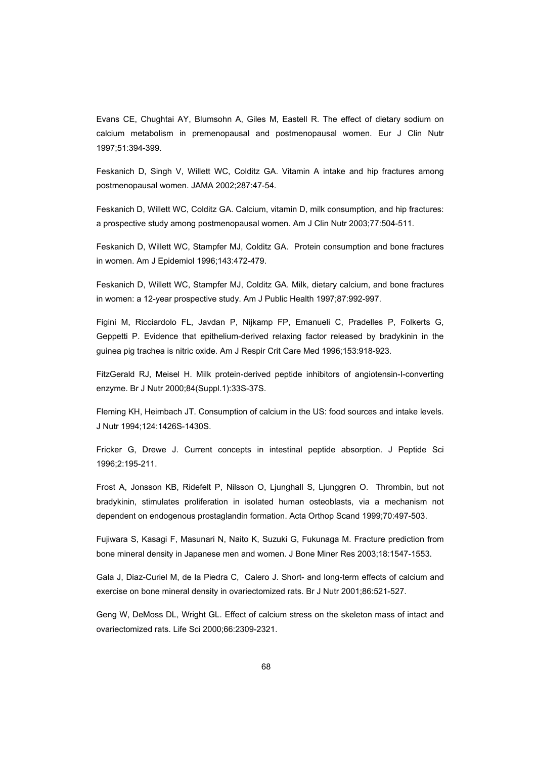Evans CE, Chughtai AY, Blumsohn A, Giles M, Eastell R. The effect of dietary sodium on calcium metabolism in premenopausal and postmenopausal women. Eur J Clin Nutr 1997;51:394-399.

Feskanich D, Singh V, Willett WC, Colditz GA. Vitamin A intake and hip fractures among postmenopausal women. JAMA 2002;287:47-54.

Feskanich D, Willett WC, Colditz GA. Calcium, vitamin D, milk consumption, and hip fractures: a prospective study among postmenopausal women. Am J Clin Nutr 2003;77:504-511.

Feskanich D, Willett WC, Stampfer MJ, Colditz GA. Protein consumption and bone fractures in women. Am J Epidemiol 1996;143:472-479.

Feskanich D, Willett WC, Stampfer MJ, Colditz GA. Milk, dietary calcium, and bone fractures in women: a 12-year prospective study. Am J Public Health 1997;87:992-997.

Figini M, Ricciardolo FL, Javdan P, Nijkamp FP, Emanueli C, Pradelles P, Folkerts G, Geppetti P. Evidence that epithelium-derived relaxing factor released by bradykinin in the guinea pig trachea is nitric oxide. Am J Respir Crit Care Med 1996;153:918-923.

FitzGerald RJ, Meisel H. Milk protein-derived peptide inhibitors of angiotensin-I-converting enzyme. Br J Nutr 2000;84(Suppl.1):33S-37S.

Fleming KH, Heimbach JT. Consumption of calcium in the US: food sources and intake levels. J Nutr 1994;124:1426S-1430S.

Fricker G, Drewe J. Current concepts in intestinal peptide absorption. J Peptide Sci 1996;2:195-211.

Frost A, Jonsson KB, Ridefelt P, Nilsson O, Ljunghall S, Ljunggren O. Thrombin, but not bradykinin, stimulates proliferation in isolated human osteoblasts, via a mechanism not dependent on endogenous prostaglandin formation. Acta Orthop Scand 1999;70:497-503.

Fujiwara S, Kasagi F, Masunari N, Naito K, Suzuki G, Fukunaga M. Fracture prediction from bone mineral density in Japanese men and women. J Bone Miner Res 2003;18:1547-1553.

Gala J, Diaz-Curiel M, de la Piedra C, Calero J. Short- and long-term effects of calcium and exercise on bone mineral density in ovariectomized rats. Br J Nutr 2001;86:521-527.

Geng W, DeMoss DL, Wright GL. Effect of calcium stress on the skeleton mass of intact and ovariectomized rats. Life Sci 2000;66:2309-2321.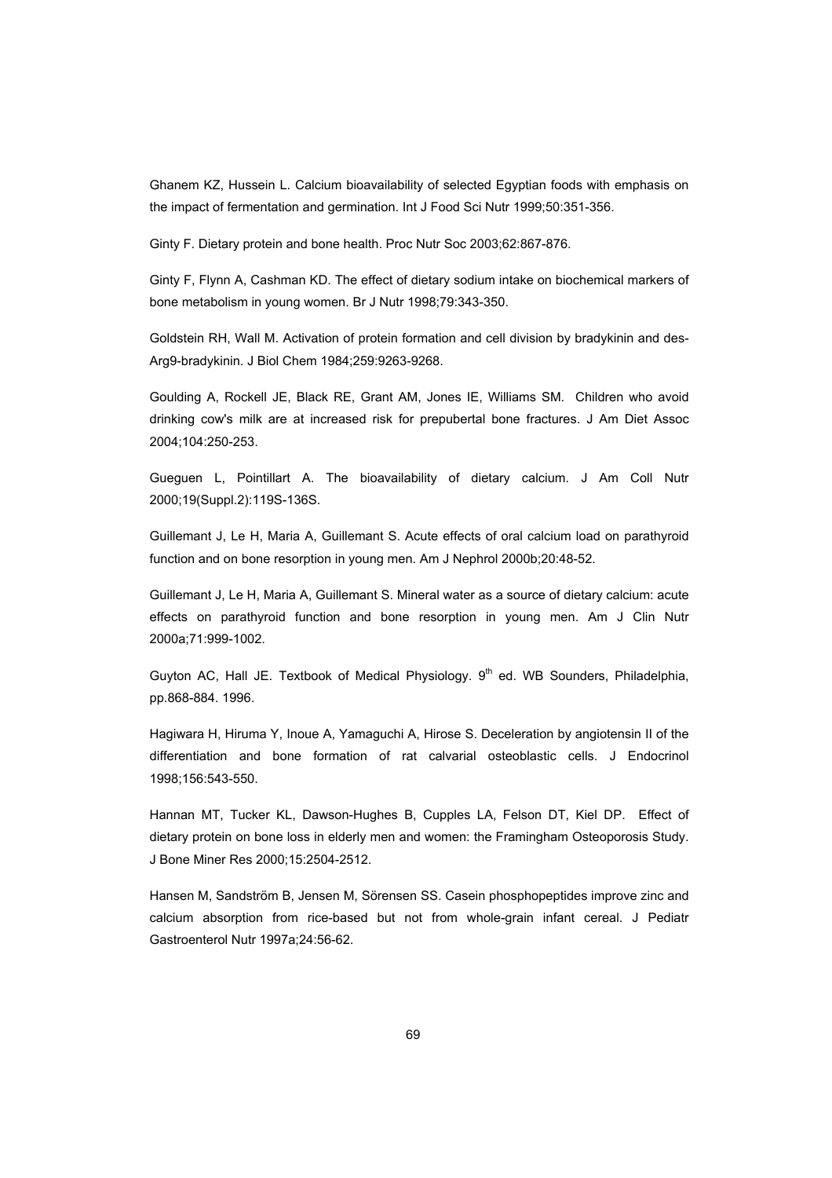Ghanem KZ, Hussein L. Calcium bioavailability of selected Egyptian foods with emphasis on the impact of fermentation and germination. Int J Food Sci Nutr 1999;50:351-356.

Ginty F. Dietary protein and bone health. Proc Nutr Soc 2003;62:867-876.

Ginty F, Flynn A, Cashman KD. The effect of dietary sodium intake on biochemical markers of bone metabolism in young women. Br J Nutr 1998;79:343-350.

Goldstein RH, Wall M. Activation of protein formation and cell division by bradykinin and des-Arg9-bradykinin. J Biol Chem 1984;259:9263-9268.

Goulding A, Rockell JE, Black RE, Grant AM, Jones IE, Williams SM. Children who avoid drinking cow's milk are at increased risk for prepubertal bone fractures. J Am Diet Assoc 2004;104:250-253.

Gueguen L, Pointillart A. The bioavailability of dietary calcium. J Am Coll Nutr 2000;19(Suppl.2):119S-136S.

Guillemant J, Le H, Maria A, Guillemant S. Acute effects of oral calcium load on parathyroid function and on bone resorption in young men. Am J Nephrol 2000b;20:48-52.

Guillemant J, Le H, Maria A, Guillemant S. Mineral water as a source of dietary calcium: acute effects on parathyroid function and bone resorption in young men. Am J Clin Nutr 2000a;71:999-1002.

Guyton AC, Hall JE. Textbook of Medical Physiology. 9$^{th}$ ed. WB Sounders, Philadelphia, pp.868-884. 1996.

Hagiwara H, Hiruma Y, Inoue A, Yamaguchi A, Hirose S. Deceleration by angiotensin II of the differentiation and bone formation of rat calvarial osteoblastic cells. J Endocrinol 1998;156:543-550.

Hannan MT, Tucker KL, Dawson-Hughes B, Cupples LA, Felson DT, Kiel DP. Effect of dietary protein on bone loss in elderly men and women: the Framingham Osteoporosis Study. J Bone Miner Res 2000;15:2504-2512.

Hansen M, Sandström B, Jensen M, Sörensen SS. Casein phosphopeptides improve zinc and calcium absorption from rice-based but not from whole-grain infant cereal. J Pediatr Gastroenterol Nutr 1997a;24:56-62.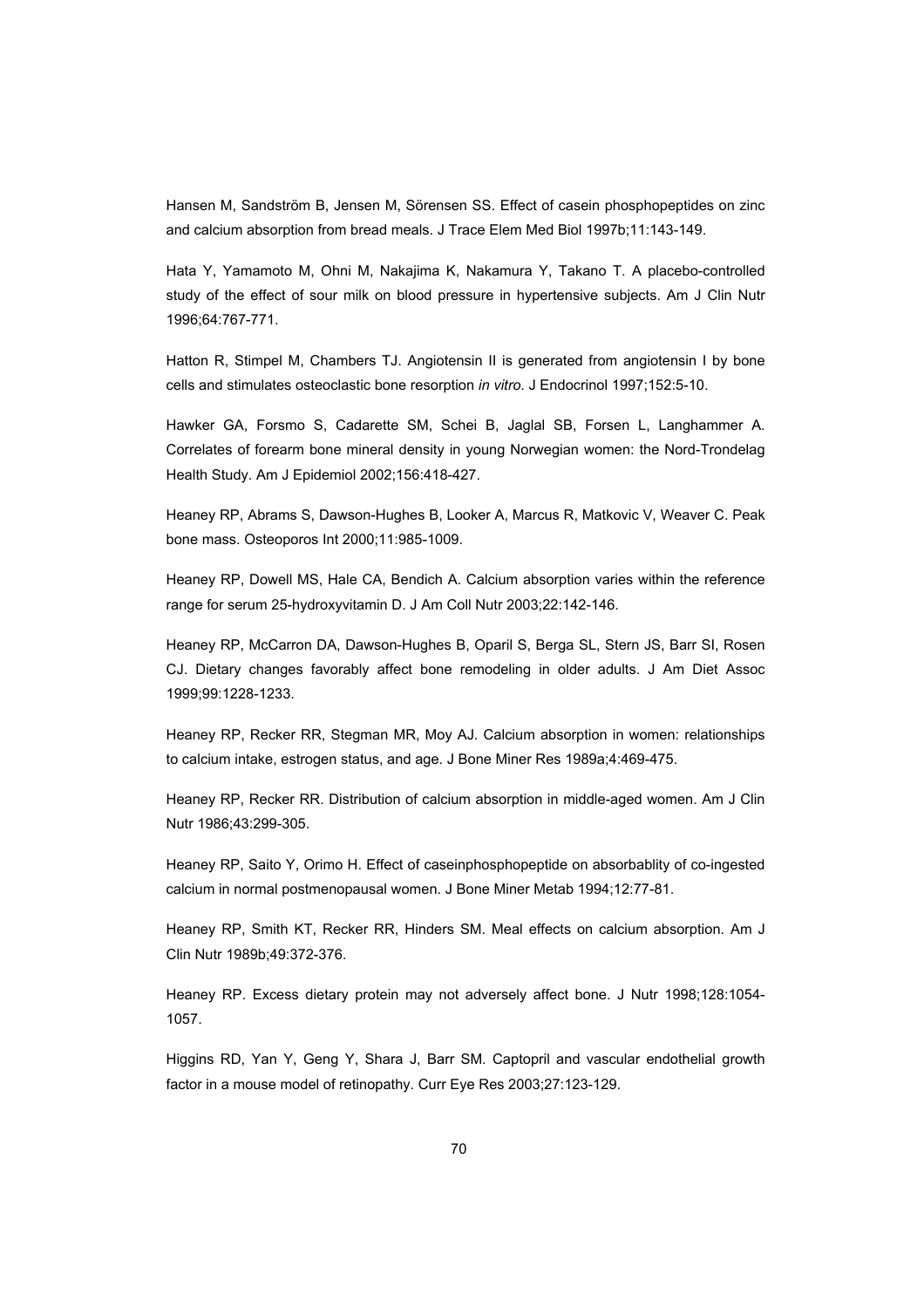Hansen M, Sandström B, Jensen M, Sörensen SS. Effect of casein phosphopeptides on zinc and calcium absorption from bread meals. J Trace Elem Med Biol 1997b;11:143-149.

Hata Y, Yamamoto M, Ohni M, Nakajima K, Nakamura Y, Takano T. A placebo-controlled study of the effect of sour milk on blood pressure in hypertensive subjects. Am J Clin Nutr 1996;64:767-771.

Hatton R, Stimpel M, Chambers TJ. Angiotensin II is generated from angiotensin I by bone cells and stimulates osteoclastic bone resorption *in vitro*. J Endocrinol 1997;152:5-10.

Hawker GA, Forsmo S, Cadarette SM, Schei B, Jaglal SB, Forsen L, Langhammer A. Correlates of forearm bone mineral density in young Norwegian women: the Nord-Trondelag Health Study. Am J Epidemiol 2002;156:418-427.

Heaney RP, Abrams S, Dawson-Hughes B, Looker A, Marcus R, Matkovic V, Weaver C. Peak bone mass. Osteoporos Int 2000;11:985-1009.

Heaney RP, Dowell MS, Hale CA, Bendich A. Calcium absorption varies within the reference range for serum 25-hydroxyvitamin D. J Am Coll Nutr 2003;22:142-146.

Heaney RP, McCarron DA, Dawson-Hughes B, Oparil S, Berga SL, Stern JS, Barr SI, Rosen CJ. Dietary changes favorably affect bone remodeling in older adults. J Am Diet Assoc 1999;99:1228-1233.

Heaney RP, Recker RR, Stegman MR, Moy AJ. Calcium absorption in women: relationships to calcium intake, estrogen status, and age. J Bone Miner Res 1989a;4:469-475.

Heaney RP, Recker RR. Distribution of calcium absorption in middle-aged women. Am J Clin Nutr 1986;43:299-305.

Heaney RP, Saito Y, Orimo H. Effect of caseinphosphopeptide on absorbablity of co-ingested calcium in normal postmenopausal women. J Bone Miner Metab 1994;12:77-81.

Heaney RP, Smith KT, Recker RR, Hinders SM. Meal effects on calcium absorption. Am J Clin Nutr 1989b;49:372-376.

Heaney RP. Excess dietary protein may not adversely affect bone. J Nutr 1998;128:1054-1057.

Higgins RD, Yan Y, Geng Y, Shara J, Barr SM. Captopril and vascular endothelial growth factor in a mouse model of retinopathy. Curr Eye Res 2003;27:123-129.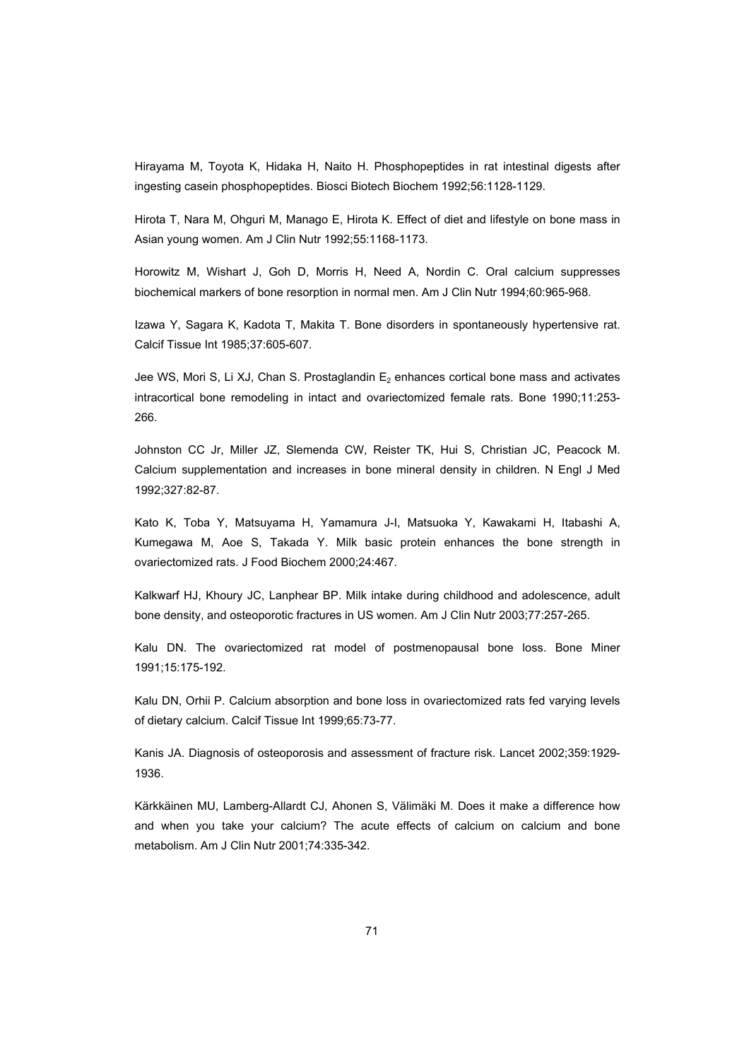Hirayama M, Toyota K, Hidaka H, Naito H. Phosphopeptides in rat intestinal digests after ingesting casein phosphopeptides. Biosci Biotech Biochem 1992;56:1128-1129.

Hirota T, Nara M, Ohguri M, Manago E, Hirota K. Effect of diet and lifestyle on bone mass in Asian young women. Am J Clin Nutr 1992;55:1168-1173.

Horowitz M, Wishart J, Goh D, Morris H, Need A, Nordin C. Oral calcium suppresses biochemical markers of bone resorption in normal men. Am J Clin Nutr 1994;60:965-968.

Izawa Y, Sagara K, Kadota T, Makita T. Bone disorders in spontaneously hypertensive rat. Calcif Tissue Int 1985;37:605-607.

Jee WS, Mori S, Li XJ, Chan S. Prostaglandin $E_2$ enhances cortical bone mass and activates intracortical bone remodeling in intact and ovariectomized female rats. Bone 1990;11:253-266.

Johnston CC Jr, Miller JZ, Slemenda CW, Reister TK, Hui S, Christian JC, Peacock M. Calcium supplementation and increases in bone mineral density in children. N Engl J Med 1992;327:82-87.

Kato K, Toba Y, Matsuyama H, Yamamura J-I, Matsuoka Y, Kawakami H, Itabashi A, Kumegawa M, Aoe S, Takada Y. Milk basic protein enhances the bone strength in ovariectomized rats. J Food Biochem 2000;24:467.

Kalkwarf HJ, Khoury JC, Lanphear BP. Milk intake during childhood and adolescence, adult bone density, and osteoporotic fractures in US women. Am J Clin Nutr 2003;77:257-265.

Kalu DN. The ovariectomized rat model of postmenopausal bone loss. Bone Miner 1991;15:175-192.

Kalu DN, Orhii P. Calcium absorption and bone loss in ovariectomized rats fed varying levels of dietary calcium. Calcif Tissue Int 1999;65:73-77.

Kanis JA. Diagnosis of osteoporosis and assessment of fracture risk. Lancet 2002;359:1929-1936.

Kärkkäinen MU, Lamberg-Allardt CJ, Ahonen S, Välimäki M. Does it make a difference how and when you take your calcium? The acute effects of calcium on calcium and bone metabolism. Am J Clin Nutr 2001;74:335-342.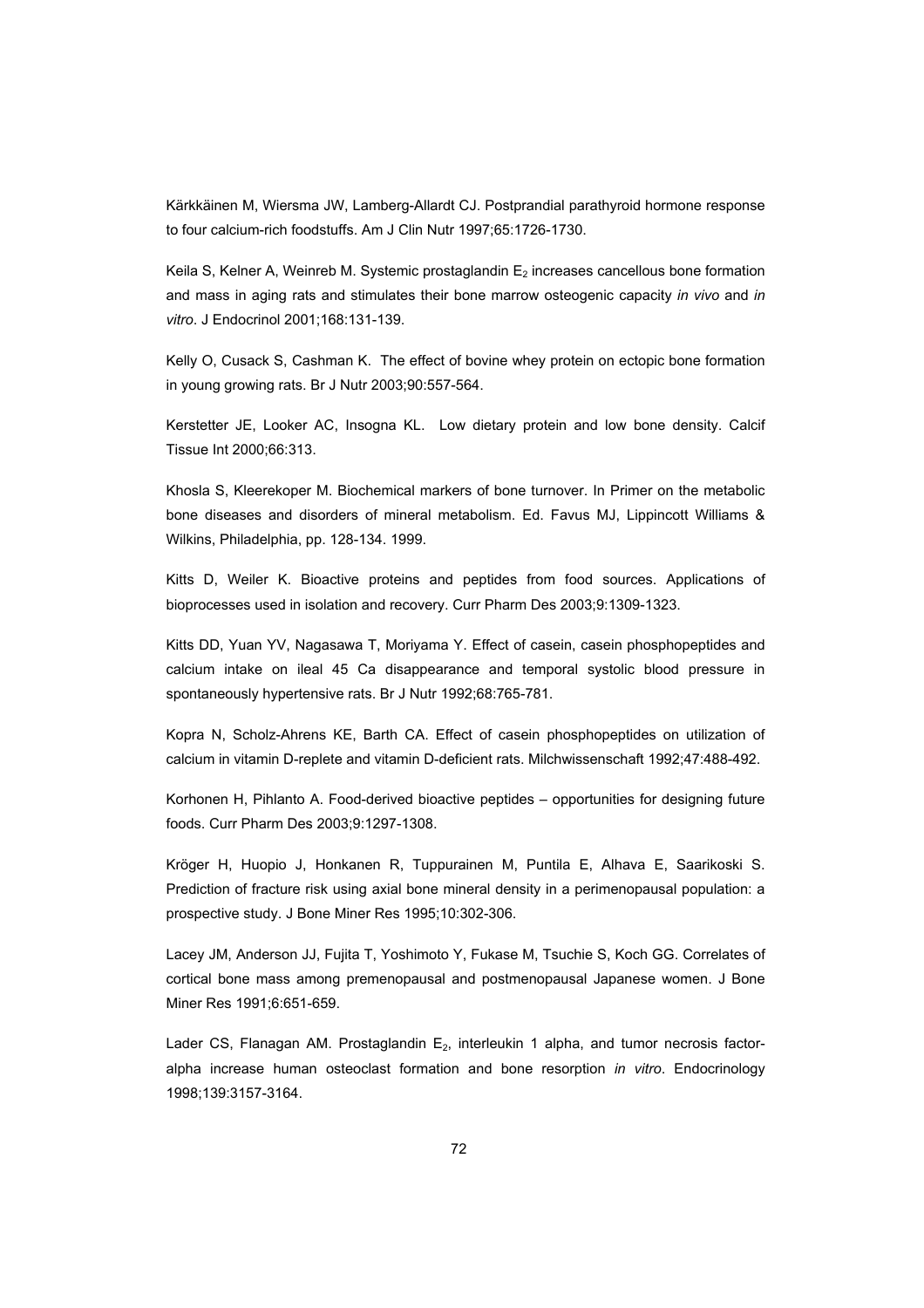Kärkkäinen M, Wiersma JW, Lamberg-Allardt CJ. Postprandial parathyroid hormone response to four calcium-rich foodstuffs. Am J Clin Nutr 1997;65:1726-1730.

Keila S, Kelner A, Weinreb M. Systemic prostaglandin $E_2$ increases cancellous bone formation and mass in aging rats and stimulates their bone marrow osteogenic capacity *in vivo* and *in vitro*. J Endocrinol 2001;168:131-139.

Kelly O, Cusack S, Cashman K. The effect of bovine whey protein on ectopic bone formation in young growing rats. Br J Nutr 2003;90:557-564.

Kerstetter JE, Looker AC, Insogna KL. Low dietary protein and low bone density. Calcif Tissue Int 2000;66:313.

Khosla S, Kleerekoper M. Biochemical markers of bone turnover. In Primer on the metabolic bone diseases and disorders of mineral metabolism. Ed. Favus MJ, Lippincott Williams & Wilkins, Philadelphia, pp. 128-134. 1999.

Kitts D, Weiler K. Bioactive proteins and peptides from food sources. Applications of bioprocesses used in isolation and recovery. Curr Pharm Des 2003;9:1309-1323.

Kitts DD, Yuan YV, Nagasawa T, Moriyama Y. Effect of casein, casein phosphopeptides and calcium intake on ileal 45 Ca disappearance and temporal systolic blood pressure in spontaneously hypertensive rats. Br J Nutr 1992;68:765-781.

Kopra N, Scholz-Ahrens KE, Barth CA. Effect of casein phosphopeptides on utilization of calcium in vitamin D-replete and vitamin D-deficient rats. Milchwissenschaft 1992;47:488-492.

Korhonen H, Pihlanto A. Food-derived bioactive peptides – opportunities for designing future foods. Curr Pharm Des 2003;9:1297-1308.

Kröger H, Huopio J, Honkanen R, Tuppurainen M, Puntila E, Alhava E, Saarikoski S. Prediction of fracture risk using axial bone mineral density in a perimenopausal population: a prospective study. J Bone Miner Res 1995;10:302-306.

Lacey JM, Anderson JJ, Fujita T, Yoshimoto Y, Fukase M, Tsuchie S, Koch GG. Correlates of cortical bone mass among premenopausal and postmenopausal Japanese women. J Bone Miner Res 1991;6:651-659.

Lader CS, Flanagan AM. Prostaglandin $E_2$, interleukin 1 alpha, and tumor necrosis factor-alpha increase human osteoclast formation and bone resorption *in vitro*. Endocrinology 1998;139:3157-3164.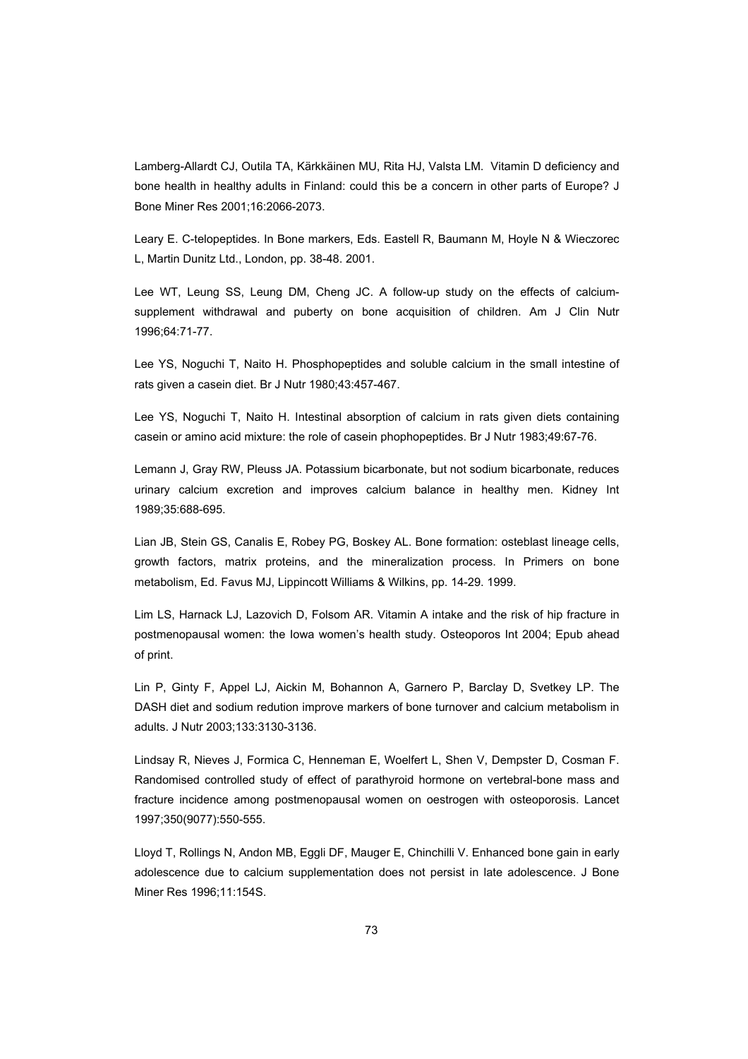Lamberg-Allardt CJ, Outila TA, Kärkkäinen MU, Rita HJ, Valsta LM. Vitamin D deficiency and bone health in healthy adults in Finland: could this be a concern in other parts of Europe? J Bone Miner Res 2001;16:2066-2073.

Leary E. C-telopeptides. In Bone markers, Eds. Eastell R, Baumann M, Hoyle N & Wieczorec L, Martin Dunitz Ltd., London, pp. 38-48. 2001.

Lee WT, Leung SS, Leung DM, Cheng JC. A follow-up study on the effects of calcium-supplement withdrawal and puberty on bone acquisition of children. Am J Clin Nutr 1996;64:71-77.

Lee YS, Noguchi T, Naito H. Phosphopeptides and soluble calcium in the small intestine of rats given a casein diet. Br J Nutr 1980;43:457-467.

Lee YS, Noguchi T, Naito H. Intestinal absorption of calcium in rats given diets containing casein or amino acid mixture: the role of casein phophopeptides. Br J Nutr 1983;49:67-76.

Lemann J, Gray RW, Pleuss JA. Potassium bicarbonate, but not sodium bicarbonate, reduces urinary calcium excretion and improves calcium balance in healthy men. Kidney Int 1989;35:688-695.

Lian JB, Stein GS, Canalis E, Robey PG, Boskey AL. Bone formation: osteblast lineage cells, growth factors, matrix proteins, and the mineralization process. In Primers on bone metabolism, Ed. Favus MJ, Lippincott Williams & Wilkins, pp. 14-29. 1999.

Lim LS, Harnack LJ, Lazovich D, Folsom AR. Vitamin A intake and the risk of hip fracture in postmenopausal women: the Iowa women's health study. Osteoporos Int 2004; Epub ahead of print.

Lin P, Ginty F, Appel LJ, Aickin M, Bohannon A, Garnero P, Barclay D, Svetkey LP. The DASH diet and sodium redution improve markers of bone turnover and calcium metabolism in adults. J Nutr 2003;133:3130-3136.

Lindsay R, Nieves J, Formica C, Henneman E, Woelfert L, Shen V, Dempster D, Cosman F. Randomised controlled study of effect of parathyroid hormone on vertebral-bone mass and fracture incidence among postmenopausal women on oestrogen with osteoporosis. Lancet 1997;350(9077):550-555.

Lloyd T, Rollings N, Andon MB, Eggli DF, Mauger E, Chinchilli V. Enhanced bone gain in early adolescence due to calcium supplementation does not persist in late adolescence. J Bone Miner Res 1996;11:154S.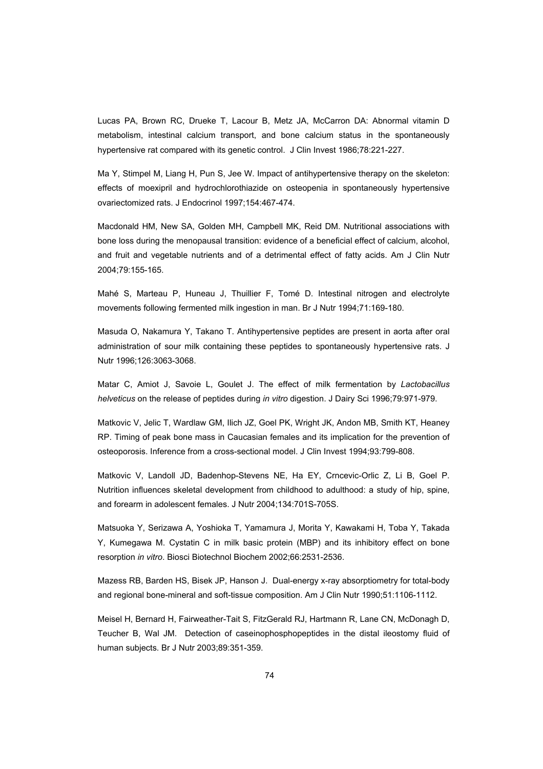Lucas PA, Brown RC, Drueke T, Lacour B, Metz JA, McCarron DA: Abnormal vitamin D metabolism, intestinal calcium transport, and bone calcium status in the spontaneously hypertensive rat compared with its genetic control. J Clin Invest 1986;78:221-227.

Ma Y, Stimpel M, Liang H, Pun S, Jee W. Impact of antihypertensive therapy on the skeleton: effects of moexipril and hydrochlorothiazide on osteopenia in spontaneously hypertensive ovariectomized rats. J Endocrinol 1997;154:467-474.

Macdonald HM, New SA, Golden MH, Campbell MK, Reid DM. Nutritional associations with bone loss during the menopausal transition: evidence of a beneficial effect of calcium, alcohol, and fruit and vegetable nutrients and of a detrimental effect of fatty acids. Am J Clin Nutr 2004;79:155-165.

Mahé S, Marteau P, Huneau J, Thuillier F, Tomé D. Intestinal nitrogen and electrolyte movements following fermented milk ingestion in man. Br J Nutr 1994;71:169-180.

Masuda O, Nakamura Y, Takano T. Antihypertensive peptides are present in aorta after oral administration of sour milk containing these peptides to spontaneously hypertensive rats. J Nutr 1996;126:3063-3068.

Matar C, Amiot J, Savoie L, Goulet J. The effect of milk fermentation by *Lactobacillus helveticus* on the release of peptides during *in vitro* digestion. J Dairy Sci 1996;79:971-979.

Matkovic V, Jelic T, Wardlaw GM, Ilich JZ, Goel PK, Wright JK, Andon MB, Smith KT, Heaney RP. Timing of peak bone mass in Caucasian females and its implication for the prevention of osteoporosis. Inference from a cross-sectional model. J Clin Invest 1994;93:799-808.

Matkovic V, Landoll JD, Badenhop-Stevens NE, Ha EY, Crncevic-Orlic Z, Li B, Goel P. Nutrition influences skeletal development from childhood to adulthood: a study of hip, spine, and forearm in adolescent females. J Nutr 2004;134:701S-705S.

Matsuoka Y, Serizawa A, Yoshioka T, Yamamura J, Morita Y, Kawakami H, Toba Y, Takada Y, Kumegawa M. Cystatin C in milk basic protein (MBP) and its inhibitory effect on bone resorption *in vitro*. Biosci Biotechnol Biochem 2002;66:2531-2536.

Mazess RB, Barden HS, Bisek JP, Hanson J. Dual-energy x-ray absorptiometry for total-body and regional bone-mineral and soft-tissue composition. Am J Clin Nutr 1990;51:1106-1112.

Meisel H, Bernard H, Fairweather-Tait S, FitzGerald RJ, Hartmann R, Lane CN, McDonagh D, Teucher B, Wal JM. Detection of caseinophosphopeptides in the distal ileostomy fluid of human subjects. Br J Nutr 2003;89:351-359.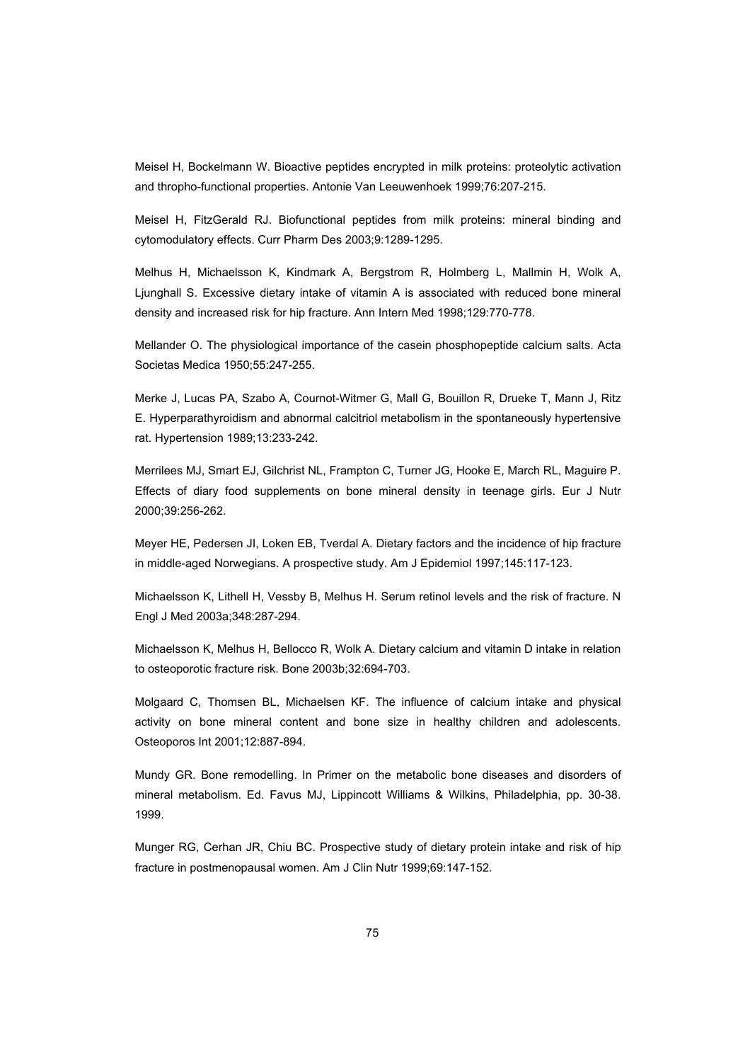Meisel H, Bockelmann W. Bioactive peptides encrypted in milk proteins: proteolytic activation and thropho-functional properties. Antonie Van Leeuwenhoek 1999;76:207-215.

Meisel H, FitzGerald RJ. Biofunctional peptides from milk proteins: mineral binding and cytomodulatory effects. Curr Pharm Des 2003;9:1289-1295.

Melhus H, Michaelsson K, Kindmark A, Bergstrom R, Holmberg L, Mallmin H, Wolk A, Ljunghall S. Excessive dietary intake of vitamin A is associated with reduced bone mineral density and increased risk for hip fracture. Ann Intern Med 1998;129:770-778.

Mellander O. The physiological importance of the casein phosphopeptide calcium salts. Acta Societas Medica 1950;55:247-255.

Merke J, Lucas PA, Szabo A, Cournot-Witmer G, Mall G, Bouillon R, Drueke T, Mann J, Ritz E. Hyperparathyroidism and abnormal calcitriol metabolism in the spontaneously hypertensive rat. Hypertension 1989;13:233-242.

Merrilees MJ, Smart EJ, Gilchrist NL, Frampton C, Turner JG, Hooke E, March RL, Maguire P. Effects of diary food supplements on bone mineral density in teenage girls. Eur J Nutr 2000;39:256-262.

Meyer HE, Pedersen JI, Loken EB, Tverdal A. Dietary factors and the incidence of hip fracture in middle-aged Norwegians. A prospective study. Am J Epidemiol 1997;145:117-123.

Michaelsson K, Lithell H, Vessby B, Melhus H. Serum retinol levels and the risk of fracture. N Engl J Med 2003a;348:287-294.

Michaelsson K, Melhus H, Bellocco R, Wolk A. Dietary calcium and vitamin D intake in relation to osteoporotic fracture risk. Bone 2003b;32:694-703.

Molgaard C, Thomsen BL, Michaelsen KF. The influence of calcium intake and physical activity on bone mineral content and bone size in healthy children and adolescents. Osteoporos Int 2001;12:887-894.

Mundy GR. Bone remodelling. In Primer on the metabolic bone diseases and disorders of mineral metabolism. Ed. Favus MJ, Lippincott Williams & Wilkins, Philadelphia, pp. 30-38. 1999.

Munger RG, Cerhan JR, Chiu BC. Prospective study of dietary protein intake and risk of hip fracture in postmenopausal women. Am J Clin Nutr 1999;69:147-152.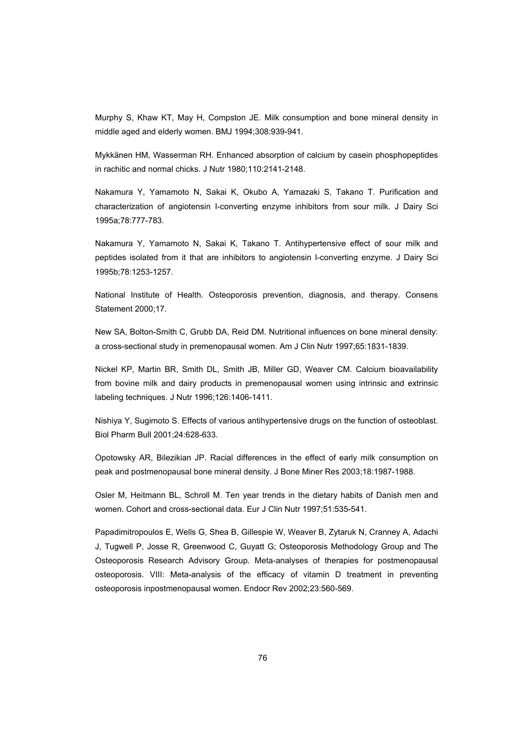Murphy S, Khaw KT, May H, Compston JE. Milk consumption and bone mineral density in middle aged and elderly women. BMJ 1994;308:939-941.

Mykkänen HM, Wasserman RH. Enhanced absorption of calcium by casein phosphopeptides in rachitic and normal chicks. J Nutr 1980;110:2141-2148.

Nakamura Y, Yamamoto N, Sakai K, Okubo A, Yamazaki S, Takano T. Purification and characterization of angiotensin I-converting enzyme inhibitors from sour milk. J Dairy Sci 1995a;78:777-783.

Nakamura Y, Yamamoto N, Sakai K, Takano T. Antihypertensive effect of sour milk and peptides isolated from it that are inhibitors to angiotensin I-converting enzyme. J Dairy Sci 1995b;78:1253-1257.

National Institute of Health. Osteoporosis prevention, diagnosis, and therapy. Consens Statement 2000;17.

New SA, Bolton-Smith C, Grubb DA, Reid DM. Nutritional influences on bone mineral density: a cross-sectional study in premenopausal women. Am J Clin Nutr 1997;65:1831-1839.

Nickel KP, Martin BR, Smith DL, Smith JB, Miller GD, Weaver CM. Calcium bioavailability from bovine milk and dairy products in premenopausal women using intrinsic and extrinsic labeling techniques. J Nutr 1996;126:1406-1411.

Nishiya Y, Sugimoto S. Effects of various antihypertensive drugs on the function of osteoblast. Biol Pharm Bull 2001;24:628-633.

Opotowsky AR, Bilezikian JP. Racial differences in the effect of early milk consumption on peak and postmenopausal bone mineral density. J Bone Miner Res 2003;18:1987-1988.

Osler M, Heitmann BL, Schroll M. Ten year trends in the dietary habits of Danish men and women. Cohort and cross-sectional data. Eur J Clin Nutr 1997;51:535-541.

Papadimitropoulos E, Wells G, Shea B, Gillespie W, Weaver B, Zytaruk N, Cranney A, Adachi J, Tugwell P, Josse R, Greenwood C, Guyatt G; Osteoporosis Methodology Group and The Osteoporosis Research Advisory Group. Meta-analyses of therapies for postmenopausal osteoporosis. VIII: Meta-analysis of the efficacy of vitamin D treatment in preventing osteoporosis inpostmenopausal women. Endocr Rev 2002;23:560-569.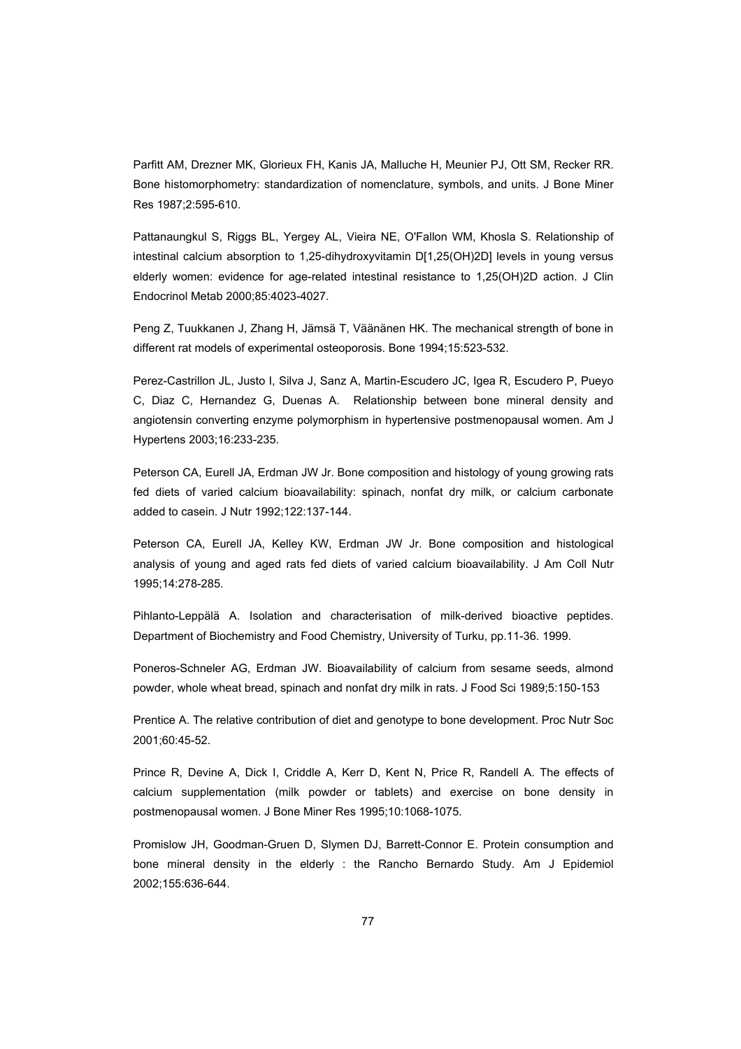Parfitt AM, Drezner MK, Glorieux FH, Kanis JA, Malluche H, Meunier PJ, Ott SM, Recker RR. Bone histomorphometry: standardization of nomenclature, symbols, and units. J Bone Miner Res 1987;2:595-610.

Pattanaungkul S, Riggs BL, Yergey AL, Vieira NE, O'Fallon WM, Khosla S. Relationship of intestinal calcium absorption to 1,25-dihydroxyvitamin D[1,25(OH)2D] levels in young versus elderly women: evidence for age-related intestinal resistance to 1,25(OH)2D action. J Clin Endocrinol Metab 2000;85:4023-4027.

Peng Z, Tuukkanen J, Zhang H, Jämsä T, Väänänen HK. The mechanical strength of bone in different rat models of experimental osteoporosis. Bone 1994;15:523-532.

Perez-Castrillon JL, Justo I, Silva J, Sanz A, Martin-Escudero JC, Igea R, Escudero P, Pueyo C, Diaz C, Hernandez G, Duenas A. Relationship between bone mineral density and angiotensin converting enzyme polymorphism in hypertensive postmenopausal women. Am J Hypertens 2003;16:233-235.

Peterson CA, Eurell JA, Erdman JW Jr. Bone composition and histology of young growing rats fed diets of varied calcium bioavailability: spinach, nonfat dry milk, or calcium carbonate added to casein. J Nutr 1992;122:137-144.

Peterson CA, Eurell JA, Kelley KW, Erdman JW Jr. Bone composition and histological analysis of young and aged rats fed diets of varied calcium bioavailability. J Am Coll Nutr 1995;14:278-285.

Pihlanto-Leppälä A. Isolation and characterisation of milk-derived bioactive peptides. Department of Biochemistry and Food Chemistry, University of Turku, pp.11-36. 1999.

Poneros-Schneler AG, Erdman JW. Bioavailability of calcium from sesame seeds, almond powder, whole wheat bread, spinach and nonfat dry milk in rats. J Food Sci 1989;5:150-153

Prentice A. The relative contribution of diet and genotype to bone development. Proc Nutr Soc 2001;60:45-52.

Prince R, Devine A, Dick I, Criddle A, Kerr D, Kent N, Price R, Randell A. The effects of calcium supplementation (milk powder or tablets) and exercise on bone density in postmenopausal women. J Bone Miner Res 1995;10:1068-1075.

Promislow JH, Goodman-Gruen D, Slymen DJ, Barrett-Connor E. Protein consumption and bone mineral density in the elderly : the Rancho Bernardo Study. Am J Epidemiol 2002;155:636-644.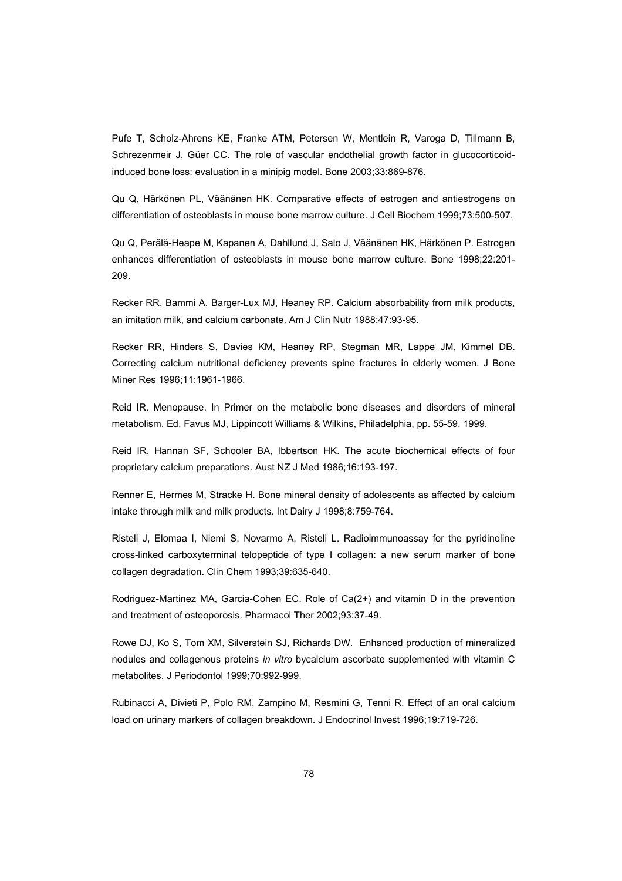Pufe T, Scholz-Ahrens KE, Franke ATM, Petersen W, Mentlein R, Varoga D, Tillmann B, Schrezenmeir J, Güer CC. The role of vascular endothelial growth factor in glucocorticoid-induced bone loss: evaluation in a minipig model. Bone 2003;33:869-876.

Qu Q, Härkönen PL, Väänänen HK. Comparative effects of estrogen and antiestrogens on differentiation of osteoblasts in mouse bone marrow culture. J Cell Biochem 1999;73:500-507.

Qu Q, Perälä-Heape M, Kapanen A, Dahllund J, Salo J, Väänänen HK, Härkönen P. Estrogen enhances differentiation of osteoblasts in mouse bone marrow culture. Bone 1998;22:201-209.

Recker RR, Bammi A, Barger-Lux MJ, Heaney RP. Calcium absorbability from milk products, an imitation milk, and calcium carbonate. Am J Clin Nutr 1988;47:93-95.

Recker RR, Hinders S, Davies KM, Heaney RP, Stegman MR, Lappe JM, Kimmel DB. Correcting calcium nutritional deficiency prevents spine fractures in elderly women. J Bone Miner Res 1996;11:1961-1966.

Reid IR. Menopause. In Primer on the metabolic bone diseases and disorders of mineral metabolism. Ed. Favus MJ, Lippincott Williams & Wilkins, Philadelphia, pp. 55-59. 1999.

Reid IR, Hannan SF, Schooler BA, Ibbertson HK. The acute biochemical effects of four proprietary calcium preparations. Aust NZ J Med 1986;16:193-197.

Renner E, Hermes M, Stracke H. Bone mineral density of adolescents as affected by calcium intake through milk and milk products. Int Dairy J 1998;8:759-764.

Risteli J, Elomaa I, Niemi S, Novarmo A, Risteli L. Radioimmunoassay for the pyridinoline cross-linked carboxyterminal telopeptide of type I collagen: a new serum marker of bone collagen degradation. Clin Chem 1993;39:635-640.

Rodriguez-Martinez MA, Garcia-Cohen EC. Role of Ca(2+) and vitamin D in the prevention and treatment of osteoporosis. Pharmacol Ther 2002;93:37-49.

Rowe DJ, Ko S, Tom XM, Silverstein SJ, Richards DW. Enhanced production of mineralized nodules and collagenous proteins *in vitro* bycalcium ascorbate supplemented with vitamin C metabolites. J Periodontol 1999;70:992-999.

Rubinacci A, Divieti P, Polo RM, Zampino M, Resmini G, Tenni R. Effect of an oral calcium load on urinary markers of collagen breakdown. J Endocrinol Invest 1996;19:719-726.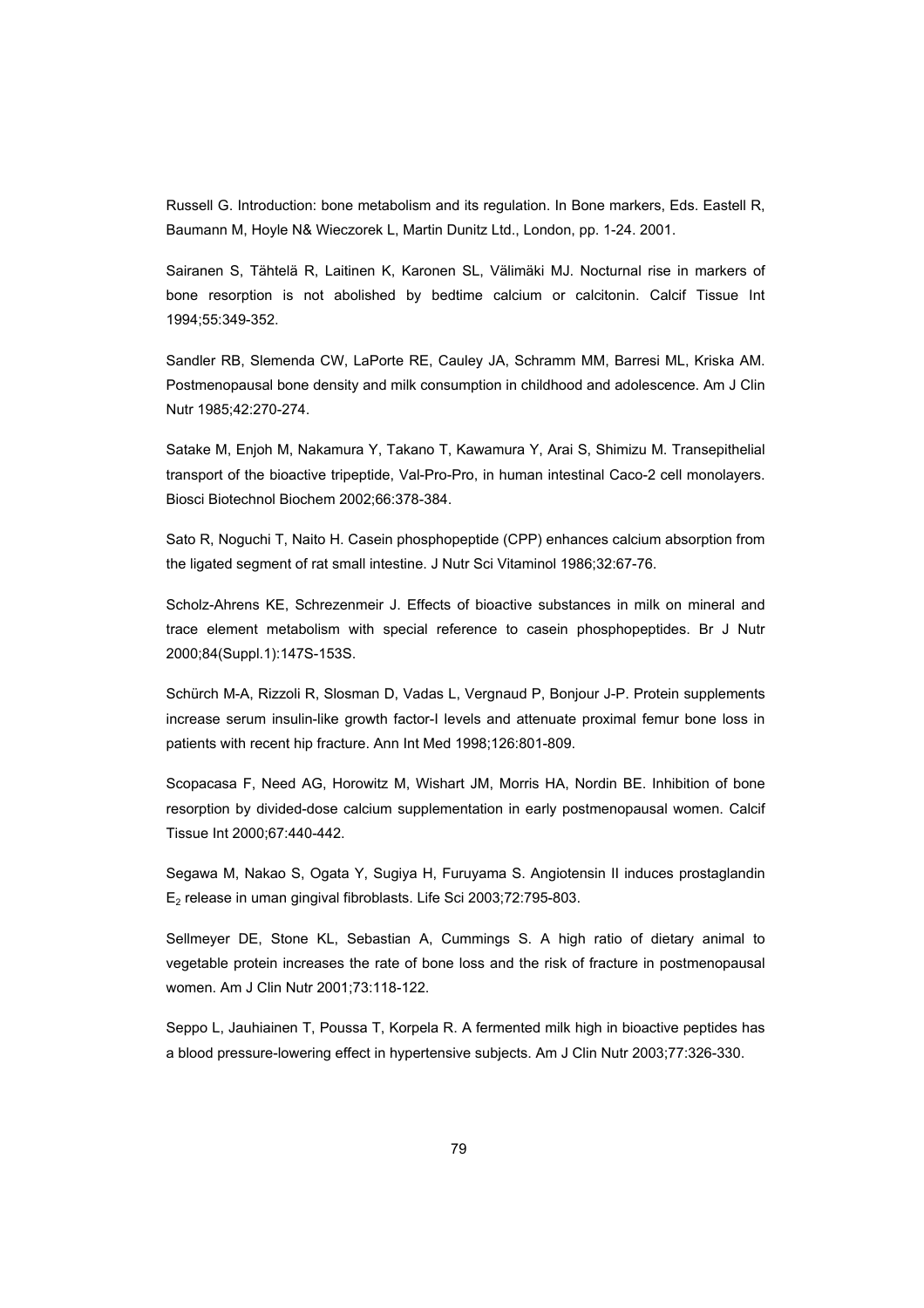Russell G. Introduction: bone metabolism and its regulation. In Bone markers, Eds. Eastell R, Baumann M, Hoyle N& Wieczorek L, Martin Dunitz Ltd., London, pp. 1-24. 2001.

Sairanen S, Tähtelä R, Laitinen K, Karonen SL, Välimäki MJ. Nocturnal rise in markers of bone resorption is not abolished by bedtime calcium or calcitonin. Calcif Tissue Int 1994;55:349-352.

Sandler RB, Slemenda CW, LaPorte RE, Cauley JA, Schramm MM, Barresi ML, Kriska AM. Postmenopausal bone density and milk consumption in childhood and adolescence. Am J Clin Nutr 1985;42:270-274.

Satake M, Enjoh M, Nakamura Y, Takano T, Kawamura Y, Arai S, Shimizu M. Transepithelial transport of the bioactive tripeptide, Val-Pro-Pro, in human intestinal Caco-2 cell monolayers. Biosci Biotechnol Biochem 2002;66:378-384.

Sato R, Noguchi T, Naito H. Casein phosphopeptide (CPP) enhances calcium absorption from the ligated segment of rat small intestine. J Nutr Sci Vitaminol 1986;32:67-76.

Scholz-Ahrens KE, Schrezenmeir J. Effects of bioactive substances in milk on mineral and trace element metabolism with special reference to casein phosphopeptides. Br J Nutr 2000;84(Suppl.1):147S-153S.

Schürch M-A, Rizzoli R, Slosman D, Vadas L, Vergnaud P, Bonjour J-P. Protein supplements increase serum insulin-like growth factor-I levels and attenuate proximal femur bone loss in patients with recent hip fracture. Ann Int Med 1998;126:801-809.

Scopacasa F, Need AG, Horowitz M, Wishart JM, Morris HA, Nordin BE. Inhibition of bone resorption by divided-dose calcium supplementation in early postmenopausal women. Calcif Tissue Int 2000;67:440-442.

Segawa M, Nakao S, Ogata Y, Sugiya H, Furuyama S. Angiotensin II induces prostaglandin $E_2$ release in uman gingival fibroblasts. Life Sci 2003;72:795-803.

Sellmeyer DE, Stone KL, Sebastian A, Cummings S. A high ratio of dietary animal to vegetable protein increases the rate of bone loss and the risk of fracture in postmenopausal women. Am J Clin Nutr 2001;73:118-122.

Seppo L, Jauhiainen T, Poussa T, Korpela R. A fermented milk high in bioactive peptides has a blood pressure-lowering effect in hypertensive subjects. Am J Clin Nutr 2003;77:326-330.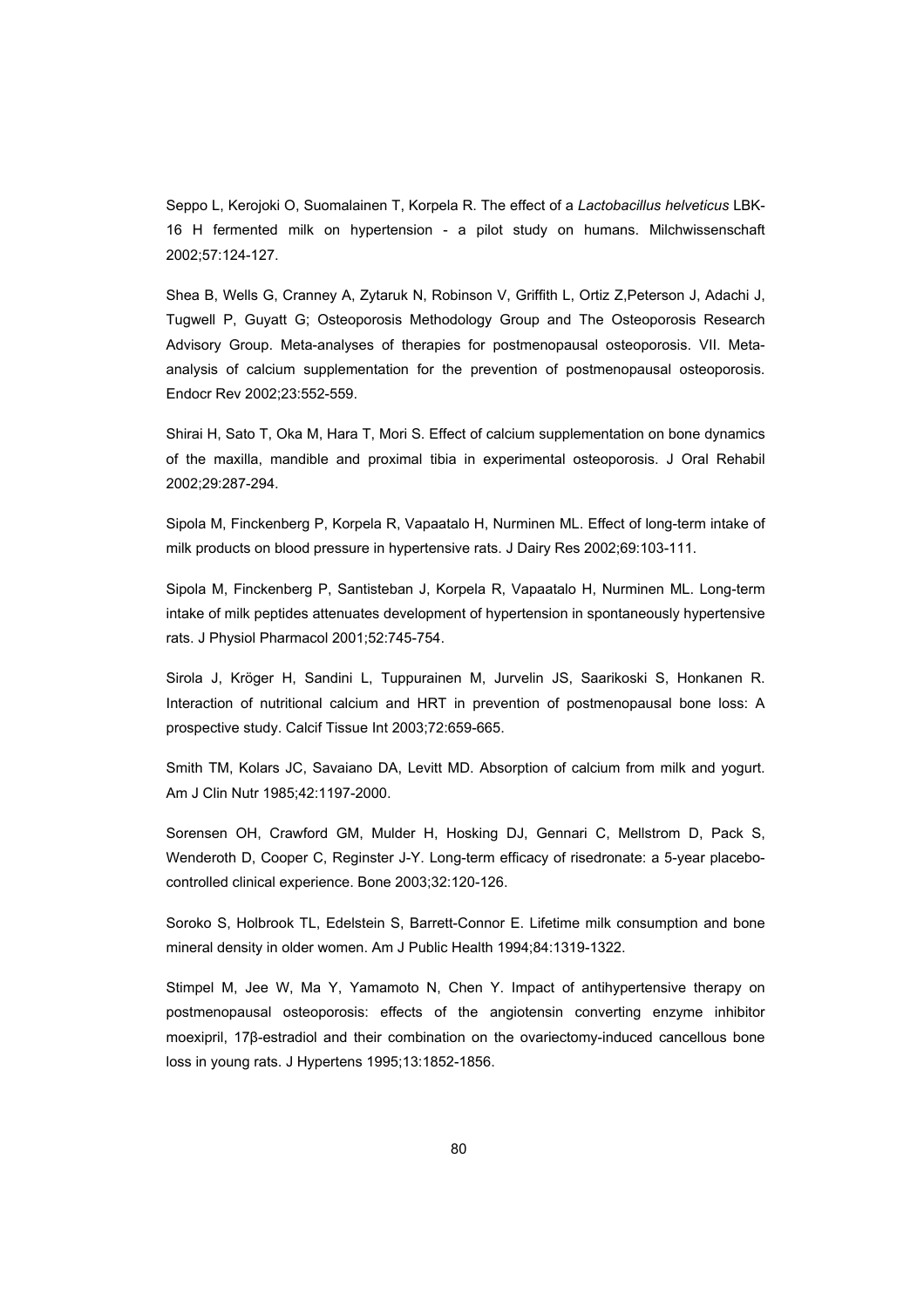Seppo L, Kerojoki O, Suomalainen T, Korpela R. The effect of a *Lactobacillus helveticus* LBK-16 H fermented milk on hypertension - a pilot study on humans. Milchwissenschaft 2002;57:124-127.

Shea B, Wells G, Cranney A, Zytaruk N, Robinson V, Griffith L, Ortiz Z,Peterson J, Adachi J, Tugwell P, Guyatt G; Osteoporosis Methodology Group and The Osteoporosis Research Advisory Group. Meta-analyses of therapies for postmenopausal osteoporosis. VII. Meta-analysis of calcium supplementation for the prevention of postmenopausal osteoporosis. Endocr Rev 2002;23:552-559.

Shirai H, Sato T, Oka M, Hara T, Mori S. Effect of calcium supplementation on bone dynamics of the maxilla, mandible and proximal tibia in experimental osteoporosis. J Oral Rehabil 2002;29:287-294.

Sipola M, Finckenberg P, Korpela R, Vapaatalo H, Nurminen ML. Effect of long-term intake of milk products on blood pressure in hypertensive rats. J Dairy Res 2002;69:103-111.

Sipola M, Finckenberg P, Santisteban J, Korpela R, Vapaatalo H, Nurminen ML. Long-term intake of milk peptides attenuates development of hypertension in spontaneously hypertensive rats. J Physiol Pharmacol 2001;52:745-754.

Sirola J, Kröger H, Sandini L, Tuppurainen M, Jurvelin JS, Saarikoski S, Honkanen R. Interaction of nutritional calcium and HRT in prevention of postmenopausal bone loss: A prospective study. Calcif Tissue Int 2003;72:659-665.

Smith TM, Kolars JC, Savaiano DA, Levitt MD. Absorption of calcium from milk and yogurt. Am J Clin Nutr 1985;42:1197-2000.

Sorensen OH, Crawford GM, Mulder H, Hosking DJ, Gennari C, Mellstrom D, Pack S, Wenderoth D, Cooper C, Reginster J-Y. Long-term efficacy of risedronate: a 5-year placebo-controlled clinical experience. Bone 2003;32:120-126.

Soroko S, Holbrook TL, Edelstein S, Barrett-Connor E. Lifetime milk consumption and bone mineral density in older women. Am J Public Health 1994;84:1319-1322.

Stimpel M, Jee W, Ma Y, Yamamoto N, Chen Y. Impact of antihypertensive therapy on postmenopausal osteoporosis: effects of the angiotensin converting enzyme inhibitor moexipril, 17β-estradiol and their combination on the ovariectomy-induced cancellous bone loss in young rats. J Hypertens 1995;13:1852-1856.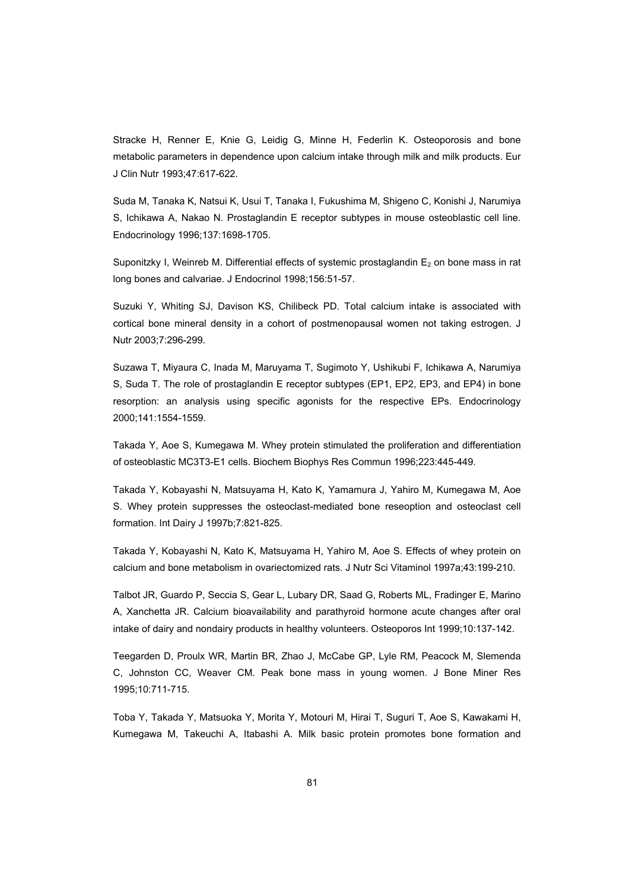Stracke H, Renner E, Knie G, Leidig G, Minne H, Federlin K. Osteoporosis and bone metabolic parameters in dependence upon calcium intake through milk and milk products. Eur J Clin Nutr 1993;47:617-622.

Suda M, Tanaka K, Natsui K, Usui T, Tanaka I, Fukushima M, Shigeno C, Konishi J, Narumiya S, Ichikawa A, Nakao N. Prostaglandin E receptor subtypes in mouse osteoblastic cell line. Endocrinology 1996;137:1698-1705.

Suponitzky I, Weinreb M. Differential effects of systemic prostaglandin $E_2$ on bone mass in rat long bones and calvariae. J Endocrinol 1998;156:51-57.

Suzuki Y, Whiting SJ, Davison KS, Chilibeck PD. Total calcium intake is associated with cortical bone mineral density in a cohort of postmenopausal women not taking estrogen. J Nutr 2003;7:296-299.

Suzawa T, Miyaura C, Inada M, Maruyama T, Sugimoto Y, Ushikubi F, Ichikawa A, Narumiya S, Suda T. The role of prostaglandin E receptor subtypes (EP1, EP2, EP3, and EP4) in bone resorption: an analysis using specific agonists for the respective EPs. Endocrinology 2000;141:1554-1559.

Takada Y, Aoe S, Kumegawa M. Whey protein stimulated the proliferation and differentiation of osteoblastic MC3T3-E1 cells. Biochem Biophys Res Commun 1996;223:445-449.

Takada Y, Kobayashi N, Matsuyama H, Kato K, Yamamura J, Yahiro M, Kumegawa M, Aoe S. Whey protein suppresses the osteoclast-mediated bone reseoption and osteoclast cell formation. Int Dairy J 1997b;7:821-825.

Takada Y, Kobayashi N, Kato K, Matsuyama H, Yahiro M, Aoe S. Effects of whey protein on calcium and bone metabolism in ovariectomized rats. J Nutr Sci Vitaminol 1997a;43:199-210.

Talbot JR, Guardo P, Seccia S, Gear L, Lubary DR, Saad G, Roberts ML, Fradinger E, Marino A, Xanchetta JR. Calcium bioavailability and parathyroid hormone acute changes after oral intake of dairy and nondairy products in healthy volunteers. Osteoporos Int 1999;10:137-142.

Teegarden D, Proulx WR, Martin BR, Zhao J, McCabe GP, Lyle RM, Peacock M, Slemenda C, Johnston CC, Weaver CM. Peak bone mass in young women. J Bone Miner Res 1995;10:711-715.

Toba Y, Takada Y, Matsuoka Y, Morita Y, Motouri M, Hirai T, Suguri T, Aoe S, Kawakami H, Kumegawa M, Takeuchi A, Itabashi A. Milk basic protein promotes bone formation and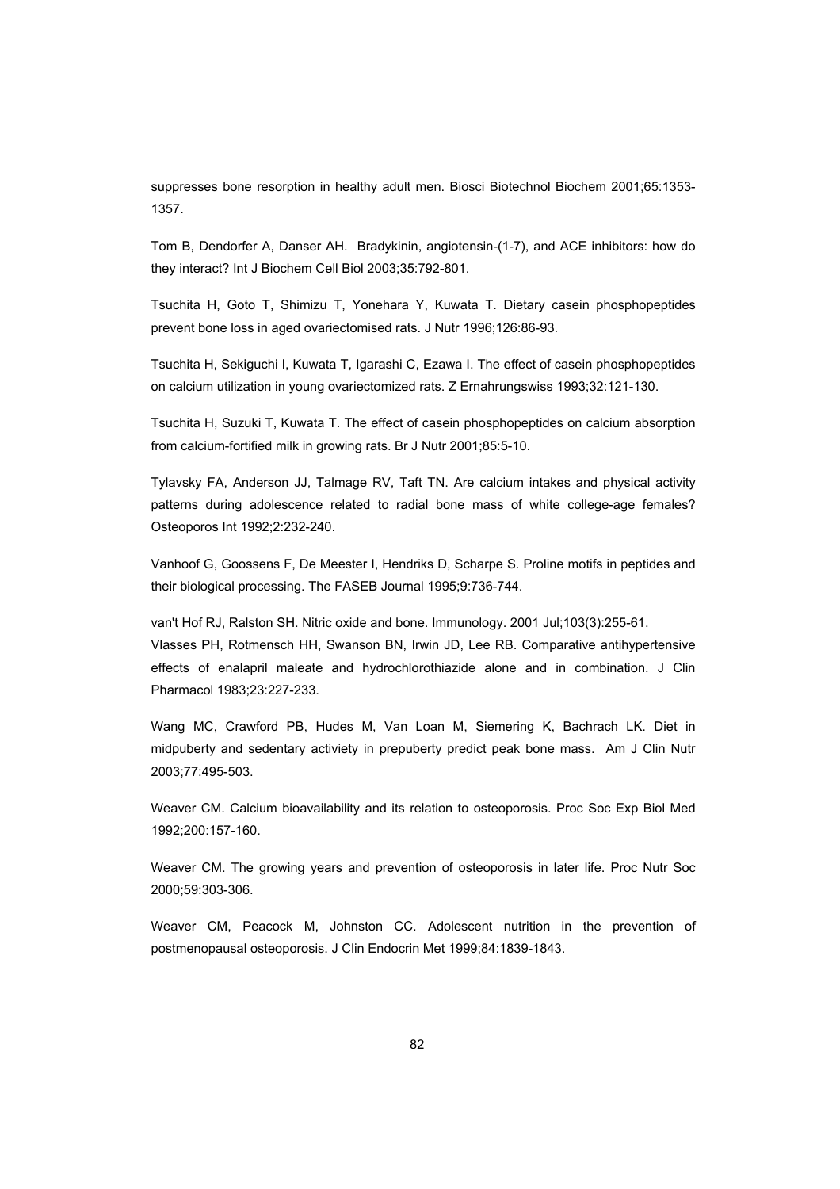suppresses bone resorption in healthy adult men. Biosci Biotechnol Biochem 2001;65:1353-1357.

Tom B, Dendorfer A, Danser AH. Bradykinin, angiotensin-(1-7), and ACE inhibitors: how do they interact? Int J Biochem Cell Biol 2003;35:792-801.

Tsuchita H, Goto T, Shimizu T, Yonehara Y, Kuwata T. Dietary casein phosphopeptides prevent bone loss in aged ovariectomised rats. J Nutr 1996;126:86-93.

Tsuchita H, Sekiguchi I, Kuwata T, Igarashi C, Ezawa I. The effect of casein phosphopeptides on calcium utilization in young ovariectomized rats. Z Ernahrungswiss 1993;32:121-130.

Tsuchita H, Suzuki T, Kuwata T. The effect of casein phosphopeptides on calcium absorption from calcium-fortified milk in growing rats. Br J Nutr 2001;85:5-10.

Tylavsky FA, Anderson JJ, Talmage RV, Taft TN. Are calcium intakes and physical activity patterns during adolescence related to radial bone mass of white college-age females? Osteoporos Int 1992;2:232-240.

Vanhoof G, Goossens F, De Meester I, Hendriks D, Scharpe S. Proline motifs in peptides and their biological processing. The FASEB Journal 1995;9:736-744.

van't Hof RJ, Ralston SH. Nitric oxide and bone. Immunology. 2001 Jul;103(3):255-61.

Vlasses PH, Rotmensch HH, Swanson BN, Irwin JD, Lee RB. Comparative antihypertensive effects of enalapril maleate and hydrochlorothiazide alone and in combination. J Clin Pharmacol 1983;23:227-233.

Wang MC, Crawford PB, Hudes M, Van Loan M, Siemering K, Bachrach LK. Diet in midpuberty and sedentary activiety in prepuberty predict peak bone mass. Am J Clin Nutr 2003;77:495-503.

Weaver CM. Calcium bioavailability and its relation to osteoporosis. Proc Soc Exp Biol Med 1992;200:157-160.

Weaver CM. The growing years and prevention of osteoporosis in later life. Proc Nutr Soc 2000;59:303-306.

Weaver CM, Peacock M, Johnston CC. Adolescent nutrition in the prevention of postmenopausal osteoporosis. J Clin Endocrin Met 1999;84:1839-1843.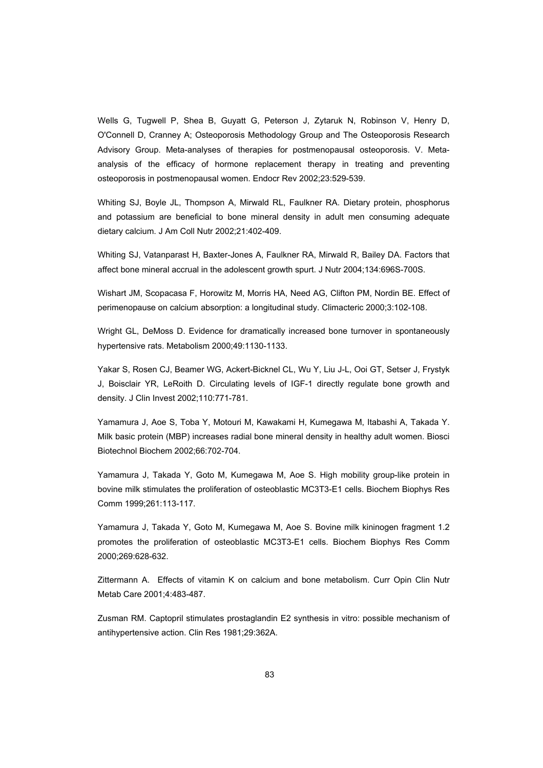Wells G, Tugwell P, Shea B, Guyatt G, Peterson J, Zytaruk N, Robinson V, Henry D, O'Connell D, Cranney A; Osteoporosis Methodology Group and The Osteoporosis Research Advisory Group. Meta-analyses of therapies for postmenopausal osteoporosis. V. Meta-analysis of the efficacy of hormone replacement therapy in treating and preventing osteoporosis in postmenopausal women. Endocr Rev 2002;23:529-539.

Whiting SJ, Boyle JL, Thompson A, Mirwald RL, Faulkner RA. Dietary protein, phosphorus and potassium are beneficial to bone mineral density in adult men consuming adequate dietary calcium. J Am Coll Nutr 2002;21:402-409.

Whiting SJ, Vatanparast H, Baxter-Jones A, Faulkner RA, Mirwald R, Bailey DA. Factors that affect bone mineral accrual in the adolescent growth spurt. J Nutr 2004;134:696S-700S.

Wishart JM, Scopacasa F, Horowitz M, Morris HA, Need AG, Clifton PM, Nordin BE. Effect of perimenopause on calcium absorption: a longitudinal study. Climacteric 2000;3:102-108.

Wright GL, DeMoss D. Evidence for dramatically increased bone turnover in spontaneously hypertensive rats. Metabolism 2000;49:1130-1133.

Yakar S, Rosen CJ, Beamer WG, Ackert-Bicknel CL, Wu Y, Liu J-L, Ooi GT, Setser J, Frystyk J, Boisclair YR, LeRoith D. Circulating levels of IGF-1 directly regulate bone growth and density. J Clin Invest 2002;110:771-781.

Yamamura J, Aoe S, Toba Y, Motouri M, Kawakami H, Kumegawa M, Itabashi A, Takada Y. Milk basic protein (MBP) increases radial bone mineral density in healthy adult women. Biosci Biotechnol Biochem 2002;66:702-704.

Yamamura J, Takada Y, Goto M, Kumegawa M, Aoe S. High mobility group-like protein in bovine milk stimulates the proliferation of osteoblastic MC3T3-E1 cells. Biochem Biophys Res Comm 1999;261:113-117.

Yamamura J, Takada Y, Goto M, Kumegawa M, Aoe S. Bovine milk kininogen fragment 1.2 promotes the proliferation of osteoblastic MC3T3-E1 cells. Biochem Biophys Res Comm 2000;269:628-632.

Zittermann A. Effects of vitamin K on calcium and bone metabolism. Curr Opin Clin Nutr Metab Care 2001;4:483-487.

Zusman RM. Captopril stimulates prostaglandin E2 synthesis in vitro: possible mechanism of antihypertensive action. Clin Res 1981;29:362A.